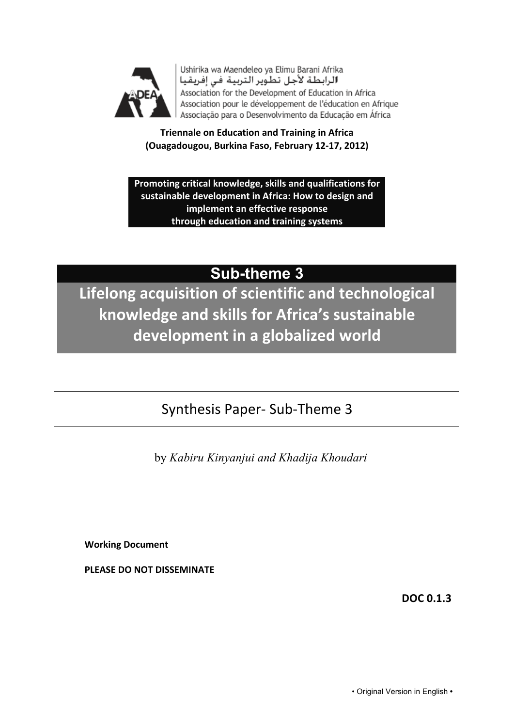Ushirika wa Maendeleo ya Elimu Barani Afrika
الرابطة لأجل تطوير التربية في إفريقيا
Association for the Development of Education in Africa
Association pour le développement de l'éducation en Afrique
Associação para o Desenvolvimento da Educação em África

**Triennale on Education and Training in Africa**
**(Ouagadougou, Burkina Faso, February 12-17, 2012)**

**Promoting critical knowledge, skills and qualifications for sustainable development in Africa: How to design and implement an effective response through education and training systems**

# Sub-theme 3

# Lifelong acquisition of scientific and technological knowledge and skills for Africa's sustainable development in a globalized world

## Synthesis Paper- Sub-Theme 3

by *Kabiru Kinyanjui and Khadija Khoudari*

**Working Document**

**PLEASE DO NOT DISSEMINATE**

**DOC 0.1.3**

• Original Version in English •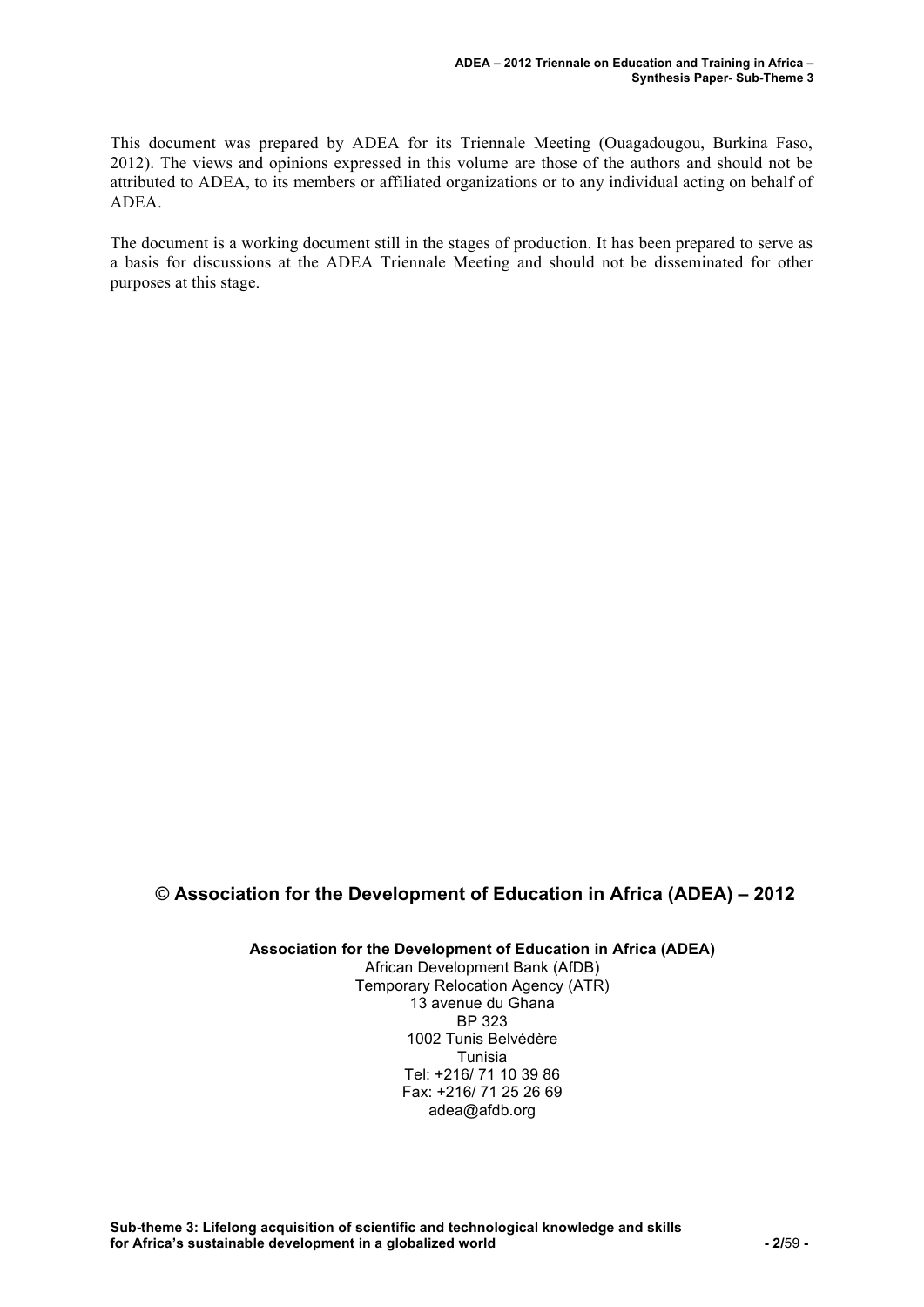This document was prepared by ADEA for its Triennale Meeting (Ouagadougou, Burkina Faso, 2012). The views and opinions expressed in this volume are those of the authors and should not be attributed to ADEA, to its members or affiliated organizations or to any individual acting on behalf of ADEA.

The document is a working document still in the stages of production. It has been prepared to serve as a basis for discussions at the ADEA Triennale Meeting and should not be disseminated for other purposes at this stage.

**© Association for the Development of Education in Africa (ADEA) – 2012**

**Association for the Development of Education in Africa (ADEA)**
African Development Bank (AfDB)
Temporary Relocation Agency (ATR)
13 avenue du Ghana
BP 323
1002 Tunis Belvédère
Tunisia
Tel: +216/ 71 10 39 86
Fax: +216/ 71 25 26 69
adea@afdb.org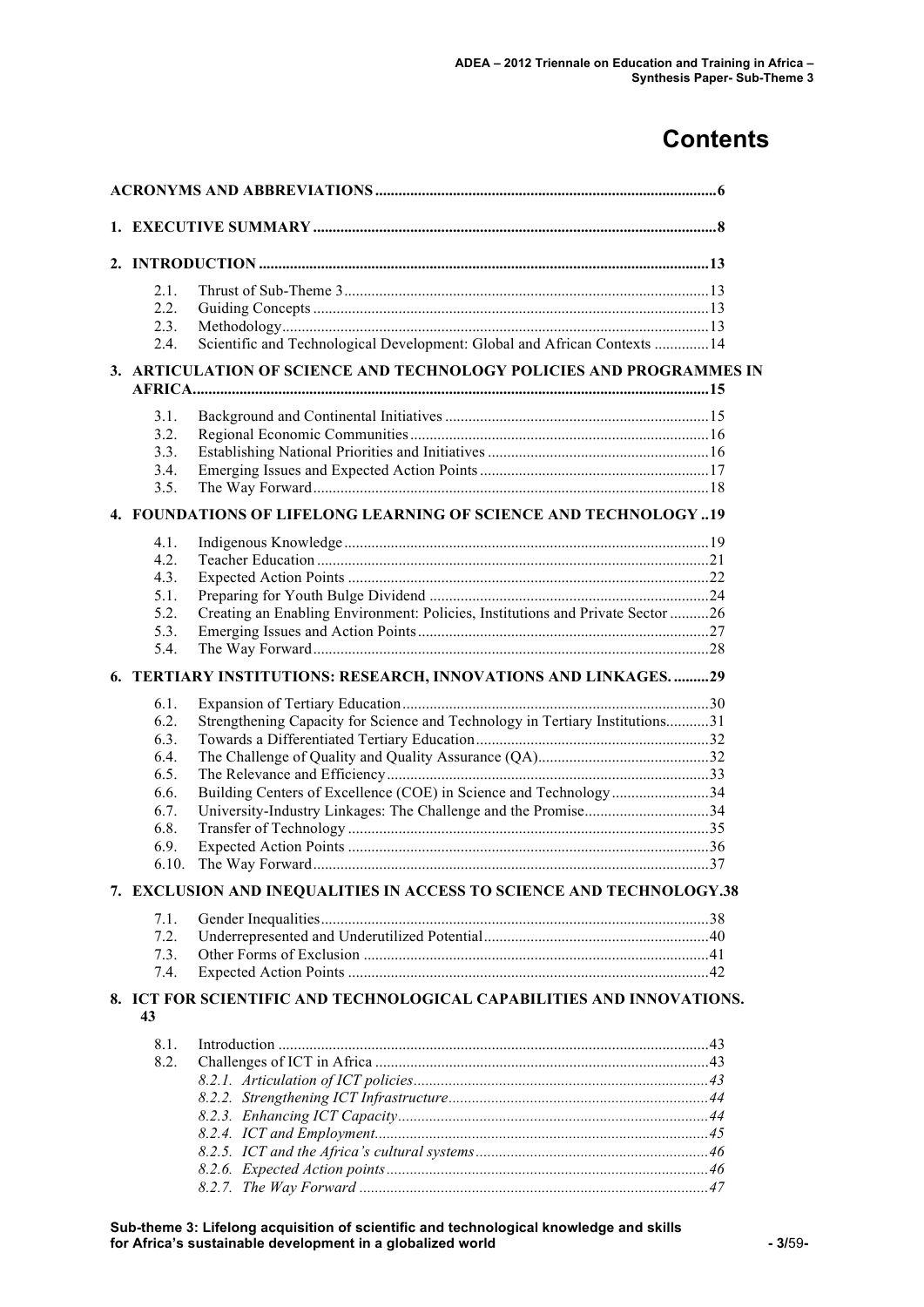# Contents

**ACRONYMS AND ABBREVIATIONS** ....................................................................................6

**1. EXECUTIVE SUMMARY** ....................................................................................8

**2. INTRODUCTION** ....................................................................................13

- 2.1. Thrust of Sub-Theme 3 ....................................................................................13
- 2.2. Guiding Concepts ....................................................................................13
- 2.3. Methodology ....................................................................................13
- 2.4. Scientific and Technological Development: Global and African Contexts ..............14

**3. ARTICULATION OF SCIENCE AND TECHNOLOGY POLICIES AND PROGRAMMES IN AFRICA** ....................................................................................15

- 3.1. Background and Continental Initiatives ....................................................................................15
- 3.2. Regional Economic Communities ....................................................................................16
- 3.3. Establishing National Priorities and Initiatives ....................................................................................16
- 3.4. Emerging Issues and Expected Action Points ....................................................................................17
- 3.5. The Way Forward ....................................................................................18

**4. FOUNDATIONS OF LIFELONG LEARNING OF SCIENCE AND TECHNOLOGY** ..19

- 4.1. Indigenous Knowledge ....................................................................................19
- 4.2. Teacher Education ....................................................................................21
- 4.3. Expected Action Points ....................................................................................22
- 5.1. Preparing for Youth Bulge Dividend ....................................................................................24
- 5.2. Creating an Enabling Environment: Policies, Institutions and Private Sector ..........26
- 5.3. Emerging Issues and Action Points ....................................................................................27
- 5.4. The Way Forward ....................................................................................28

**6. TERTIARY INSTITUTIONS: RESEARCH, INNOVATIONS AND LINKAGES.** .........29

- 6.1. Expansion of Tertiary Education ....................................................................................30
- 6.2. Strengthening Capacity for Science and Technology in Tertiary Institutions...........31
- 6.3. Towards a Differentiated Tertiary Education ....................................................................................32
- 6.4. The Challenge of Quality and Quality Assurance (QA) ....................................................................................32
- 6.5. The Relevance and Efficiency ....................................................................................33
- 6.6. Building Centers of Excellence (COE) in Science and Technology .........................34
- 6.7. University-Industry Linkages: The Challenge and the Promise ................................34
- 6.8. Transfer of Technology ....................................................................................35
- 6.9. Expected Action Points ....................................................................................36
- 6.10. The Way Forward ....................................................................................37

**7. EXCLUSION AND INEQUALITIES IN ACCESS TO SCIENCE AND TECHNOLOGY.** 38

- 7.1. Gender Inequalities ....................................................................................38
- 7.2. Underrepresented and Underutilized Potential ....................................................................................40
- 7.3. Other Forms of Exclusion ....................................................................................41
- 7.4. Expected Action Points ....................................................................................42

**8. ICT FOR SCIENTIFIC AND TECHNOLOGICAL CAPABILITIES AND INNOVATIONS.** 43

- 8.1. Introduction ....................................................................................43
- 8.2. Challenges of ICT in Africa ....................................................................................43
  - *8.2.1. Articulation of ICT policies* ....................................................................................43
  - *8.2.2. Strengthening ICT Infrastructure* ....................................................................................44
  - *8.2.3. Enhancing ICT Capacity* ....................................................................................44
  - *8.2.4. ICT and Employment* ....................................................................................45
  - *8.2.5. ICT and the Africa's cultural systems* ....................................................................................46
  - *8.2.6. Expected Action points* ....................................................................................46
  - *8.2.7. The Way Forward* ....................................................................................47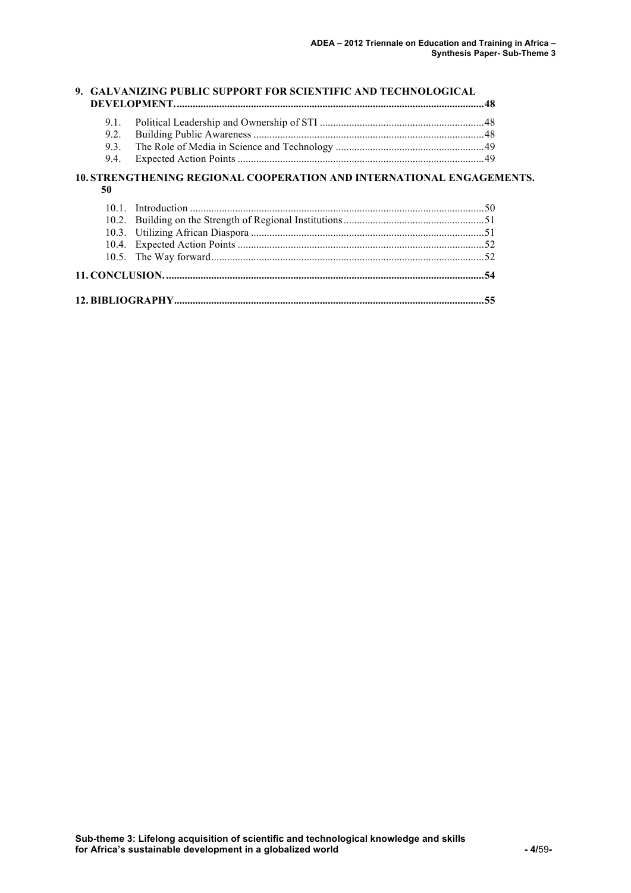**9. GALVANIZING PUBLIC SUPPORT FOR SCIENTIFIC AND TECHNOLOGICAL DEVELOPMENT. ....................................................................................................................48**

9.1. Political Leadership and Ownership of STI .............................................................48
9.2. Building Public Awareness ......................................................................................48
9.3. The Role of Media in Science and Technology ........................................................49
9.4. Expected Action Points ............................................................................................49

**10. STRENGTHENING REGIONAL COOPERATION AND INTERNATIONAL ENGAGEMENTS. 50**

10.1. Introduction .............................................................................................................50
10.2. Building on the Strength of Regional Institutions.....................................................51
10.3. Utilizing African Diaspora .......................................................................................51
10.4. Expected Action Points ............................................................................................52
10.5. The Way forward......................................................................................................52

**11. CONCLUSION. .......................................................................................................................54**

**12. BIBLIOGRAPHY....................................................................................................................55**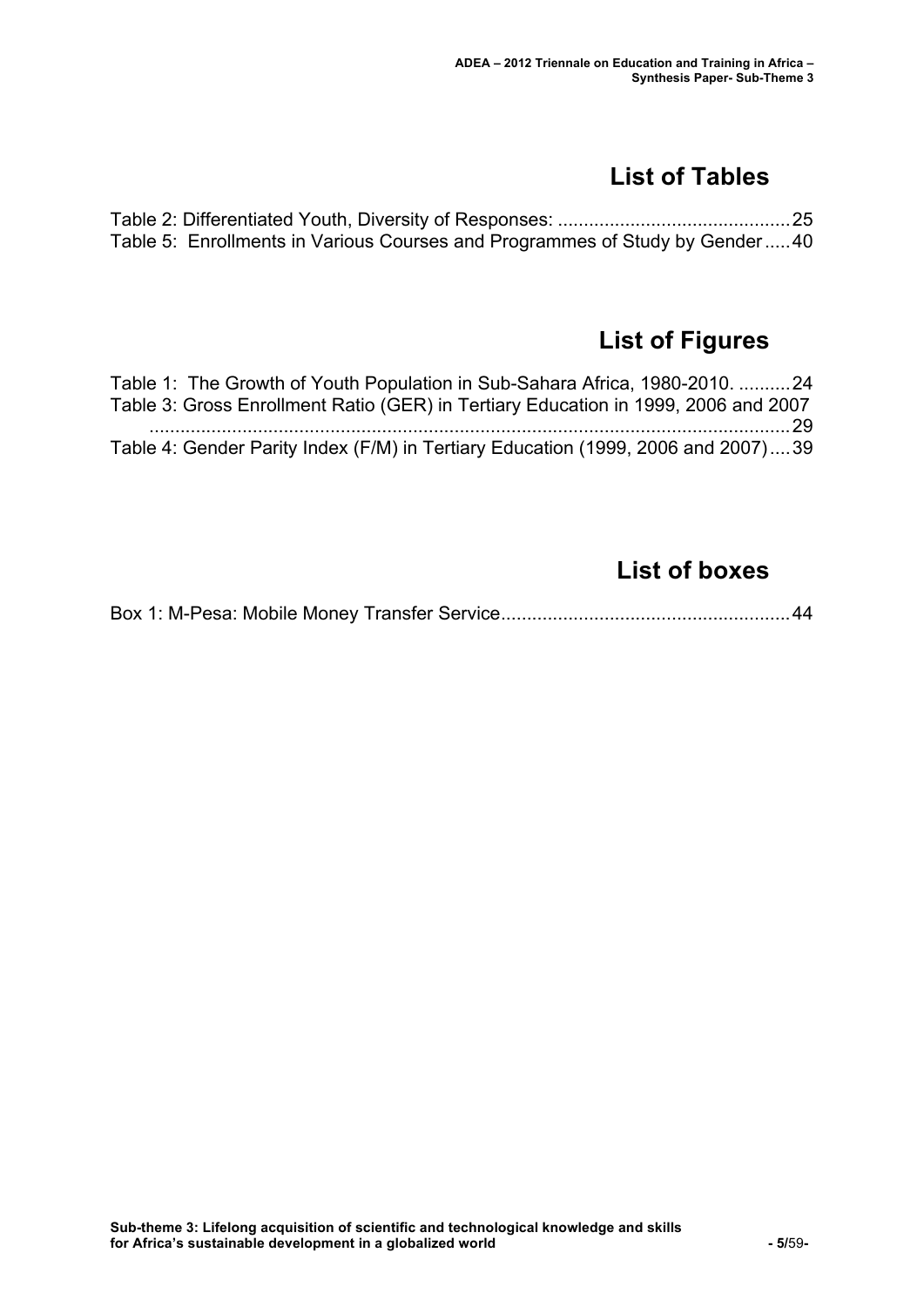## List of Tables

Table 2: Differentiated Youth, Diversity of Responses: ............................................25
Table 5: Enrollments in Various Courses and Programmes of Study by Gender .....40

## List of Figures

Table 1: The Growth of Youth Population in Sub-Sahara Africa, 1980-2010. ..........24
Table 3: Gross Enrollment Ratio (GER) in Tertiary Education in 1999, 2006 and 2007 ..........................................................................................................................29
Table 4: Gender Parity Index (F/M) in Tertiary Education (1999, 2006 and 2007)....39

## List of boxes

Box 1: M-Pesa: Mobile Money Transfer Service.......................................................44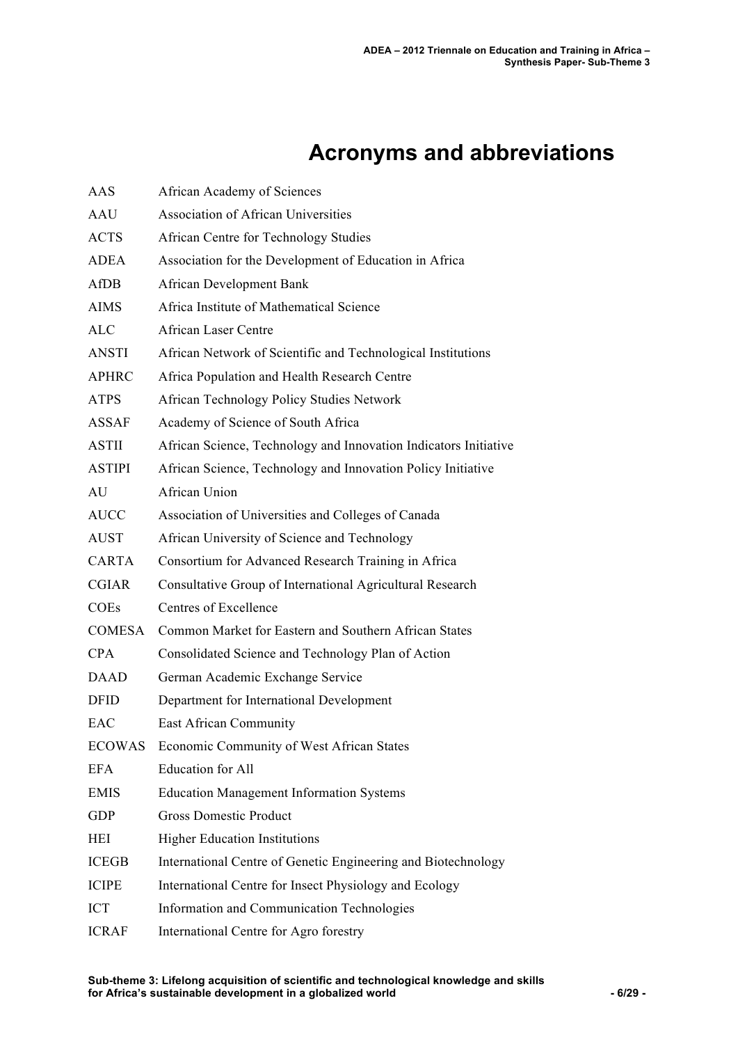# Acronyms and abbreviations

| | |
|---|---|
| AAS | African Academy of Sciences |
| AAU | Association of African Universities |
| ACTS | African Centre for Technology Studies |
| ADEA | Association for the Development of Education in Africa |
| AfDB | African Development Bank |
| AIMS | Africa Institute of Mathematical Science |
| ALC | African Laser Centre |
| ANSTI | African Network of Scientific and Technological Institutions |
| APHRC | Africa Population and Health Research Centre |
| ATPS | African Technology Policy Studies Network |
| ASSAF | Academy of Science of South Africa |
| ASTII | African Science, Technology and Innovation Indicators Initiative |
| ASTIPI | African Science, Technology and Innovation Policy Initiative |
| AU | African Union |
| AUCC | Association of Universities and Colleges of Canada |
| AUST | African University of Science and Technology |
| CARTA | Consortium for Advanced Research Training in Africa |
| CGIAR | Consultative Group of International Agricultural Research |
| COEs | Centres of Excellence |
| COMESA | Common Market for Eastern and Southern African States |
| CPA | Consolidated Science and Technology Plan of Action |
| DAAD | German Academic Exchange Service |
| DFID | Department for International Development |
| EAC | East African Community |
| ECOWAS | Economic Community of West African States |
| EFA | Education for All |
| EMIS | Education Management Information Systems |
| GDP | Gross Domestic Product |
| HEI | Higher Education Institutions |
| ICEGB | International Centre of Genetic Engineering and Biotechnology |
| ICIPE | International Centre for Insect Physiology and Ecology |
| ICT | Information and Communication Technologies |
| ICRAF | International Centre for Agro forestry |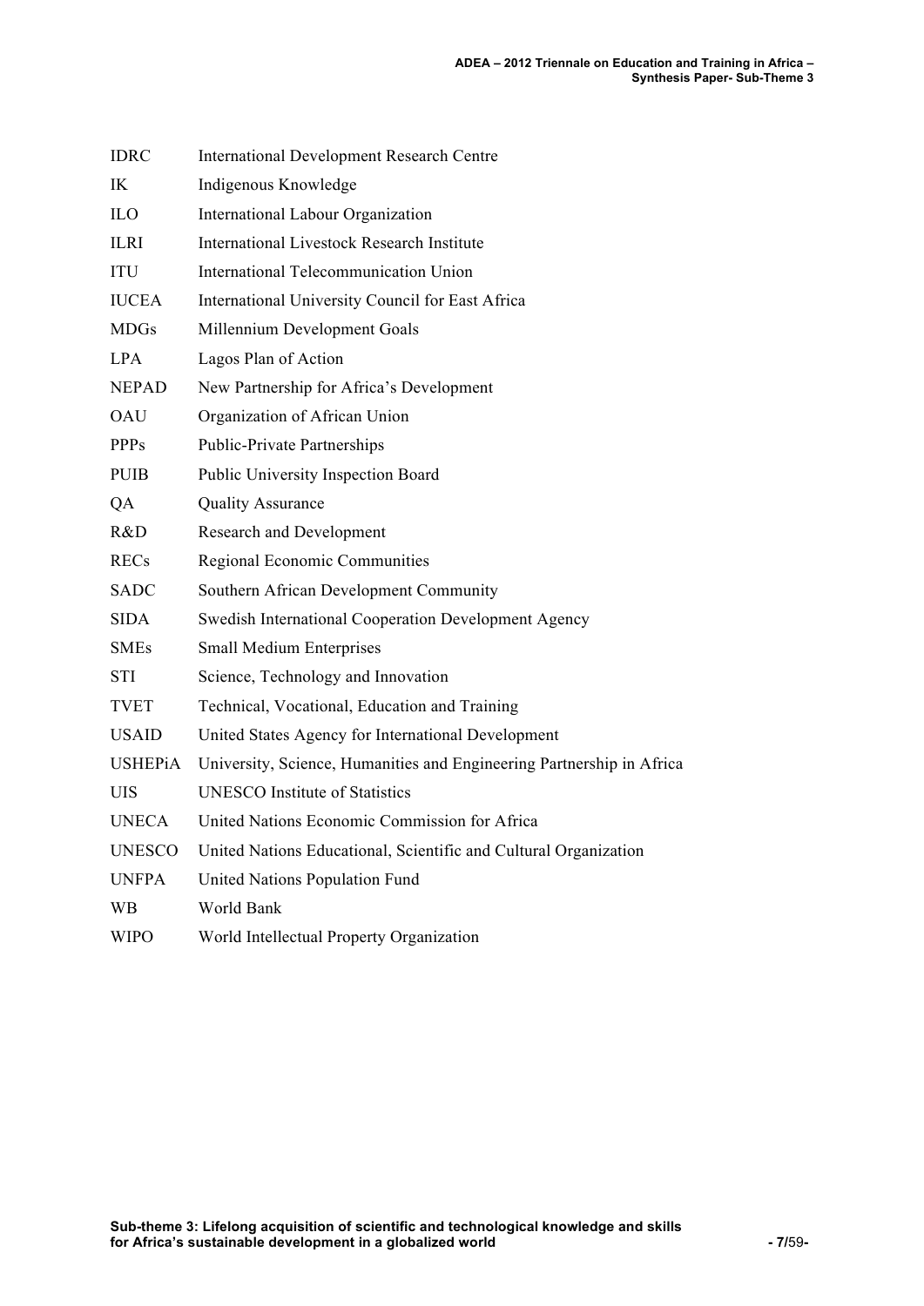| | |
|---|---|
| IDRC | International Development Research Centre |
| IK | Indigenous Knowledge |
| ILO | International Labour Organization |
| ILRI | International Livestock Research Institute |
| ITU | International Telecommunication Union |
| IUCEA | International University Council for East Africa |
| MDGs | Millennium Development Goals |
| LPA | Lagos Plan of Action |
| NEPAD | New Partnership for Africa's Development |
| OAU | Organization of African Union |
| PPPs | Public-Private Partnerships |
| PUIB | Public University Inspection Board |
| QA | Quality Assurance |
| R&D | Research and Development |
| RECs | Regional Economic Communities |
| SADC | Southern African Development Community |
| SIDA | Swedish International Cooperation Development Agency |
| SMEs | Small Medium Enterprises |
| STI | Science, Technology and Innovation |
| TVET | Technical, Vocational, Education and Training |
| USAID | United States Agency for International Development |
| USHEPiA | University, Science, Humanities and Engineering Partnership in Africa |
| UIS | UNESCO Institute of Statistics |
| UNECA | United Nations Economic Commission for Africa |
| UNESCO | United Nations Educational, Scientific and Cultural Organization |
| UNFPA | United Nations Population Fund |
| WB | World Bank |
| WIPO | World Intellectual Property Organization |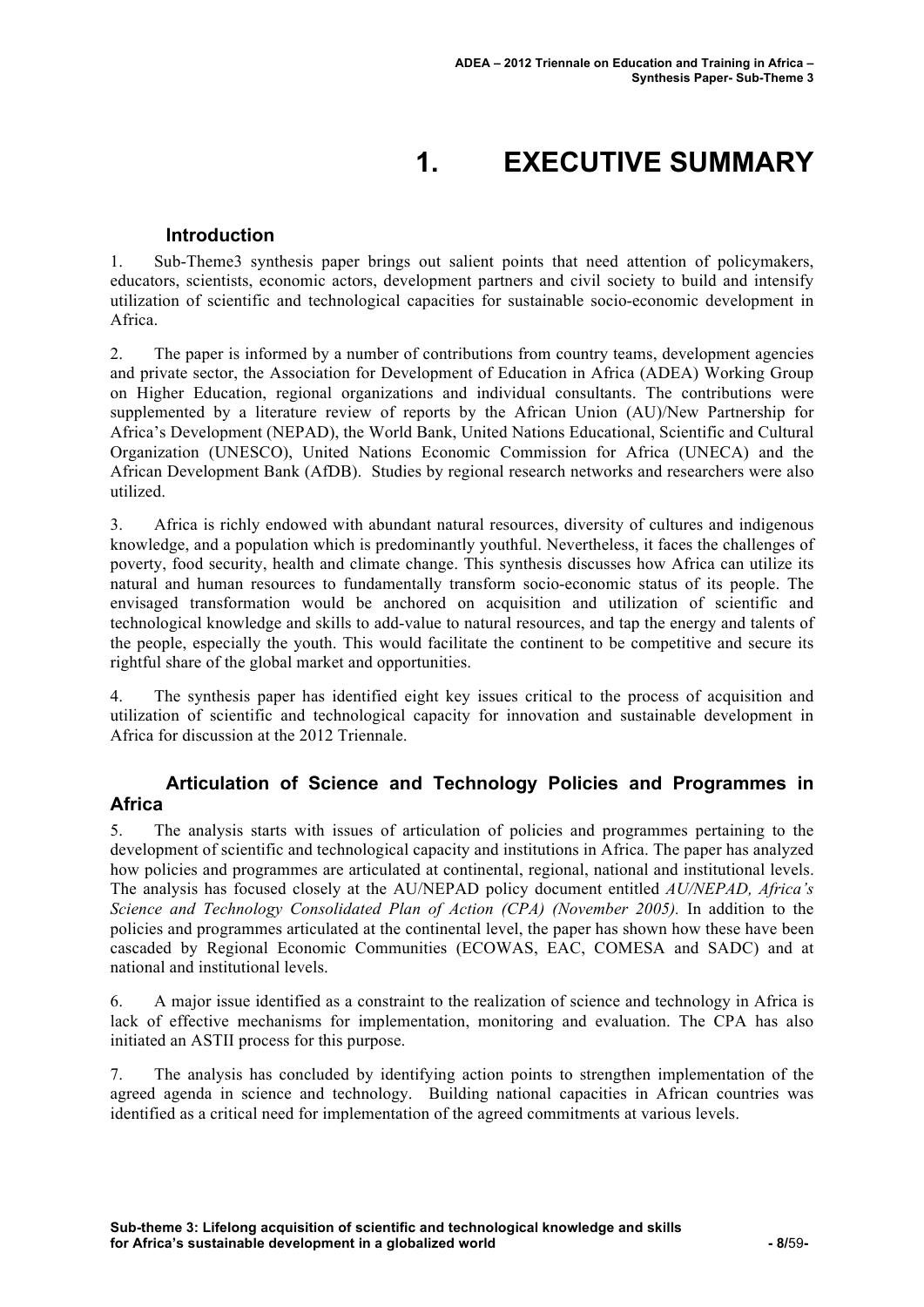# 1. EXECUTIVE SUMMARY

## Introduction

1. Sub-Theme3 synthesis paper brings out salient points that need attention of policymakers, educators, scientists, economic actors, development partners and civil society to build and intensify utilization of scientific and technological capacities for sustainable socio-economic development in Africa.

2. The paper is informed by a number of contributions from country teams, development agencies and private sector, the Association for Development of Education in Africa (ADEA) Working Group on Higher Education, regional organizations and individual consultants. The contributions were supplemented by a literature review of reports by the African Union (AU)/New Partnership for Africa's Development (NEPAD), the World Bank, United Nations Educational, Scientific and Cultural Organization (UNESCO), United Nations Economic Commission for Africa (UNECA) and the African Development Bank (AfDB). Studies by regional research networks and researchers were also utilized.

3. Africa is richly endowed with abundant natural resources, diversity of cultures and indigenous knowledge, and a population which is predominantly youthful. Nevertheless, it faces the challenges of poverty, food security, health and climate change. This synthesis discusses how Africa can utilize its natural and human resources to fundamentally transform socio-economic status of its people. The envisaged transformation would be anchored on acquisition and utilization of scientific and technological knowledge and skills to add-value to natural resources, and tap the energy and talents of the people, especially the youth. This would facilitate the continent to be competitive and secure its rightful share of the global market and opportunities.

4. The synthesis paper has identified eight key issues critical to the process of acquisition and utilization of scientific and technological capacity for innovation and sustainable development in Africa for discussion at the 2012 Triennale.

## Articulation of Science and Technology Policies and Programmes in Africa

5. The analysis starts with issues of articulation of policies and programmes pertaining to the development of scientific and technological capacity and institutions in Africa. The paper has analyzed how policies and programmes are articulated at continental, regional, national and institutional levels. The analysis has focused closely at the AU/NEPAD policy document entitled *AU/NEPAD, Africa's Science and Technology Consolidated Plan of Action (CPA) (November 2005).* In addition to the policies and programmes articulated at the continental level, the paper has shown how these have been cascaded by Regional Economic Communities (ECOWAS, EAC, COMESA and SADC) and at national and institutional levels.

6. A major issue identified as a constraint to the realization of science and technology in Africa is lack of effective mechanisms for implementation, monitoring and evaluation. The CPA has also initiated an ASTII process for this purpose.

7. The analysis has concluded by identifying action points to strengthen implementation of the agreed agenda in science and technology. Building national capacities in African countries was identified as a critical need for implementation of the agreed commitments at various levels.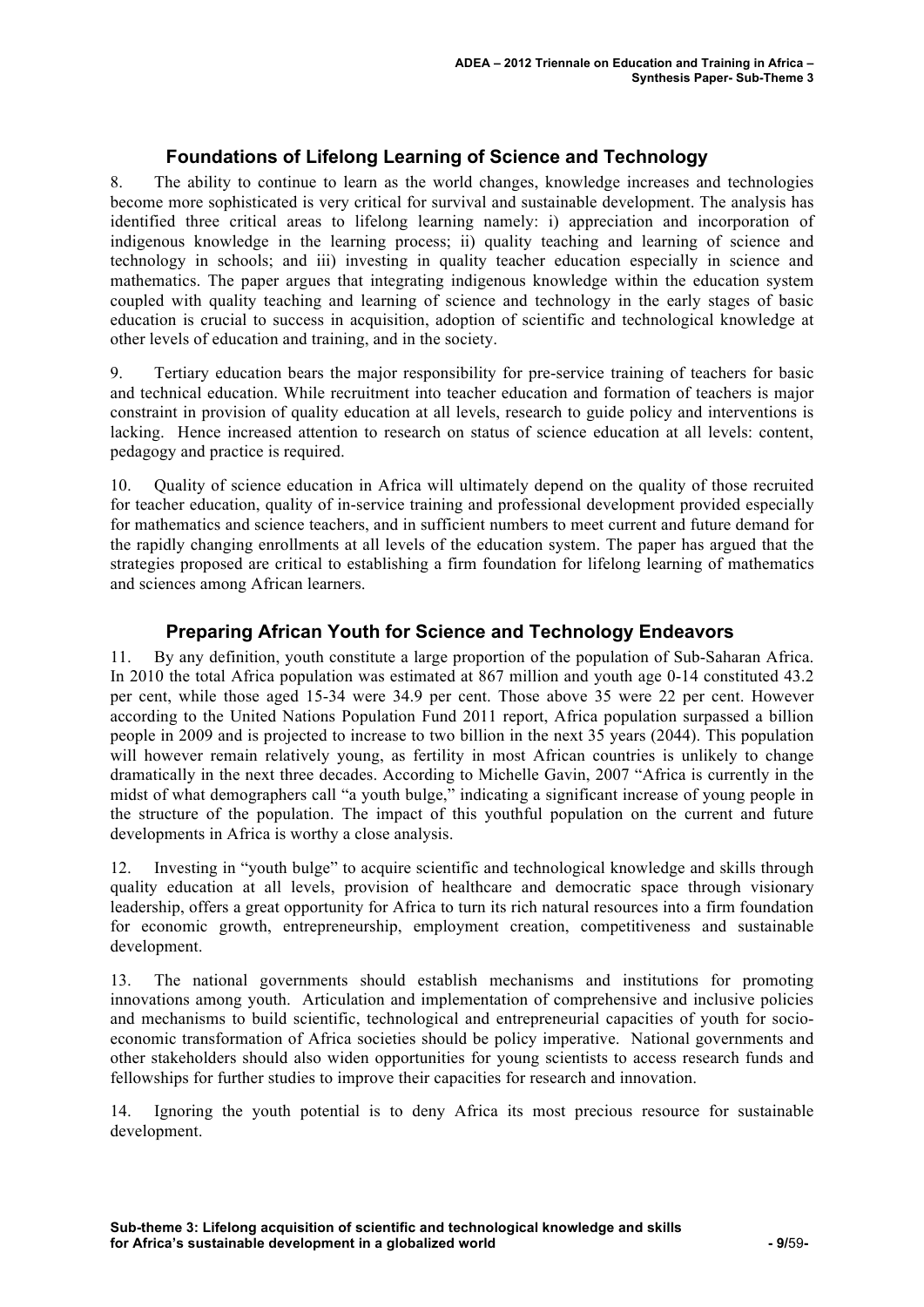## Foundations of Lifelong Learning of Science and Technology

8. The ability to continue to learn as the world changes, knowledge increases and technologies become more sophisticated is very critical for survival and sustainable development. The analysis has identified three critical areas to lifelong learning namely: i) appreciation and incorporation of indigenous knowledge in the learning process; ii) quality teaching and learning of science and technology in schools; and iii) investing in quality teacher education especially in science and mathematics. The paper argues that integrating indigenous knowledge within the education system coupled with quality teaching and learning of science and technology in the early stages of basic education is crucial to success in acquisition, adoption of scientific and technological knowledge at other levels of education and training, and in the society.

9. Tertiary education bears the major responsibility for pre-service training of teachers for basic and technical education. While recruitment into teacher education and formation of teachers is major constraint in provision of quality education at all levels, research to guide policy and interventions is lacking. Hence increased attention to research on status of science education at all levels: content, pedagogy and practice is required.

10. Quality of science education in Africa will ultimately depend on the quality of those recruited for teacher education, quality of in-service training and professional development provided especially for mathematics and science teachers, and in sufficient numbers to meet current and future demand for the rapidly changing enrollments at all levels of the education system. The paper has argued that the strategies proposed are critical to establishing a firm foundation for lifelong learning of mathematics and sciences among African learners.

## Preparing African Youth for Science and Technology Endeavors

11. By any definition, youth constitute a large proportion of the population of Sub-Saharan Africa. In 2010 the total Africa population was estimated at 867 million and youth age 0-14 constituted 43.2 per cent, while those aged 15-34 were 34.9 per cent. Those above 35 were 22 per cent. However according to the United Nations Population Fund 2011 report, Africa population surpassed a billion people in 2009 and is projected to increase to two billion in the next 35 years (2044). This population will however remain relatively young, as fertility in most African countries is unlikely to change dramatically in the next three decades. According to Michelle Gavin, 2007 "Africa is currently in the midst of what demographers call "a youth bulge," indicating a significant increase of young people in the structure of the population. The impact of this youthful population on the current and future developments in Africa is worthy a close analysis.

12. Investing in "youth bulge" to acquire scientific and technological knowledge and skills through quality education at all levels, provision of healthcare and democratic space through visionary leadership, offers a great opportunity for Africa to turn its rich natural resources into a firm foundation for economic growth, entrepreneurship, employment creation, competitiveness and sustainable development.

13. The national governments should establish mechanisms and institutions for promoting innovations among youth. Articulation and implementation of comprehensive and inclusive policies and mechanisms to build scientific, technological and entrepreneurial capacities of youth for socio-economic transformation of Africa societies should be policy imperative. National governments and other stakeholders should also widen opportunities for young scientists to access research funds and fellowships for further studies to improve their capacities for research and innovation.

14. Ignoring the youth potential is to deny Africa its most precious resource for sustainable development.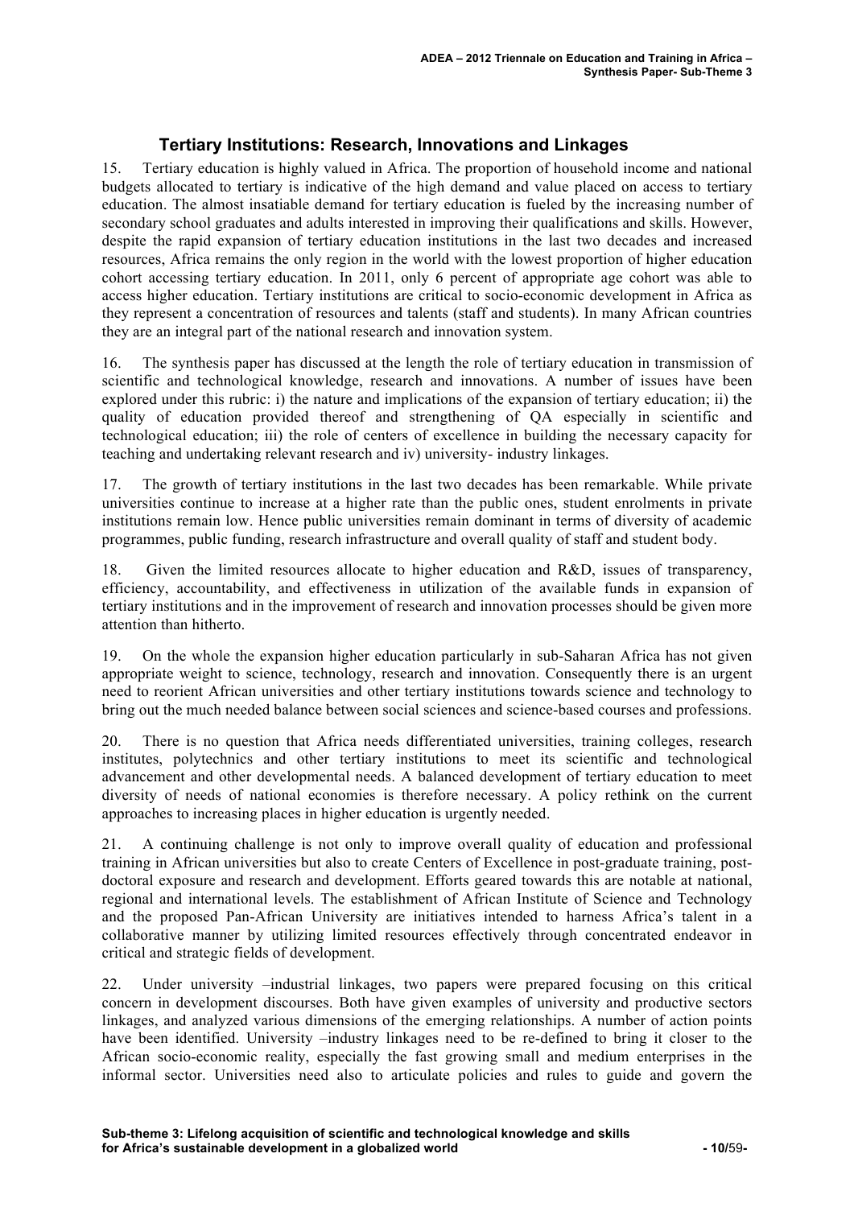## Tertiary Institutions: Research, Innovations and Linkages

15. Tertiary education is highly valued in Africa. The proportion of household income and national budgets allocated to tertiary is indicative of the high demand and value placed on access to tertiary education. The almost insatiable demand for tertiary education is fueled by the increasing number of secondary school graduates and adults interested in improving their qualifications and skills. However, despite the rapid expansion of tertiary education institutions in the last two decades and increased resources, Africa remains the only region in the world with the lowest proportion of higher education cohort accessing tertiary education. In 2011, only 6 percent of appropriate age cohort was able to access higher education. Tertiary institutions are critical to socio-economic development in Africa as they represent a concentration of resources and talents (staff and students). In many African countries they are an integral part of the national research and innovation system.

16. The synthesis paper has discussed at the length the role of tertiary education in transmission of scientific and technological knowledge, research and innovations. A number of issues have been explored under this rubric: i) the nature and implications of the expansion of tertiary education; ii) the quality of education provided thereof and strengthening of QA especially in scientific and technological education; iii) the role of centers of excellence in building the necessary capacity for teaching and undertaking relevant research and iv) university- industry linkages.

17. The growth of tertiary institutions in the last two decades has been remarkable. While private universities continue to increase at a higher rate than the public ones, student enrolments in private institutions remain low. Hence public universities remain dominant in terms of diversity of academic programmes, public funding, research infrastructure and overall quality of staff and student body.

18. Given the limited resources allocate to higher education and R&D, issues of transparency, efficiency, accountability, and effectiveness in utilization of the available funds in expansion of tertiary institutions and in the improvement of research and innovation processes should be given more attention than hitherto.

19. On the whole the expansion higher education particularly in sub-Saharan Africa has not given appropriate weight to science, technology, research and innovation. Consequently there is an urgent need to reorient African universities and other tertiary institutions towards science and technology to bring out the much needed balance between social sciences and science-based courses and professions.

20. There is no question that Africa needs differentiated universities, training colleges, research institutes, polytechnics and other tertiary institutions to meet its scientific and technological advancement and other developmental needs. A balanced development of tertiary education to meet diversity of needs of national economies is therefore necessary. A policy rethink on the current approaches to increasing places in higher education is urgently needed.

21. A continuing challenge is not only to improve overall quality of education and professional training in African universities but also to create Centers of Excellence in post-graduate training, post-doctoral exposure and research and development. Efforts geared towards this are notable at national, regional and international levels. The establishment of African Institute of Science and Technology and the proposed Pan-African University are initiatives intended to harness Africa's talent in a collaborative manner by utilizing limited resources effectively through concentrated endeavor in critical and strategic fields of development.

22. Under university –industrial linkages, two papers were prepared focusing on this critical concern in development discourses. Both have given examples of university and productive sectors linkages, and analyzed various dimensions of the emerging relationships. A number of action points have been identified. University –industry linkages need to be re-defined to bring it closer to the African socio-economic reality, especially the fast growing small and medium enterprises in the informal sector. Universities need also to articulate policies and rules to guide and govern the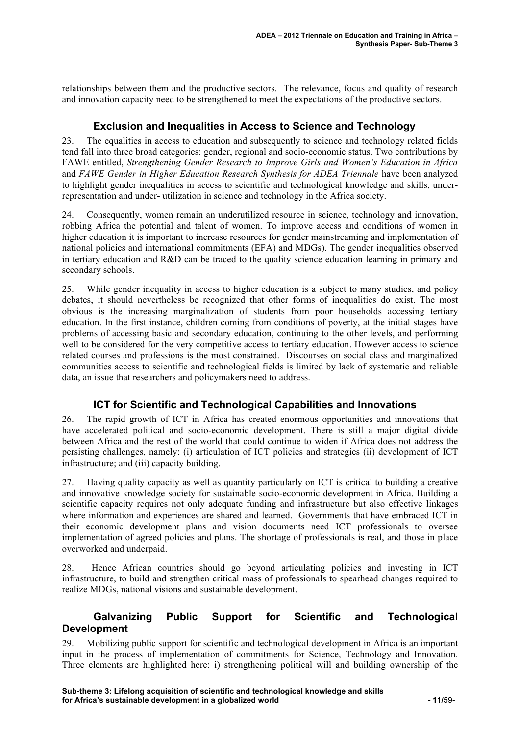relationships between them and the productive sectors. The relevance, focus and quality of research and innovation capacity need to be strengthened to meet the expectations of the productive sectors.

## Exclusion and Inequalities in Access to Science and Technology

23. The equalities in access to education and subsequently to science and technology related fields tend fall into three broad categories: gender, regional and socio-economic status. Two contributions by FAWE entitled, *Strengthening Gender Research to Improve Girls and Women's Education in Africa* and *FAWE Gender in Higher Education Research Synthesis for ADEA Triennale* have been analyzed to highlight gender inequalities in access to scientific and technological knowledge and skills, under-representation and under- utilization in science and technology in the Africa society.

24. Consequently, women remain an underutilized resource in science, technology and innovation, robbing Africa the potential and talent of women. To improve access and conditions of women in higher education it is important to increase resources for gender mainstreaming and implementation of national policies and international commitments (EFA) and MDGs). The gender inequalities observed in tertiary education and R&D can be traced to the quality science education learning in primary and secondary schools.

25. While gender inequality in access to higher education is a subject to many studies, and policy debates, it should nevertheless be recognized that other forms of inequalities do exist. The most obvious is the increasing marginalization of students from poor households accessing tertiary education. In the first instance, children coming from conditions of poverty, at the initial stages have problems of accessing basic and secondary education, continuing to the other levels, and performing well to be considered for the very competitive access to tertiary education. However access to science related courses and professions is the most constrained. Discourses on social class and marginalized communities access to scientific and technological fields is limited by lack of systematic and reliable data, an issue that researchers and policymakers need to address.

## ICT for Scientific and Technological Capabilities and Innovations

26. The rapid growth of ICT in Africa has created enormous opportunities and innovations that have accelerated political and socio-economic development. There is still a major digital divide between Africa and the rest of the world that could continue to widen if Africa does not address the persisting challenges, namely: (i) articulation of ICT policies and strategies (ii) development of ICT infrastructure; and (iii) capacity building.

27. Having quality capacity as well as quantity particularly on ICT is critical to building a creative and innovative knowledge society for sustainable socio-economic development in Africa. Building a scientific capacity requires not only adequate funding and infrastructure but also effective linkages where information and experiences are shared and learned. Governments that have embraced ICT in their economic development plans and vision documents need ICT professionals to oversee implementation of agreed policies and plans. The shortage of professionals is real, and those in place overworked and underpaid.

28. Hence African countries should go beyond articulating policies and investing in ICT infrastructure, to build and strengthen critical mass of professionals to spearhead changes required to realize MDGs, national visions and sustainable development.

## Galvanizing Public Support for Scientific and Technological Development

29. Mobilizing public support for scientific and technological development in Africa is an important input in the process of implementation of commitments for Science, Technology and Innovation. Three elements are highlighted here: i) strengthening political will and building ownership of the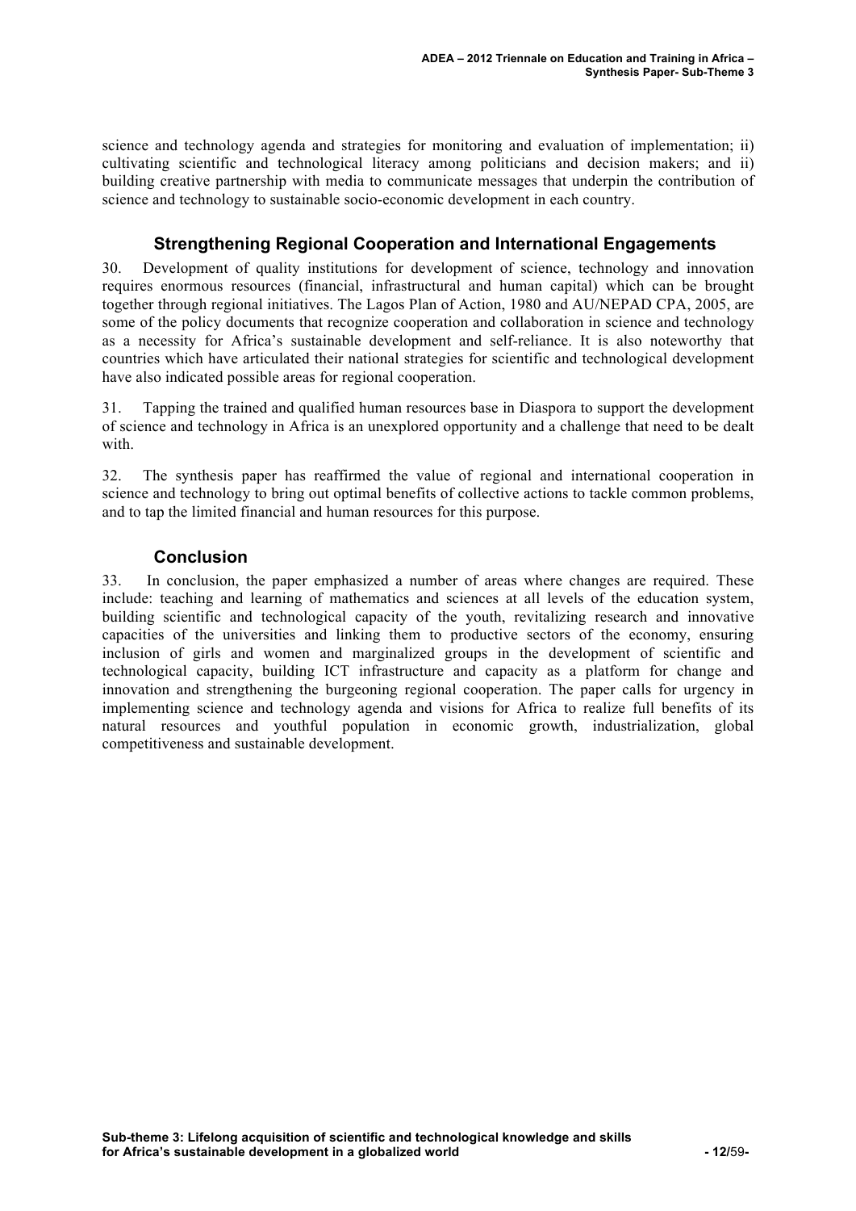science and technology agenda and strategies for monitoring and evaluation of implementation; ii) cultivating scientific and technological literacy among politicians and decision makers; and ii) building creative partnership with media to communicate messages that underpin the contribution of science and technology to sustainable socio-economic development in each country.

## Strengthening Regional Cooperation and International Engagements

30. Development of quality institutions for development of science, technology and innovation requires enormous resources (financial, infrastructural and human capital) which can be brought together through regional initiatives. The Lagos Plan of Action, 1980 and AU/NEPAD CPA, 2005, are some of the policy documents that recognize cooperation and collaboration in science and technology as a necessity for Africa's sustainable development and self-reliance. It is also noteworthy that countries which have articulated their national strategies for scientific and technological development have also indicated possible areas for regional cooperation.

31. Tapping the trained and qualified human resources base in Diaspora to support the development of science and technology in Africa is an unexplored opportunity and a challenge that need to be dealt with.

32. The synthesis paper has reaffirmed the value of regional and international cooperation in science and technology to bring out optimal benefits of collective actions to tackle common problems, and to tap the limited financial and human resources for this purpose.

## Conclusion

33. In conclusion, the paper emphasized a number of areas where changes are required. These include: teaching and learning of mathematics and sciences at all levels of the education system, building scientific and technological capacity of the youth, revitalizing research and innovative capacities of the universities and linking them to productive sectors of the economy, ensuring inclusion of girls and women and marginalized groups in the development of scientific and technological capacity, building ICT infrastructure and capacity as a platform for change and innovation and strengthening the burgeoning regional cooperation. The paper calls for urgency in implementing science and technology agenda and visions for Africa to realize full benefits of its natural resources and youthful population in economic growth, industrialization, global competitiveness and sustainable development.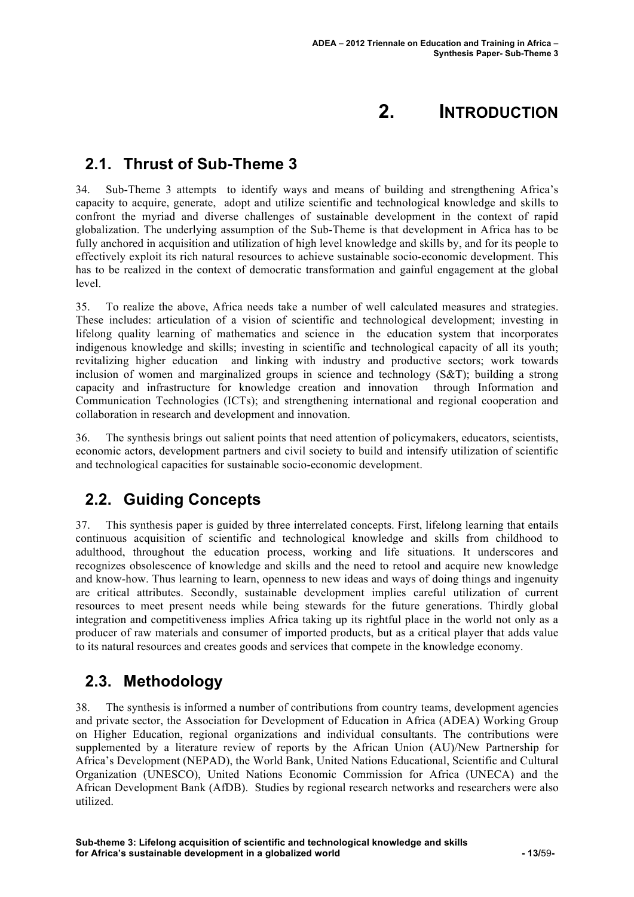# 2. INTRODUCTION

## 2.1. Thrust of Sub-Theme 3

34. Sub-Theme 3 attempts to identify ways and means of building and strengthening Africa's capacity to acquire, generate, adopt and utilize scientific and technological knowledge and skills to confront the myriad and diverse challenges of sustainable development in the context of rapid globalization. The underlying assumption of the Sub-Theme is that development in Africa has to be fully anchored in acquisition and utilization of high level knowledge and skills by, and for its people to effectively exploit its rich natural resources to achieve sustainable socio-economic development. This has to be realized in the context of democratic transformation and gainful engagement at the global level.

35. To realize the above, Africa needs take a number of well calculated measures and strategies. These includes: articulation of a vision of scientific and technological development; investing in lifelong quality learning of mathematics and science in the education system that incorporates indigenous knowledge and skills; investing in scientific and technological capacity of all its youth; revitalizing higher education and linking with industry and productive sectors; work towards inclusion of women and marginalized groups in science and technology (S&T); building a strong capacity and infrastructure for knowledge creation and innovation through Information and Communication Technologies (ICTs); and strengthening international and regional cooperation and collaboration in research and development and innovation.

36. The synthesis brings out salient points that need attention of policymakers, educators, scientists, economic actors, development partners and civil society to build and intensify utilization of scientific and technological capacities for sustainable socio-economic development.

## 2.2. Guiding Concepts

37. This synthesis paper is guided by three interrelated concepts. First, lifelong learning that entails continuous acquisition of scientific and technological knowledge and skills from childhood to adulthood, throughout the education process, working and life situations. It underscores and recognizes obsolescence of knowledge and skills and the need to retool and acquire new knowledge and know-how. Thus learning to learn, openness to new ideas and ways of doing things and ingenuity are critical attributes. Secondly, sustainable development implies careful utilization of current resources to meet present needs while being stewards for the future generations. Thirdly global integration and competitiveness implies Africa taking up its rightful place in the world not only as a producer of raw materials and consumer of imported products, but as a critical player that adds value to its natural resources and creates goods and services that compete in the knowledge economy.

## 2.3. Methodology

38. The synthesis is informed a number of contributions from country teams, development agencies and private sector, the Association for Development of Education in Africa (ADEA) Working Group on Higher Education, regional organizations and individual consultants. The contributions were supplemented by a literature review of reports by the African Union (AU)/New Partnership for Africa's Development (NEPAD), the World Bank, United Nations Educational, Scientific and Cultural Organization (UNESCO), United Nations Economic Commission for Africa (UNECA) and the African Development Bank (AfDB). Studies by regional research networks and researchers were also utilized.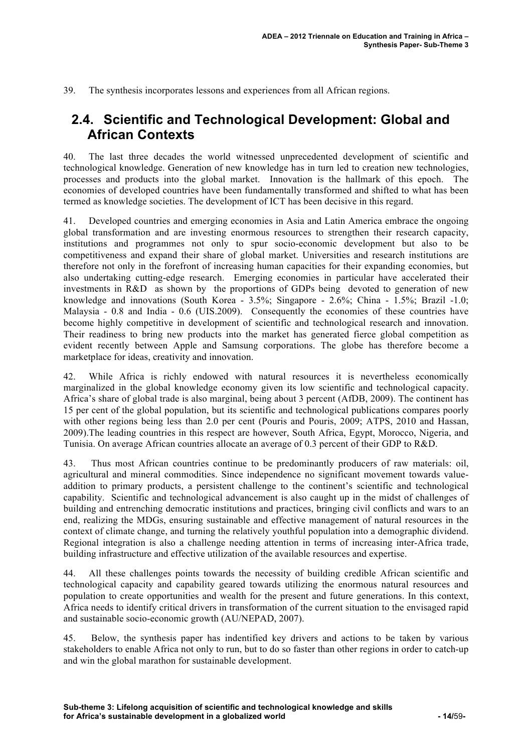39. The synthesis incorporates lessons and experiences from all African regions.

## 2.4. Scientific and Technological Development: Global and African Contexts

40. The last three decades the world witnessed unprecedented development of scientific and technological knowledge. Generation of new knowledge has in turn led to creation new technologies, processes and products into the global market. Innovation is the hallmark of this epoch. The economies of developed countries have been fundamentally transformed and shifted to what has been termed as knowledge societies. The development of ICT has been decisive in this regard.

41. Developed countries and emerging economies in Asia and Latin America embrace the ongoing global transformation and are investing enormous resources to strengthen their research capacity, institutions and programmes not only to spur socio-economic development but also to be competitiveness and expand their share of global market. Universities and research institutions are therefore not only in the forefront of increasing human capacities for their expanding economies, but also undertaking cutting-edge research. Emerging economies in particular have accelerated their investments in R&D as shown by the proportions of GDPs being devoted to generation of new knowledge and innovations (South Korea - 3.5%; Singapore - 2.6%; China - 1.5%; Brazil -1.0; Malaysia - 0.8 and India - 0.6 (UIS.2009). Consequently the economies of these countries have become highly competitive in development of scientific and technological research and innovation. Their readiness to bring new products into the market has generated fierce global competition as evident recently between Apple and Samsung corporations. The globe has therefore become a marketplace for ideas, creativity and innovation.

42. While Africa is richly endowed with natural resources it is nevertheless economically marginalized in the global knowledge economy given its low scientific and technological capacity. Africa's share of global trade is also marginal, being about 3 percent (AfDB, 2009). The continent has 15 per cent of the global population, but its scientific and technological publications compares poorly with other regions being less than 2.0 per cent (Pouris and Pouris, 2009; ATPS, 2010 and Hassan, 2009).The leading countries in this respect are however, South Africa, Egypt, Morocco, Nigeria, and Tunisia. On average African countries allocate an average of 0.3 percent of their GDP to R&D.

43. Thus most African countries continue to be predominantly producers of raw materials: oil, agricultural and mineral commodities. Since independence no significant movement towards value-addition to primary products, a persistent challenge to the continent's scientific and technological capability. Scientific and technological advancement is also caught up in the midst of challenges of building and entrenching democratic institutions and practices, bringing civil conflicts and wars to an end, realizing the MDGs, ensuring sustainable and effective management of natural resources in the context of climate change, and turning the relatively youthful population into a demographic dividend. Regional integration is also a challenge needing attention in terms of increasing inter-Africa trade, building infrastructure and effective utilization of the available resources and expertise.

44. All these challenges points towards the necessity of building credible African scientific and technological capacity and capability geared towards utilizing the enormous natural resources and population to create opportunities and wealth for the present and future generations. In this context, Africa needs to identify critical drivers in transformation of the current situation to the envisaged rapid and sustainable socio-economic growth (AU/NEPAD, 2007).

45. Below, the synthesis paper has indentified key drivers and actions to be taken by various stakeholders to enable Africa not only to run, but to do so faster than other regions in order to catch-up and win the global marathon for sustainable development.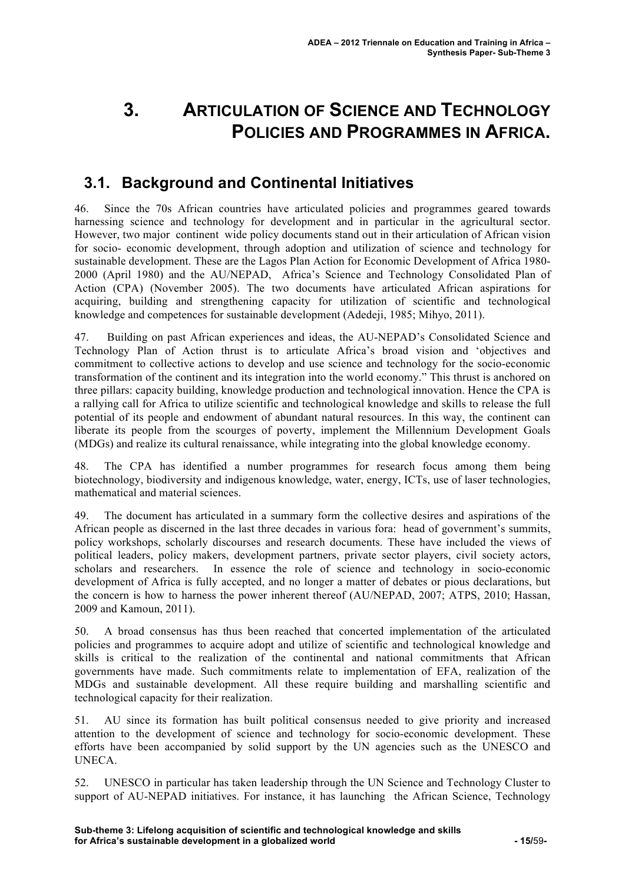# 3. ARTICULATION OF SCIENCE AND TECHNOLOGY POLICIES AND PROGRAMMES IN AFRICA.

## 3.1. Background and Continental Initiatives

46. Since the 70s African countries have articulated policies and programmes geared towards harnessing science and technology for development and in particular in the agricultural sector. However, two major continent wide policy documents stand out in their articulation of African vision for socio- economic development, through adoption and utilization of science and technology for sustainable development. These are the Lagos Plan Action for Economic Development of Africa 1980-2000 (April 1980) and the AU/NEPAD, Africa's Science and Technology Consolidated Plan of Action (CPA) (November 2005). The two documents have articulated African aspirations for acquiring, building and strengthening capacity for utilization of scientific and technological knowledge and competences for sustainable development (Adedeji, 1985; Mihyo, 2011).

47. Building on past African experiences and ideas, the AU-NEPAD's Consolidated Science and Technology Plan of Action thrust is to articulate Africa's broad vision and 'objectives and commitment to collective actions to develop and use science and technology for the socio-economic transformation of the continent and its integration into the world economy." This thrust is anchored on three pillars: capacity building, knowledge production and technological innovation. Hence the CPA is a rallying call for Africa to utilize scientific and technological knowledge and skills to release the full potential of its people and endowment of abundant natural resources. In this way, the continent can liberate its people from the scourges of poverty, implement the Millennium Development Goals (MDGs) and realize its cultural renaissance, while integrating into the global knowledge economy.

48. The CPA has identified a number programmes for research focus among them being biotechnology, biodiversity and indigenous knowledge, water, energy, ICTs, use of laser technologies, mathematical and material sciences.

49. The document has articulated in a summary form the collective desires and aspirations of the African people as discerned in the last three decades in various fora: head of government's summits, policy workshops, scholarly discourses and research documents. These have included the views of political leaders, policy makers, development partners, private sector players, civil society actors, scholars and researchers. In essence the role of science and technology in socio-economic development of Africa is fully accepted, and no longer a matter of debates or pious declarations, but the concern is how to harness the power inherent thereof (AU/NEPAD, 2007; ATPS, 2010; Hassan, 2009 and Kamoun, 2011).

50. A broad consensus has thus been reached that concerted implementation of the articulated policies and programmes to acquire adopt and utilize of scientific and technological knowledge and skills is critical to the realization of the continental and national commitments that African governments have made. Such commitments relate to implementation of EFA, realization of the MDGs and sustainable development. All these require building and marshalling scientific and technological capacity for their realization.

51. AU since its formation has built political consensus needed to give priority and increased attention to the development of science and technology for socio-economic development. These efforts have been accompanied by solid support by the UN agencies such as the UNESCO and UNECA.

52. UNESCO in particular has taken leadership through the UN Science and Technology Cluster to support of AU-NEPAD initiatives. For instance, it has launching the African Science, Technology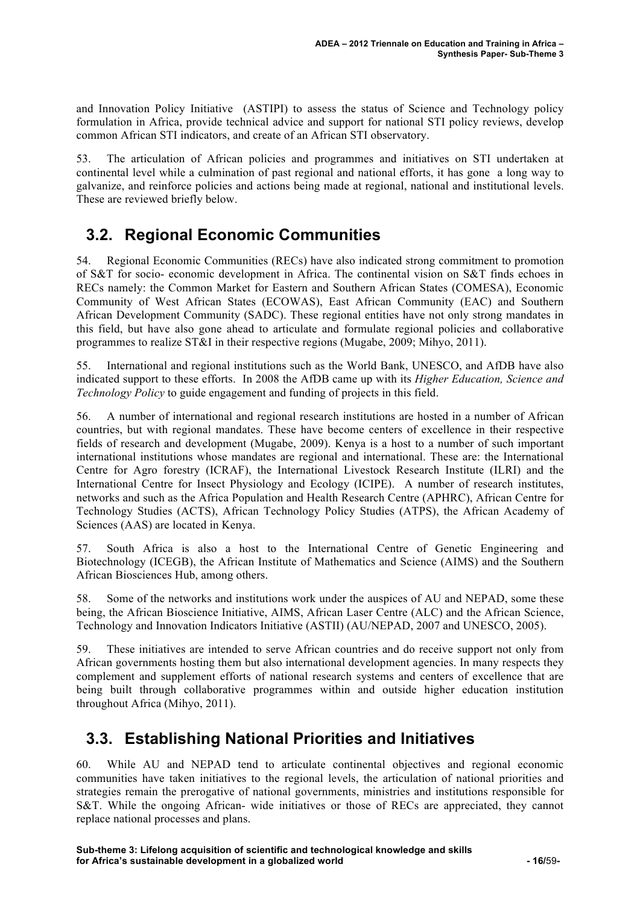and Innovation Policy Initiative (ASTIPI) to assess the status of Science and Technology policy formulation in Africa, provide technical advice and support for national STI policy reviews, develop common African STI indicators, and create of an African STI observatory.

53. The articulation of African policies and programmes and initiatives on STI undertaken at continental level while a culmination of past regional and national efforts, it has gone a long way to galvanize, and reinforce policies and actions being made at regional, national and institutional levels. These are reviewed briefly below.

## 3.2. Regional Economic Communities

54. Regional Economic Communities (RECs) have also indicated strong commitment to promotion of S&T for socio- economic development in Africa. The continental vision on S&T finds echoes in RECs namely: the Common Market for Eastern and Southern African States (COMESA), Economic Community of West African States (ECOWAS), East African Community (EAC) and Southern African Development Community (SADC). These regional entities have not only strong mandates in this field, but have also gone ahead to articulate and formulate regional policies and collaborative programmes to realize ST&I in their respective regions (Mugabe, 2009; Mihyo, 2011).

55. International and regional institutions such as the World Bank, UNESCO, and AfDB have also indicated support to these efforts. In 2008 the AfDB came up with its *Higher Education, Science and Technology Policy* to guide engagement and funding of projects in this field.

56. A number of international and regional research institutions are hosted in a number of African countries, but with regional mandates. These have become centers of excellence in their respective fields of research and development (Mugabe, 2009). Kenya is a host to a number of such important international institutions whose mandates are regional and international. These are: the International Centre for Agro forestry (ICRAF), the International Livestock Research Institute (ILRI) and the International Centre for Insect Physiology and Ecology (ICIPE). A number of research institutes, networks and such as the Africa Population and Health Research Centre (APHRC), African Centre for Technology Studies (ACTS), African Technology Policy Studies (ATPS), the African Academy of Sciences (AAS) are located in Kenya.

57. South Africa is also a host to the International Centre of Genetic Engineering and Biotechnology (ICEGB), the African Institute of Mathematics and Science (AIMS) and the Southern African Biosciences Hub, among others.

58. Some of the networks and institutions work under the auspices of AU and NEPAD, some these being, the African Bioscience Initiative, AIMS, African Laser Centre (ALC) and the African Science, Technology and Innovation Indicators Initiative (ASTII) (AU/NEPAD, 2007 and UNESCO, 2005).

59. These initiatives are intended to serve African countries and do receive support not only from African governments hosting them but also international development agencies. In many respects they complement and supplement efforts of national research systems and centers of excellence that are being built through collaborative programmes within and outside higher education institution throughout Africa (Mihyo, 2011).

## 3.3. Establishing National Priorities and Initiatives

60. While AU and NEPAD tend to articulate continental objectives and regional economic communities have taken initiatives to the regional levels, the articulation of national priorities and strategies remain the prerogative of national governments, ministries and institutions responsible for S&T. While the ongoing African- wide initiatives or those of RECs are appreciated, they cannot replace national processes and plans.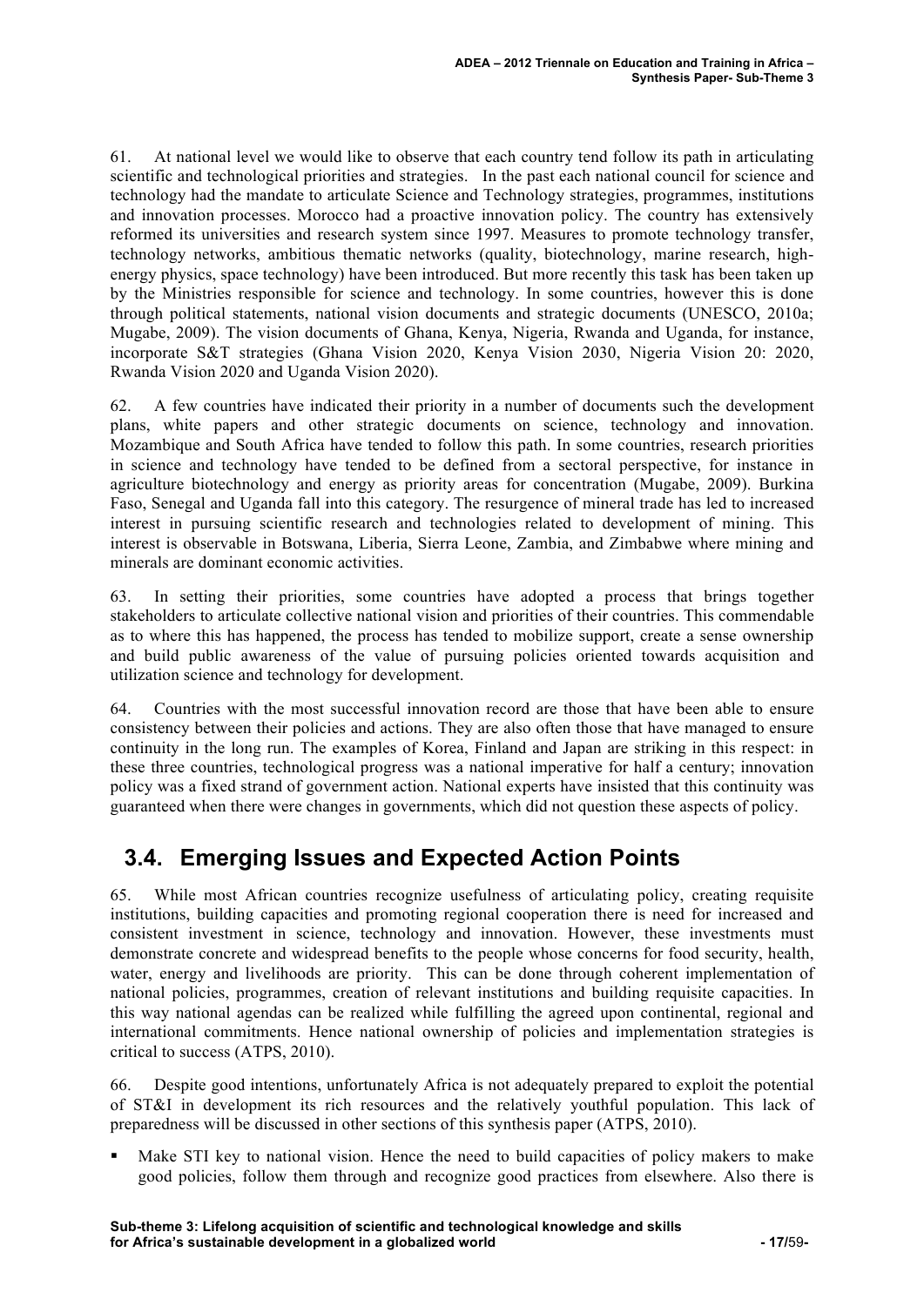61. At national level we would like to observe that each country tend follow its path in articulating scientific and technological priorities and strategies. In the past each national council for science and technology had the mandate to articulate Science and Technology strategies, programmes, institutions and innovation processes. Morocco had a proactive innovation policy. The country has extensively reformed its universities and research system since 1997. Measures to promote technology transfer, technology networks, ambitious thematic networks (quality, biotechnology, marine research, high-energy physics, space technology) have been introduced. But more recently this task has been taken up by the Ministries responsible for science and technology. In some countries, however this is done through political statements, national vision documents and strategic documents (UNESCO, 2010a; Mugabe, 2009). The vision documents of Ghana, Kenya, Nigeria, Rwanda and Uganda, for instance, incorporate S&T strategies (Ghana Vision 2020, Kenya Vision 2030, Nigeria Vision 20: 2020, Rwanda Vision 2020 and Uganda Vision 2020).

62. A few countries have indicated their priority in a number of documents such the development plans, white papers and other strategic documents on science, technology and innovation. Mozambique and South Africa have tended to follow this path. In some countries, research priorities in science and technology have tended to be defined from a sectoral perspective, for instance in agriculture biotechnology and energy as priority areas for concentration (Mugabe, 2009). Burkina Faso, Senegal and Uganda fall into this category. The resurgence of mineral trade has led to increased interest in pursuing scientific research and technologies related to development of mining. This interest is observable in Botswana, Liberia, Sierra Leone, Zambia, and Zimbabwe where mining and minerals are dominant economic activities.

63. In setting their priorities, some countries have adopted a process that brings together stakeholders to articulate collective national vision and priorities of their countries. This commendable as to where this has happened, the process has tended to mobilize support, create a sense ownership and build public awareness of the value of pursuing policies oriented towards acquisition and utilization science and technology for development.

64. Countries with the most successful innovation record are those that have been able to ensure consistency between their policies and actions. They are also often those that have managed to ensure continuity in the long run. The examples of Korea, Finland and Japan are striking in this respect: in these three countries, technological progress was a national imperative for half a century; innovation policy was a fixed strand of government action. National experts have insisted that this continuity was guaranteed when there were changes in governments, which did not question these aspects of policy.

## 3.4. Emerging Issues and Expected Action Points

65. While most African countries recognize usefulness of articulating policy, creating requisite institutions, building capacities and promoting regional cooperation there is need for increased and consistent investment in science, technology and innovation. However, these investments must demonstrate concrete and widespread benefits to the people whose concerns for food security, health, water, energy and livelihoods are priority. This can be done through coherent implementation of national policies, programmes, creation of relevant institutions and building requisite capacities. In this way national agendas can be realized while fulfilling the agreed upon continental, regional and international commitments. Hence national ownership of policies and implementation strategies is critical to success (ATPS, 2010).

66. Despite good intentions, unfortunately Africa is not adequately prepared to exploit the potential of ST&I in development its rich resources and the relatively youthful population. This lack of preparedness will be discussed in other sections of this synthesis paper (ATPS, 2010).

- Make STI key to national vision. Hence the need to build capacities of policy makers to make good policies, follow them through and recognize good practices from elsewhere. Also there is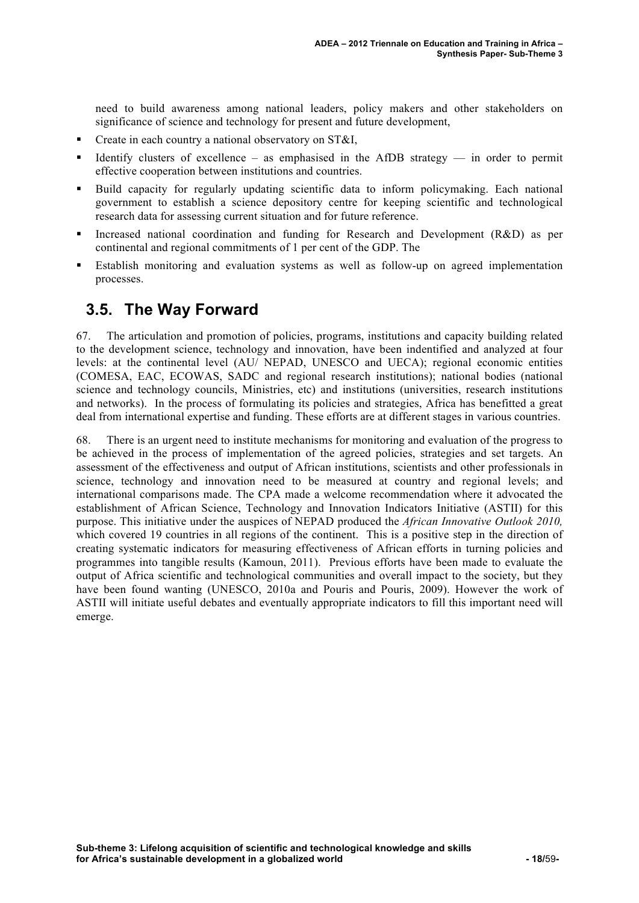need to build awareness among national leaders, policy makers and other stakeholders on significance of science and technology for present and future development,

- Create in each country a national observatory on ST&I,
- Identify clusters of excellence – as emphasised in the AfDB strategy — in order to permit effective cooperation between institutions and countries.
- Build capacity for regularly updating scientific data to inform policymaking. Each national government to establish a science depository centre for keeping scientific and technological research data for assessing current situation and for future reference.
- Increased national coordination and funding for Research and Development (R&D) as per continental and regional commitments of 1 per cent of the GDP. The
- Establish monitoring and evaluation systems as well as follow-up on agreed implementation processes.

## 3.5. The Way Forward

67. The articulation and promotion of policies, programs, institutions and capacity building related to the development science, technology and innovation, have been indentified and analyzed at four levels: at the continental level (AU/ NEPAD, UNESCO and UECA); regional economic entities (COMESA, EAC, ECOWAS, SADC and regional research institutions); national bodies (national science and technology councils, Ministries, etc) and institutions (universities, research institutions and networks). In the process of formulating its policies and strategies, Africa has benefitted a great deal from international expertise and funding. These efforts are at different stages in various countries.

68. There is an urgent need to institute mechanisms for monitoring and evaluation of the progress to be achieved in the process of implementation of the agreed policies, strategies and set targets. An assessment of the effectiveness and output of African institutions, scientists and other professionals in science, technology and innovation need to be measured at country and regional levels; and international comparisons made. The CPA made a welcome recommendation where it advocated the establishment of African Science, Technology and Innovation Indicators Initiative (ASTII) for this purpose. This initiative under the auspices of NEPAD produced the *African Innovative Outlook 2010,* which covered 19 countries in all regions of the continent. This is a positive step in the direction of creating systematic indicators for measuring effectiveness of African efforts in turning policies and programmes into tangible results (Kamoun, 2011). Previous efforts have been made to evaluate the output of Africa scientific and technological communities and overall impact to the society, but they have been found wanting (UNESCO, 2010a and Pouris and Pouris, 2009). However the work of ASTII will initiate useful debates and eventually appropriate indicators to fill this important need will emerge.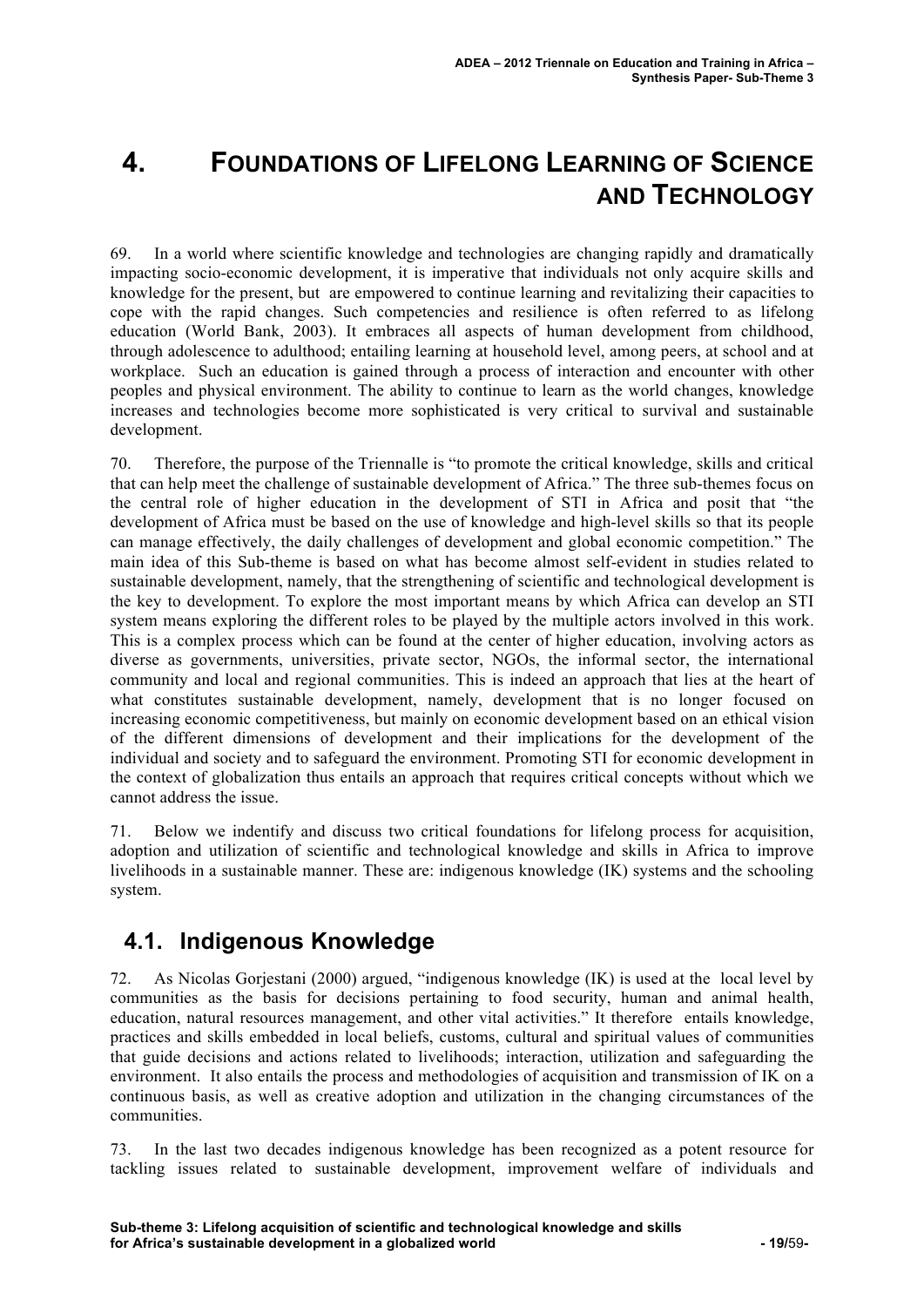# 4. Foundations of Lifelong Learning of Science and Technology

69. In a world where scientific knowledge and technologies are changing rapidly and dramatically impacting socio-economic development, it is imperative that individuals not only acquire skills and knowledge for the present, but are empowered to continue learning and revitalizing their capacities to cope with the rapid changes. Such competencies and resilience is often referred to as lifelong education (World Bank, 2003). It embraces all aspects of human development from childhood, through adolescence to adulthood; entailing learning at household level, among peers, at school and at workplace. Such an education is gained through a process of interaction and encounter with other peoples and physical environment. The ability to continue to learn as the world changes, knowledge increases and technologies become more sophisticated is very critical to survival and sustainable development.

70. Therefore, the purpose of the Triennale is "to promote the critical knowledge, skills and critical that can help meet the challenge of sustainable development of Africa." The three sub-themes focus on the central role of higher education in the development of STI in Africa and posit that "the development of Africa must be based on the use of knowledge and high-level skills so that its people can manage effectively, the daily challenges of development and global economic competition." The main idea of this Sub-theme is based on what has become almost self-evident in studies related to sustainable development, namely, that the strengthening of scientific and technological development is the key to development. To explore the most important means by which Africa can develop an STI system means exploring the different roles to be played by the multiple actors involved in this work. This is a complex process which can be found at the center of higher education, involving actors as diverse as governments, universities, private sector, NGOs, the informal sector, the international community and local and regional communities. This is indeed an approach that lies at the heart of what constitutes sustainable development, namely, development that is no longer focused on increasing economic competitiveness, but mainly on economic development based on an ethical vision of the different dimensions of development and their implications for the development of the individual and society and to safeguard the environment. Promoting STI for economic development in the context of globalization thus entails an approach that requires critical concepts without which we cannot address the issue.

71. Below we indentify and discuss two critical foundations for lifelong process for acquisition, adoption and utilization of scientific and technological knowledge and skills in Africa to improve livelihoods in a sustainable manner. These are: indigenous knowledge (IK) systems and the schooling system.

## 4.1. Indigenous Knowledge

72. As Nicolas Gorjestani (2000) argued, "indigenous knowledge (IK) is used at the local level by communities as the basis for decisions pertaining to food security, human and animal health, education, natural resources management, and other vital activities." It therefore entails knowledge, practices and skills embedded in local beliefs, customs, cultural and spiritual values of communities that guide decisions and actions related to livelihoods; interaction, utilization and safeguarding the environment. It also entails the process and methodologies of acquisition and transmission of IK on a continuous basis, as well as creative adoption and utilization in the changing circumstances of the communities.

73. In the last two decades indigenous knowledge has been recognized as a potent resource for tackling issues related to sustainable development, improvement welfare of individuals and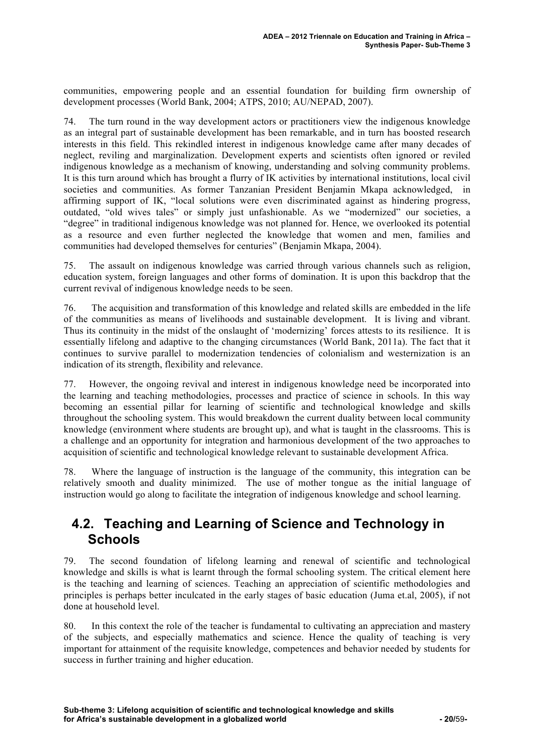communities, empowering people and an essential foundation for building firm ownership of development processes (World Bank, 2004; ATPS, 2010; AU/NEPAD, 2007).

74. The turn round in the way development actors or practitioners view the indigenous knowledge as an integral part of sustainable development has been remarkable, and in turn has boosted research interests in this field. This rekindled interest in indigenous knowledge came after many decades of neglect, reviling and marginalization. Development experts and scientists often ignored or reviled indigenous knowledge as a mechanism of knowing, understanding and solving community problems. It is this turn around which has brought a flurry of IK activities by international institutions, local civil societies and communities. As former Tanzanian President Benjamin Mkapa acknowledged, in affirming support of IK, "local solutions were even discriminated against as hindering progress, outdated, "old wives tales" or simply just unfashionable. As we "modernized" our societies, a "degree" in traditional indigenous knowledge was not planned for. Hence, we overlooked its potential as a resource and even further neglected the knowledge that women and men, families and communities had developed themselves for centuries" (Benjamin Mkapa, 2004).

75. The assault on indigenous knowledge was carried through various channels such as religion, education system, foreign languages and other forms of domination. It is upon this backdrop that the current revival of indigenous knowledge needs to be seen.

76. The acquisition and transformation of this knowledge and related skills are embedded in the life of the communities as means of livelihoods and sustainable development. It is living and vibrant. Thus its continuity in the midst of the onslaught of 'modernizing' forces attests to its resilience. It is essentially lifelong and adaptive to the changing circumstances (World Bank, 2011a). The fact that it continues to survive parallel to modernization tendencies of colonialism and westernization is an indication of its strength, flexibility and relevance.

77. However, the ongoing revival and interest in indigenous knowledge need be incorporated into the learning and teaching methodologies, processes and practice of science in schools. In this way becoming an essential pillar for learning of scientific and technological knowledge and skills throughout the schooling system. This would breakdown the current duality between local community knowledge (environment where students are brought up), and what is taught in the classrooms. This is a challenge and an opportunity for integration and harmonious development of the two approaches to acquisition of scientific and technological knowledge relevant to sustainable development Africa.

78. Where the language of instruction is the language of the community, this integration can be relatively smooth and duality minimized. The use of mother tongue as the initial language of instruction would go along to facilitate the integration of indigenous knowledge and school learning.

## 4.2. Teaching and Learning of Science and Technology in Schools

79. The second foundation of lifelong learning and renewal of scientific and technological knowledge and skills is what is learnt through the formal schooling system. The critical element here is the teaching and learning of sciences. Teaching an appreciation of scientific methodologies and principles is perhaps better inculcated in the early stages of basic education (Juma et.al, 2005), if not done at household level.

80. In this context the role of the teacher is fundamental to cultivating an appreciation and mastery of the subjects, and especially mathematics and science. Hence the quality of teaching is very important for attainment of the requisite knowledge, competences and behavior needed by students for success in further training and higher education.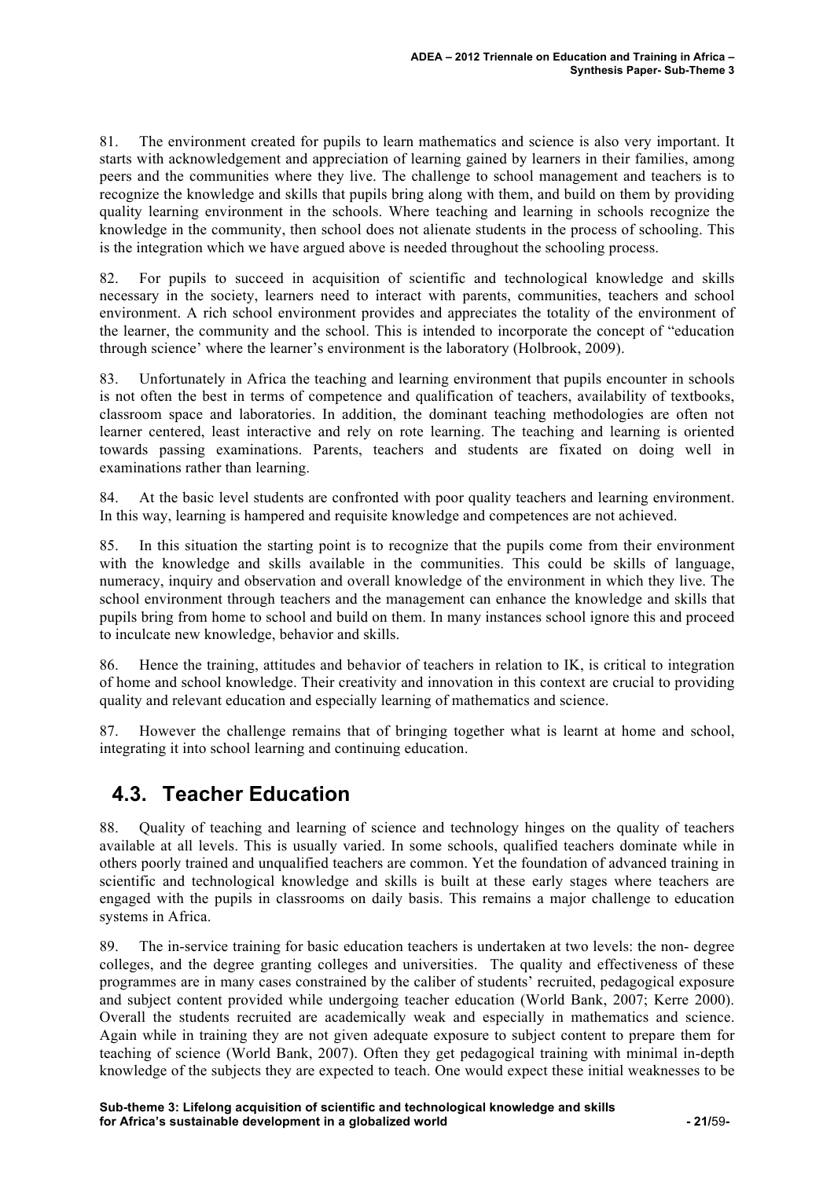81. The environment created for pupils to learn mathematics and science is also very important. It starts with acknowledgement and appreciation of learning gained by learners in their families, among peers and the communities where they live. The challenge to school management and teachers is to recognize the knowledge and skills that pupils bring along with them, and build on them by providing quality learning environment in the schools. Where teaching and learning in schools recognize the knowledge in the community, then school does not alienate students in the process of schooling. This is the integration which we have argued above is needed throughout the schooling process.

82. For pupils to succeed in acquisition of scientific and technological knowledge and skills necessary in the society, learners need to interact with parents, communities, teachers and school environment. A rich school environment provides and appreciates the totality of the environment of the learner, the community and the school. This is intended to incorporate the concept of "education through science' where the learner's environment is the laboratory (Holbrook, 2009).

83. Unfortunately in Africa the teaching and learning environment that pupils encounter in schools is not often the best in terms of competence and qualification of teachers, availability of textbooks, classroom space and laboratories. In addition, the dominant teaching methodologies are often not learner centered, least interactive and rely on rote learning. The teaching and learning is oriented towards passing examinations. Parents, teachers and students are fixated on doing well in examinations rather than learning.

84. At the basic level students are confronted with poor quality teachers and learning environment. In this way, learning is hampered and requisite knowledge and competences are not achieved.

85. In this situation the starting point is to recognize that the pupils come from their environment with the knowledge and skills available in the communities. This could be skills of language, numeracy, inquiry and observation and overall knowledge of the environment in which they live. The school environment through teachers and the management can enhance the knowledge and skills that pupils bring from home to school and build on them. In many instances school ignore this and proceed to inculcate new knowledge, behavior and skills.

86. Hence the training, attitudes and behavior of teachers in relation to IK, is critical to integration of home and school knowledge. Their creativity and innovation in this context are crucial to providing quality and relevant education and especially learning of mathematics and science.

87. However the challenge remains that of bringing together what is learnt at home and school, integrating it into school learning and continuing education.

## 4.3. Teacher Education

88. Quality of teaching and learning of science and technology hinges on the quality of teachers available at all levels. This is usually varied. In some schools, qualified teachers dominate while in others poorly trained and unqualified teachers are common. Yet the foundation of advanced training in scientific and technological knowledge and skills is built at these early stages where teachers are engaged with the pupils in classrooms on daily basis. This remains a major challenge to education systems in Africa.

89. The in-service training for basic education teachers is undertaken at two levels: the non- degree colleges, and the degree granting colleges and universities. The quality and effectiveness of these programmes are in many cases constrained by the caliber of students' recruited, pedagogical exposure and subject content provided while undergoing teacher education (World Bank, 2007; Kerre 2000). Overall the students recruited are academically weak and especially in mathematics and science. Again while in training they are not given adequate exposure to subject content to prepare them for teaching of science (World Bank, 2007). Often they get pedagogical training with minimal in-depth knowledge of the subjects they are expected to teach. One would expect these initial weaknesses to be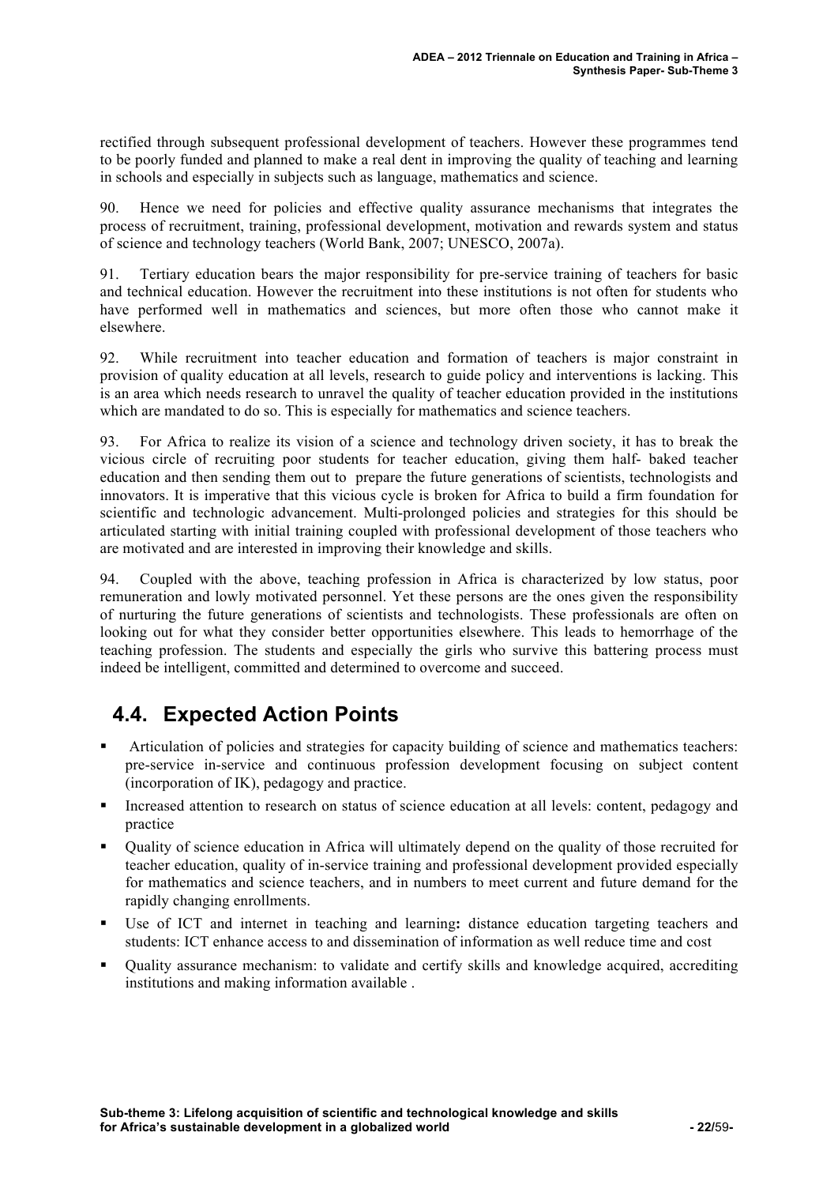rectified through subsequent professional development of teachers. However these programmes tend to be poorly funded and planned to make a real dent in improving the quality of teaching and learning in schools and especially in subjects such as language, mathematics and science.

90. Hence we need for policies and effective quality assurance mechanisms that integrates the process of recruitment, training, professional development, motivation and rewards system and status of science and technology teachers (World Bank, 2007; UNESCO, 2007a).

91. Tertiary education bears the major responsibility for pre-service training of teachers for basic and technical education. However the recruitment into these institutions is not often for students who have performed well in mathematics and sciences, but more often those who cannot make it elsewhere.

92. While recruitment into teacher education and formation of teachers is major constraint in provision of quality education at all levels, research to guide policy and interventions is lacking. This is an area which needs research to unravel the quality of teacher education provided in the institutions which are mandated to do so. This is especially for mathematics and science teachers.

93. For Africa to realize its vision of a science and technology driven society, it has to break the vicious circle of recruiting poor students for teacher education, giving them half- baked teacher education and then sending them out to prepare the future generations of scientists, technologists and innovators. It is imperative that this vicious cycle is broken for Africa to build a firm foundation for scientific and technologic advancement. Multi-prolonged policies and strategies for this should be articulated starting with initial training coupled with professional development of those teachers who are motivated and are interested in improving their knowledge and skills.

94. Coupled with the above, teaching profession in Africa is characterized by low status, poor remuneration and lowly motivated personnel. Yet these persons are the ones given the responsibility of nurturing the future generations of scientists and technologists. These professionals are often on looking out for what they consider better opportunities elsewhere. This leads to hemorrhage of the teaching profession. The students and especially the girls who survive this battering process must indeed be intelligent, committed and determined to overcome and succeed.

## 4.4. Expected Action Points

- Articulation of policies and strategies for capacity building of science and mathematics teachers: pre-service in-service and continuous profession development focusing on subject content (incorporation of IK), pedagogy and practice.
- Increased attention to research on status of science education at all levels: content, pedagogy and practice
- Quality of science education in Africa will ultimately depend on the quality of those recruited for teacher education, quality of in-service training and professional development provided especially for mathematics and science teachers, and in numbers to meet current and future demand for the rapidly changing enrollments.
- Use of ICT and internet in teaching and learning**:** distance education targeting teachers and students: ICT enhance access to and dissemination of information as well reduce time and cost
- Quality assurance mechanism: to validate and certify skills and knowledge acquired, accrediting institutions and making information available .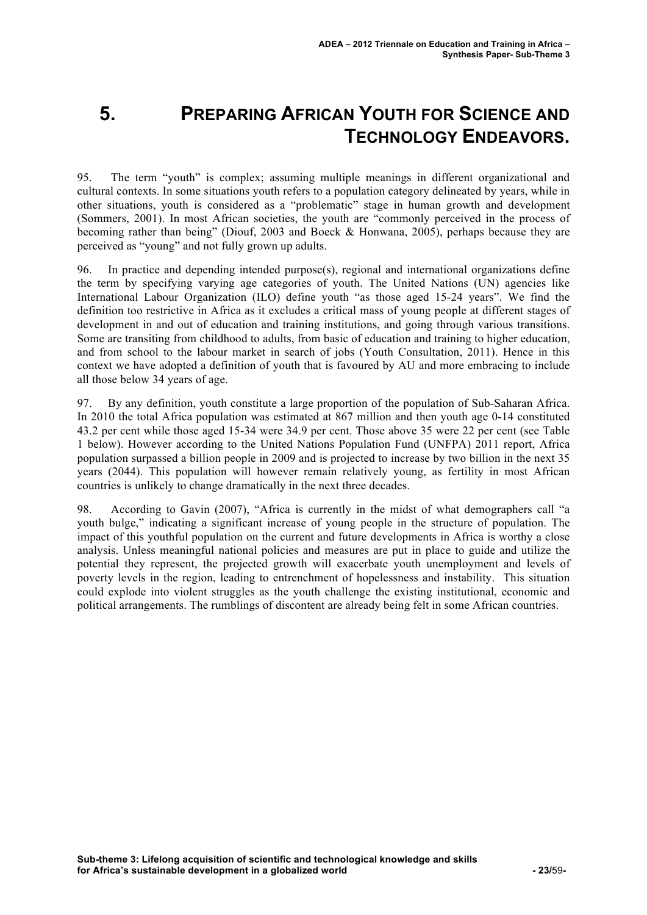# 5. PREPARING AFRICAN YOUTH FOR SCIENCE AND TECHNOLOGY ENDEAVORS.

95. The term "youth" is complex; assuming multiple meanings in different organizational and cultural contexts. In some situations youth refers to a population category delineated by years, while in other situations, youth is considered as a "problematic" stage in human growth and development (Sommers, 2001). In most African societies, the youth are "commonly perceived in the process of becoming rather than being" (Diouf, 2003 and Boeck & Honwana, 2005), perhaps because they are perceived as "young" and not fully grown up adults.

96. In practice and depending intended purpose(s), regional and international organizations define the term by specifying varying age categories of youth. The United Nations (UN) agencies like International Labour Organization (ILO) define youth "as those aged 15-24 years". We find the definition too restrictive in Africa as it excludes a critical mass of young people at different stages of development in and out of education and training institutions, and going through various transitions. Some are transiting from childhood to adults, from basic of education and training to higher education, and from school to the labour market in search of jobs (Youth Consultation, 2011). Hence in this context we have adopted a definition of youth that is favoured by AU and more embracing to include all those below 34 years of age.

97. By any definition, youth constitute a large proportion of the population of Sub-Saharan Africa. In 2010 the total Africa population was estimated at 867 million and then youth age 0-14 constituted 43.2 per cent while those aged 15-34 were 34.9 per cent. Those above 35 were 22 per cent (see Table 1 below). However according to the United Nations Population Fund (UNFPA) 2011 report, Africa population surpassed a billion people in 2009 and is projected to increase by two billion in the next 35 years (2044). This population will however remain relatively young, as fertility in most African countries is unlikely to change dramatically in the next three decades.

98. According to Gavin (2007), "Africa is currently in the midst of what demographers call "a youth bulge," indicating a significant increase of young people in the structure of population. The impact of this youthful population on the current and future developments in Africa is worthy a close analysis. Unless meaningful national policies and measures are put in place to guide and utilize the potential they represent, the projected growth will exacerbate youth unemployment and levels of poverty levels in the region, leading to entrenchment of hopelessness and instability. This situation could explode into violent struggles as the youth challenge the existing institutional, economic and political arrangements. The rumblings of discontent are already being felt in some African countries.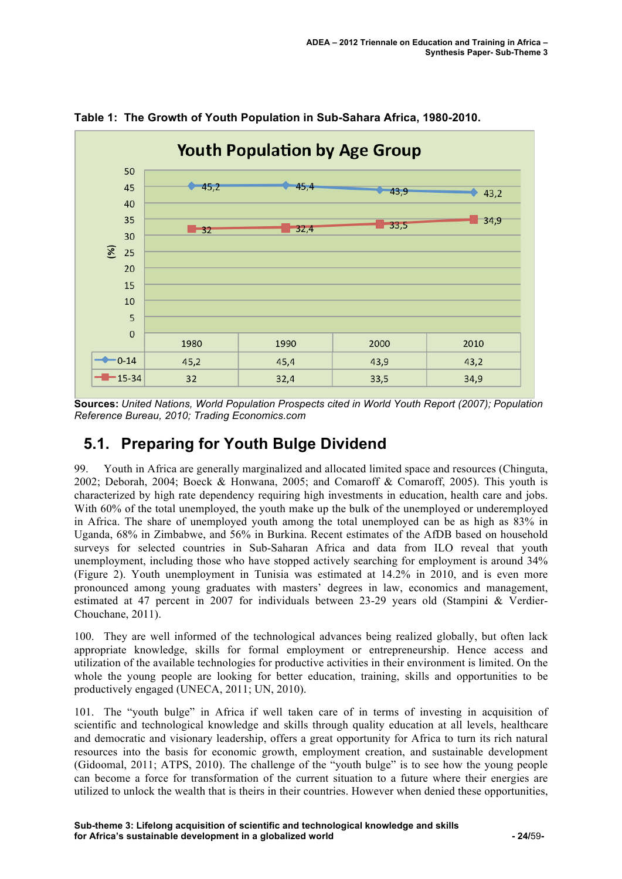**Table 1: The Growth of Youth Population in Sub-Sahara Africa, 1980-2010.**

**Youth Population by Age Group**

| (%) | 1980 | 1990 | 2000 | 2010 |
|---|---|---|---|---|
| 0-14 | 45,2 | 45,4 | 43,9 | 43,2 |
| 15-34 | 32 | 32,4 | 33,5 | 34,9 |

**Sources:** *United Nations, World Population Prospects cited in World Youth Report (2007); Population Reference Bureau, 2010; Trading Economics.com*

## 5.1. Preparing for Youth Bulge Dividend

99. Youth in Africa are generally marginalized and allocated limited space and resources (Chinguta, 2002; Deborah, 2004; Boeck & Honwana, 2005; and Comaroff & Comaroff, 2005). This youth is characterized by high rate dependency requiring high investments in education, health care and jobs. With 60% of the total unemployed, the youth make up the bulk of the unemployed or underemployed in Africa. The share of unemployed youth among the total unemployed can be as high as 83% in Uganda, 68% in Zimbabwe, and 56% in Burkina. Recent estimates of the AfDB based on household surveys for selected countries in Sub-Saharan Africa and data from ILO reveal that youth unemployment, including those who have stopped actively searching for employment is around 34% (Figure 2). Youth unemployment in Tunisia was estimated at 14.2% in 2010, and is even more pronounced among young graduates with masters' degrees in law, economics and management, estimated at 47 percent in 2007 for individuals between 23-29 years old (Stampini & Verdier-Chouchane, 2011).

100. They are well informed of the technological advances being realized globally, but often lack appropriate knowledge, skills for formal employment or entrepreneurship. Hence access and utilization of the available technologies for productive activities in their environment is limited. On the whole the young people are looking for better education, training, skills and opportunities to be productively engaged (UNECA, 2011; UN, 2010).

101. The "youth bulge" in Africa if well taken care of in terms of investing in acquisition of scientific and technological knowledge and skills through quality education at all levels, healthcare and democratic and visionary leadership, offers a great opportunity for Africa to turn its rich natural resources into the basis for economic growth, employment creation, and sustainable development (Gidoomal, 2011; ATPS, 2010). The challenge of the "youth bulge" is to see how the young people can become a force for transformation of the current situation to a future where their energies are utilized to unlock the wealth that is theirs in their countries. However when denied these opportunities,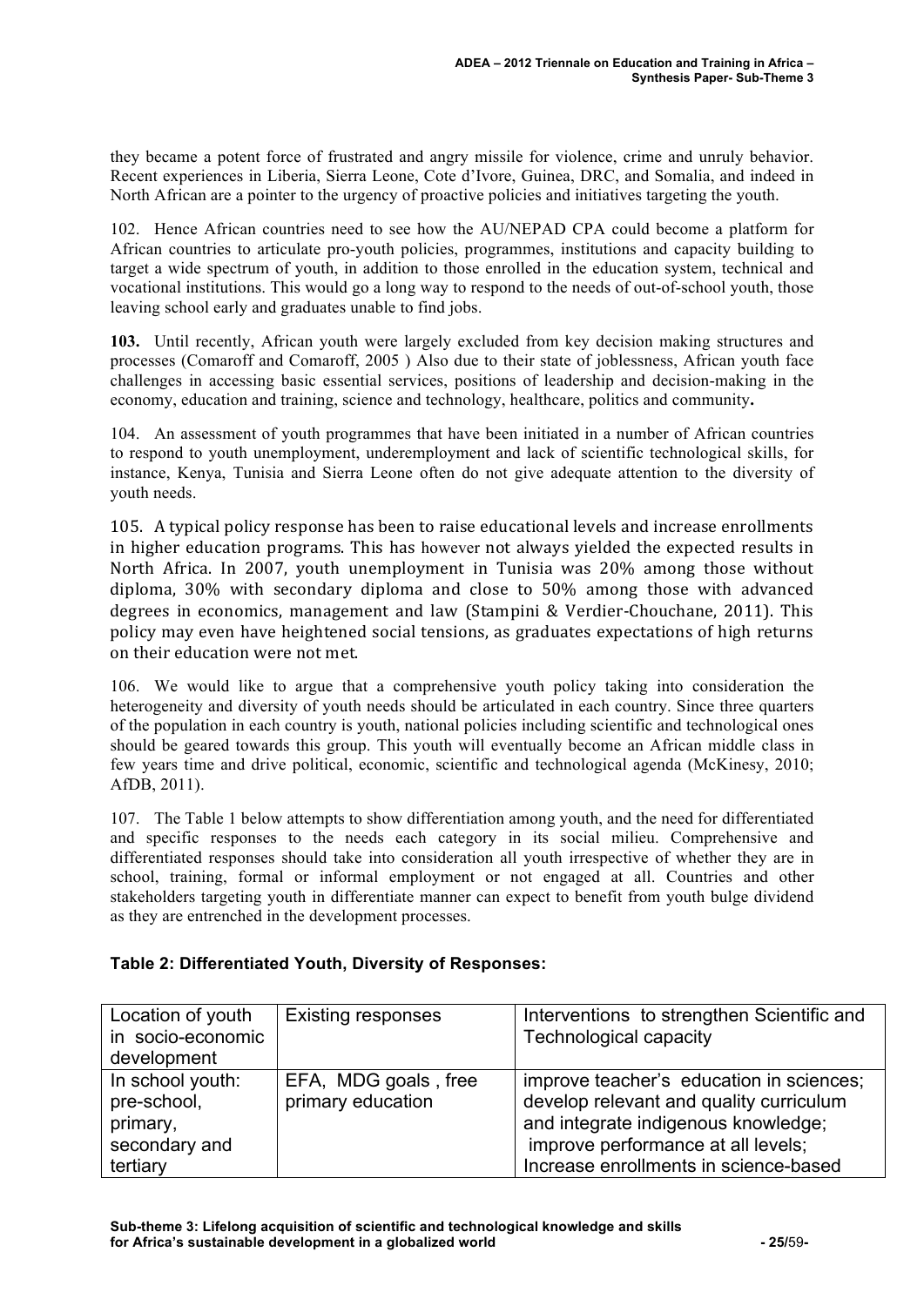they became a potent force of frustrated and angry missile for violence, crime and unruly behavior. Recent experiences in Liberia, Sierra Leone, Cote d'Ivore, Guinea, DRC, and Somalia, and indeed in North African are a pointer to the urgency of proactive policies and initiatives targeting the youth.

102. Hence African countries need to see how the AU/NEPAD CPA could become a platform for African countries to articulate pro-youth policies, programmes, institutions and capacity building to target a wide spectrum of youth, in addition to those enrolled in the education system, technical and vocational institutions. This would go a long way to respond to the needs of out-of-school youth, those leaving school early and graduates unable to find jobs.

**103.** Until recently, African youth were largely excluded from key decision making structures and processes (Comaroff and Comaroff, 2005 ) Also due to their state of joblessness, African youth face challenges in accessing basic essential services, positions of leadership and decision-making in the economy, education and training, science and technology, healthcare, politics and community**.**

104. An assessment of youth programmes that have been initiated in a number of African countries to respond to youth unemployment, underemployment and lack of scientific technological skills, for instance, Kenya, Tunisia and Sierra Leone often do not give adequate attention to the diversity of youth needs.

105. A typical policy response has been to raise educational levels and increase enrollments in higher education programs. This has however not always yielded the expected results in North Africa. In 2007, youth unemployment in Tunisia was 20% among those without diploma, 30% with secondary diploma and close to 50% among those with advanced degrees in economics, management and law (Stampini & Verdier-Chouchane, 2011). This policy may even have heightened social tensions, as graduates expectations of high returns on their education were not met.

106. We would like to argue that a comprehensive youth policy taking into consideration the heterogeneity and diversity of youth needs should be articulated in each country. Since three quarters of the population in each country is youth, national policies including scientific and technological ones should be geared towards this group. This youth will eventually become an African middle class in few years time and drive political, economic, scientific and technological agenda (McKinesy, 2010; AfDB, 2011).

107. The Table 1 below attempts to show differentiation among youth, and the need for differentiated and specific responses to the needs each category in its social milieu. Comprehensive and differentiated responses should take into consideration all youth irrespective of whether they are in school, training, formal or informal employment or not engaged at all. Countries and other stakeholders targeting youth in differentiate manner can expect to benefit from youth bulge dividend as they are entrenched in the development processes.

**Table 2: Differentiated Youth, Diversity of Responses:**

| Location of youth in socio-economic development | Existing responses | Interventions to strengthen Scientific and Technological capacity |
|---|---|---|
| In school youth: pre-school, primary, secondary and tertiary | EFA, MDG goals , free primary education | improve teacher's education in sciences; develop relevant and quality curriculum and integrate indigenous knowledge; improve performance at all levels; Increase enrollments in science-based |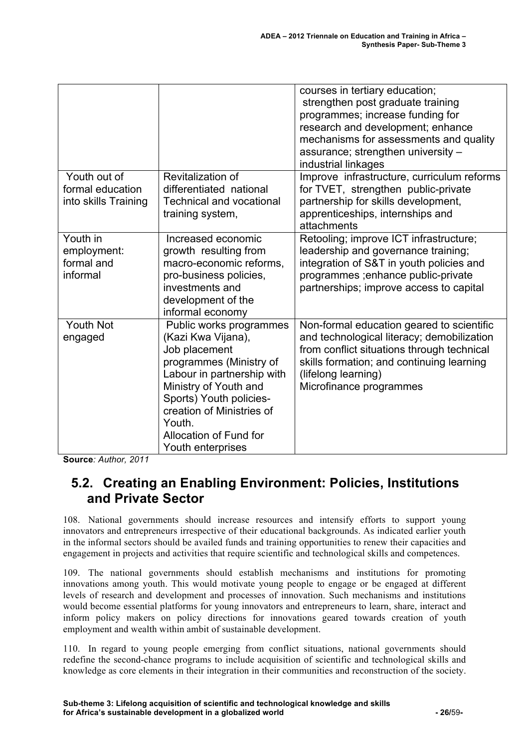| | | |
|---|---|---|
| | | courses in tertiary education; strengthen post graduate training programmes; increase funding for research and development; enhance mechanisms for assessments and quality assurance; strengthen university – industrial linkages |
| Youth out of formal education into skills Training | Revitalization of differentiated national Technical and vocational training system, | Improve infrastructure, curriculum reforms for TVET, strengthen public-private partnership for skills development, apprenticeships, internships and attachments |
| Youth in employment: formal and informal | Increased economic growth resulting from macro-economic reforms, pro-business policies, investments and development of the informal economy | Retooling; improve ICT infrastructure; leadership and governance training; integration of S&T in youth policies and programmes ;enhance public-private partnerships; improve access to capital |
| Youth Not engaged | Public works programmes (Kazi Kwa Vijana), Job placement programmes (Ministry of Labour in partnership with Ministry of Youth and Sports) Youth policies- creation of Ministries of Youth. Allocation of Fund for Youth enterprises | Non-formal education geared to scientific and technological literacy; demobilization from conflict situations through technical skills formation; and continuing learning (lifelong learning) Microfinance programmes |

**Source**: *Author, 2011*

## 5.2. Creating an Enabling Environment: Policies, Institutions and Private Sector

108. National governments should increase resources and intensify efforts to support young innovators and entrepreneurs irrespective of their educational backgrounds. As indicated earlier youth in the informal sectors should be availed funds and training opportunities to renew their capacities and engagement in projects and activities that require scientific and technological skills and competences.

109. The national governments should establish mechanisms and institutions for promoting innovations among youth. This would motivate young people to engage or be engaged at different levels of research and development and processes of innovation. Such mechanisms and institutions would become essential platforms for young innovators and entrepreneurs to learn, share, interact and inform policy makers on policy directions for innovations geared towards creation of youth employment and wealth within ambit of sustainable development.

110. In regard to young people emerging from conflict situations, national governments should redefine the second-chance programs to include acquisition of scientific and technological skills and knowledge as core elements in their integration in their communities and reconstruction of the society.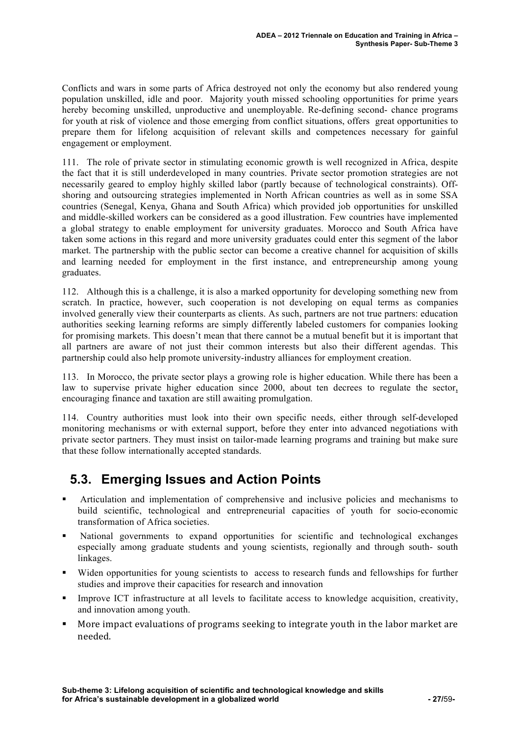Conflicts and wars in some parts of Africa destroyed not only the economy but also rendered young population unskilled, idle and poor. Majority youth missed schooling opportunities for prime years hereby becoming unskilled, unproductive and unemployable. Re-defining second- chance programs for youth at risk of violence and those emerging from conflict situations, offers great opportunities to prepare them for lifelong acquisition of relevant skills and competences necessary for gainful engagement or employment.

111. The role of private sector in stimulating economic growth is well recognized in Africa, despite the fact that it is still underdeveloped in many countries. Private sector promotion strategies are not necessarily geared to employ highly skilled labor (partly because of technological constraints). Off-shoring and outsourcing strategies implemented in North African countries as well as in some SSA countries (Senegal, Kenya, Ghana and South Africa) which provided job opportunities for unskilled and middle-skilled workers can be considered as a good illustration. Few countries have implemented a global strategy to enable employment for university graduates. Morocco and South Africa have taken some actions in this regard and more university graduates could enter this segment of the labor market. The partnership with the public sector can become a creative channel for acquisition of skills and learning needed for employment in the first instance, and entrepreneurship among young graduates.

112. Although this is a challenge, it is also a marked opportunity for developing something new from scratch. In practice, however, such cooperation is not developing on equal terms as companies involved generally view their counterparts as clients. As such, partners are not true partners: education authorities seeking learning reforms are simply differently labeled customers for companies looking for promising markets. This doesn't mean that there cannot be a mutual benefit but it is important that all partners are aware of not just their common interests but also their different agendas. This partnership could also help promote university-industry alliances for employment creation.

113. In Morocco, the private sector plays a growing role is higher education. While there has been a law to supervise private higher education since 2000, about ten decrees to regulate the sector, encouraging finance and taxation are still awaiting promulgation.

114. Country authorities must look into their own specific needs, either through self-developed monitoring mechanisms or with external support, before they enter into advanced negotiations with private sector partners. They must insist on tailor-made learning programs and training but make sure that these follow internationally accepted standards.

## 5.3. Emerging Issues and Action Points

- Articulation and implementation of comprehensive and inclusive policies and mechanisms to build scientific, technological and entrepreneurial capacities of youth for socio-economic transformation of Africa societies.
- National governments to expand opportunities for scientific and technological exchanges especially among graduate students and young scientists, regionally and through south- south linkages.
- Widen opportunities for young scientists to access to research funds and fellowships for further studies and improve their capacities for research and innovation
- Improve ICT infrastructure at all levels to facilitate access to knowledge acquisition, creativity, and innovation among youth.
- More impact evaluations of programs seeking to integrate youth in the labor market are needed.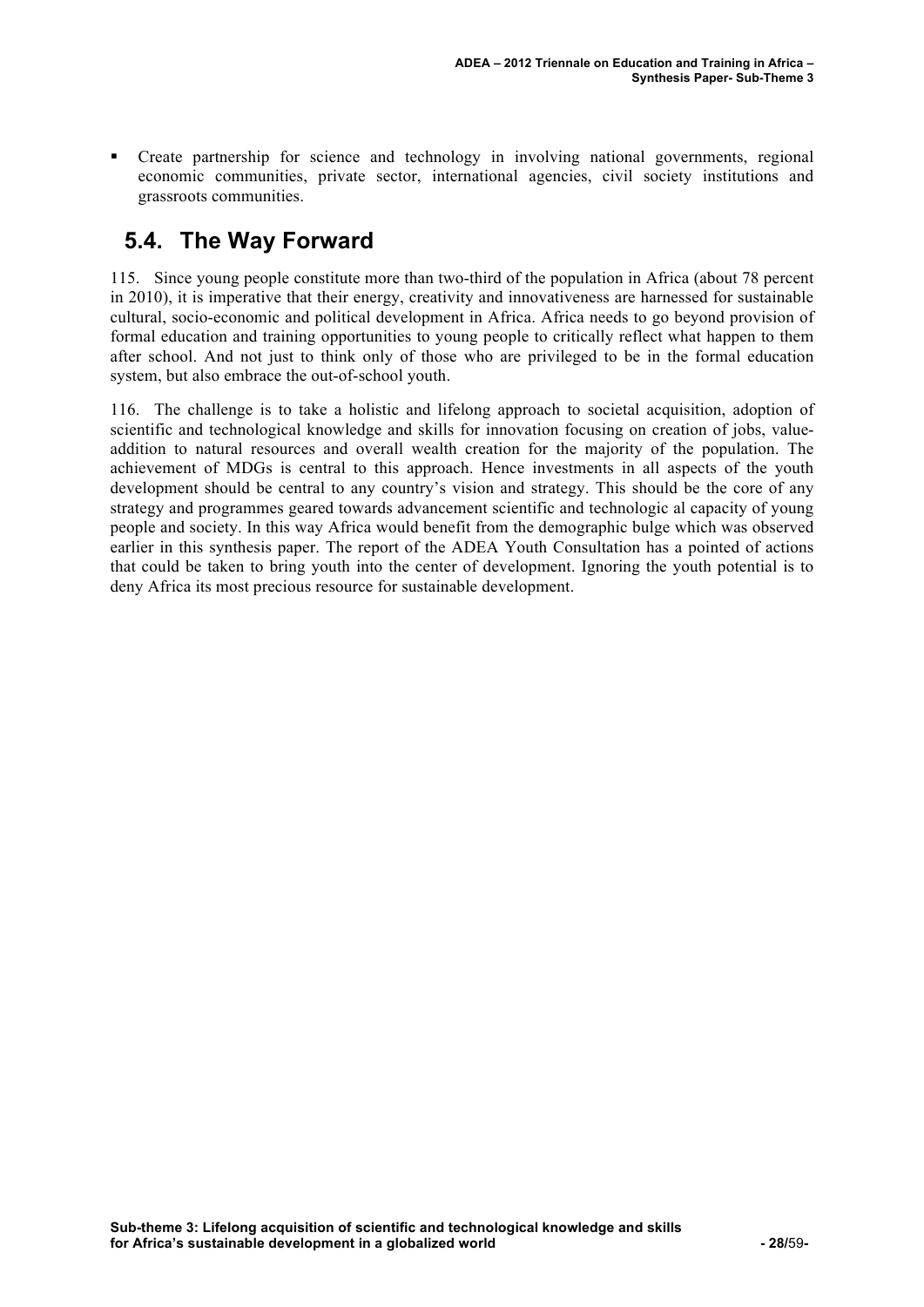- Create partnership for science and technology in involving national governments, regional economic communities, private sector, international agencies, civil society institutions and grassroots communities.

## 5.4. The Way Forward

115. Since young people constitute more than two-third of the population in Africa (about 78 percent in 2010), it is imperative that their energy, creativity and innovativeness are harnessed for sustainable cultural, socio-economic and political development in Africa. Africa needs to go beyond provision of formal education and training opportunities to young people to critically reflect what happen to them after school. And not just to think only of those who are privileged to be in the formal education system, but also embrace the out-of-school youth.

116. The challenge is to take a holistic and lifelong approach to societal acquisition, adoption of scientific and technological knowledge and skills for innovation focusing on creation of jobs, value-addition to natural resources and overall wealth creation for the majority of the population. The achievement of MDGs is central to this approach. Hence investments in all aspects of the youth development should be central to any country's vision and strategy. This should be the core of any strategy and programmes geared towards advancement scientific and technologic al capacity of young people and society. In this way Africa would benefit from the demographic bulge which was observed earlier in this synthesis paper. The report of the ADEA Youth Consultation has a pointed of actions that could be taken to bring youth into the center of development. Ignoring the youth potential is to deny Africa its most precious resource for sustainable development.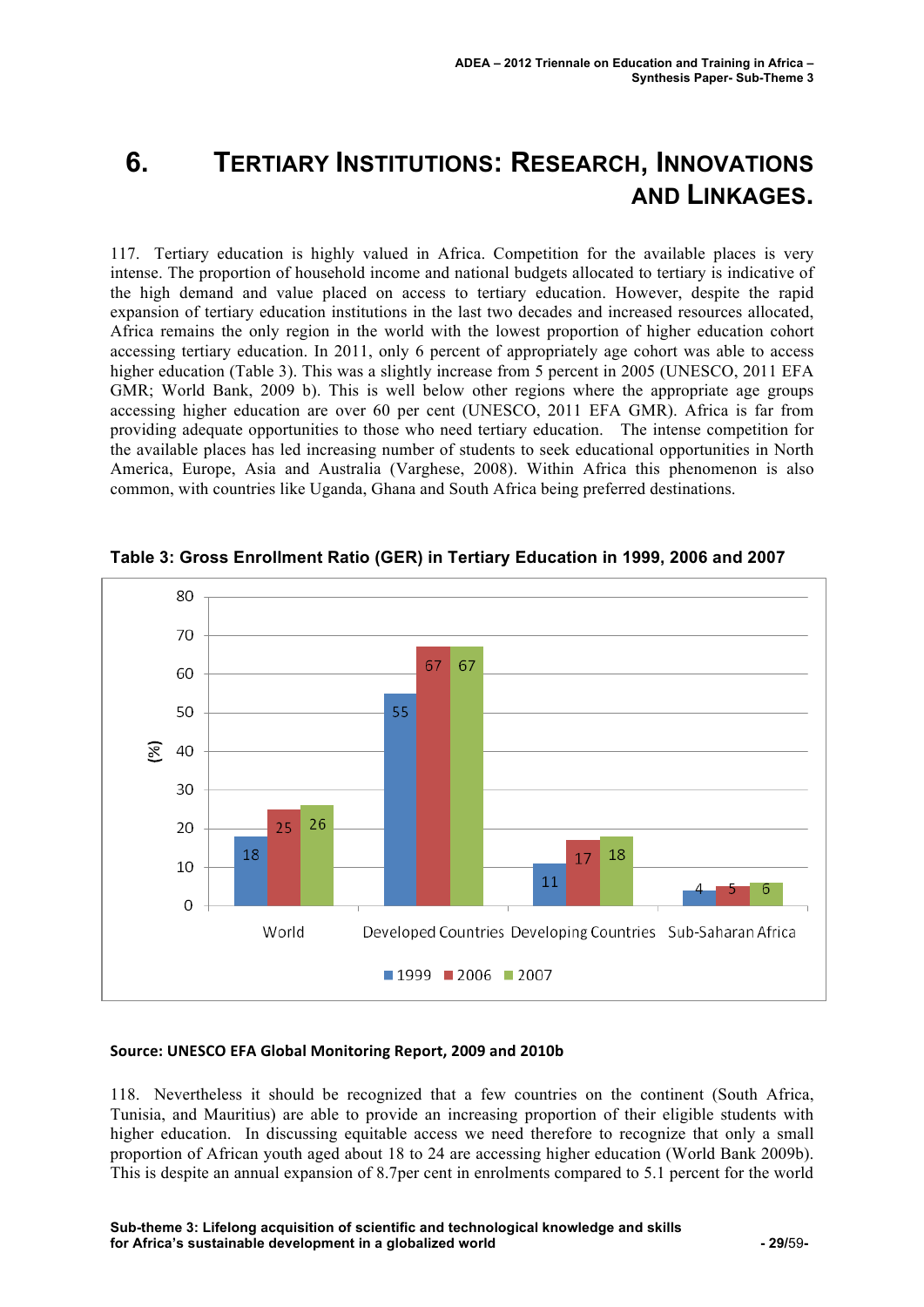# 6. TERTIARY INSTITUTIONS: RESEARCH, INNOVATIONS AND LINKAGES.

117. Tertiary education is highly valued in Africa. Competition for the available places is very intense. The proportion of household income and national budgets allocated to tertiary is indicative of the high demand and value placed on access to tertiary education. However, despite the rapid expansion of tertiary education institutions in the last two decades and increased resources allocated, Africa remains the only region in the world with the lowest proportion of higher education cohort accessing tertiary education. In 2011, only 6 percent of appropriately age cohort was able to access higher education (Table 3). This was a slightly increase from 5 percent in 2005 (UNESCO, 2011 EFA GMR; World Bank, 2009 b). This is well below other regions where the appropriate age groups accessing higher education are over 60 per cent (UNESCO, 2011 EFA GMR). Africa is far from providing adequate opportunities to those who need tertiary education. The intense competition for the available places has led increasing number of students to seek educational opportunities in North America, Europe, Asia and Australia (Varghese, 2008). Within Africa this phenomenon is also common, with countries like Uganda, Ghana and South Africa being preferred destinations.

**Table 3: Gross Enrollment Ratio (GER) in Tertiary Education in 1999, 2006 and 2007**

| (%) | 1999 | 2006 | 2007 |
|---|---|---|---|
| World | 18 | 25 | 26 |
| Developed Countries | 55 | 67 | 67 |
| Developing Countries | 11 | 17 | 18 |
| Sub-Saharan Africa | 4 | 5 | 6 |

**Source: UNESCO EFA Global Monitoring Report, 2009 and 2010b**

118. Nevertheless it should be recognized that a few countries on the continent (South Africa, Tunisia, and Mauritius) are able to provide an increasing proportion of their eligible students with higher education. In discussing equitable access we need therefore to recognize that only a small proportion of African youth aged about 18 to 24 are accessing higher education (World Bank 2009b). This is despite an annual expansion of 8.7per cent in enrolments compared to 5.1 percent for the world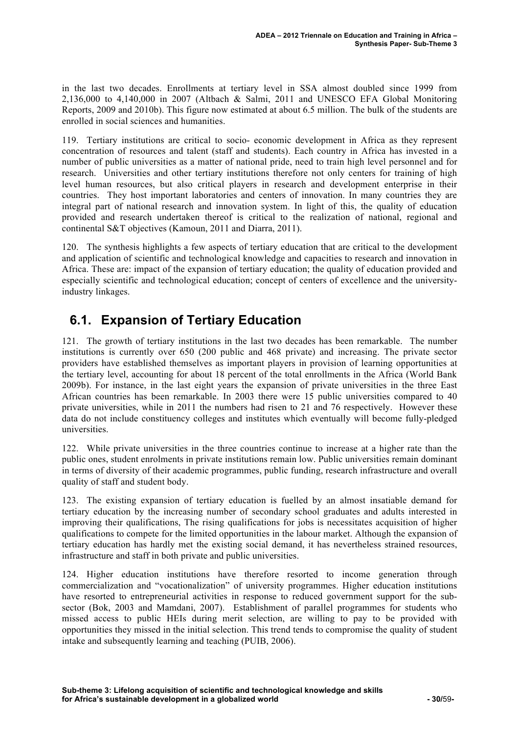in the last two decades. Enrollments at tertiary level in SSA almost doubled since 1999 from 2,136,000 to 4,140,000 in 2007 (Altbach & Salmi, 2011 and UNESCO EFA Global Monitoring Reports, 2009 and 2010b). This figure now estimated at about 6.5 million. The bulk of the students are enrolled in social sciences and humanities.

119. Tertiary institutions are critical to socio- economic development in Africa as they represent concentration of resources and talent (staff and students). Each country in Africa has invested in a number of public universities as a matter of national pride, need to train high level personnel and for research. Universities and other tertiary institutions therefore not only centers for training of high level human resources, but also critical players in research and development enterprise in their countries. They host important laboratories and centers of innovation. In many countries they are integral part of national research and innovation system. In light of this, the quality of education provided and research undertaken thereof is critical to the realization of national, regional and continental S&T objectives (Kamoun, 2011 and Diarra, 2011).

120. The synthesis highlights a few aspects of tertiary education that are critical to the development and application of scientific and technological knowledge and capacities to research and innovation in Africa. These are: impact of the expansion of tertiary education; the quality of education provided and especially scientific and technological education; concept of centers of excellence and the university-industry linkages.

## 6.1. Expansion of Tertiary Education

121. The growth of tertiary institutions in the last two decades has been remarkable. The number institutions is currently over 650 (200 public and 468 private) and increasing. The private sector providers have established themselves as important players in provision of learning opportunities at the tertiary level, accounting for about 18 percent of the total enrollments in the Africa (World Bank 2009b). For instance, in the last eight years the expansion of private universities in the three East African countries has been remarkable. In 2003 there were 15 public universities compared to 40 private universities, while in 2011 the numbers had risen to 21 and 76 respectively. However these data do not include constituency colleges and institutes which eventually will become fully-pledged universities.

122. While private universities in the three countries continue to increase at a higher rate than the public ones, student enrolments in private institutions remain low. Public universities remain dominant in terms of diversity of their academic programmes, public funding, research infrastructure and overall quality of staff and student body.

123. The existing expansion of tertiary education is fuelled by an almost insatiable demand for tertiary education by the increasing number of secondary school graduates and adults interested in improving their qualifications, The rising qualifications for jobs is necessitates acquisition of higher qualifications to compete for the limited opportunities in the labour market. Although the expansion of tertiary education has hardly met the existing social demand, it has nevertheless strained resources, infrastructure and staff in both private and public universities.

124. Higher education institutions have therefore resorted to income generation through commercialization and "vocationalization" of university programmes. Higher education institutions have resorted to entrepreneurial activities in response to reduced government support for the sub-sector (Bok, 2003 and Mamdani, 2007). Establishment of parallel programmes for students who missed access to public HEIs during merit selection, are willing to pay to be provided with opportunities they missed in the initial selection. This trend tends to compromise the quality of student intake and subsequently learning and teaching (PUIB, 2006).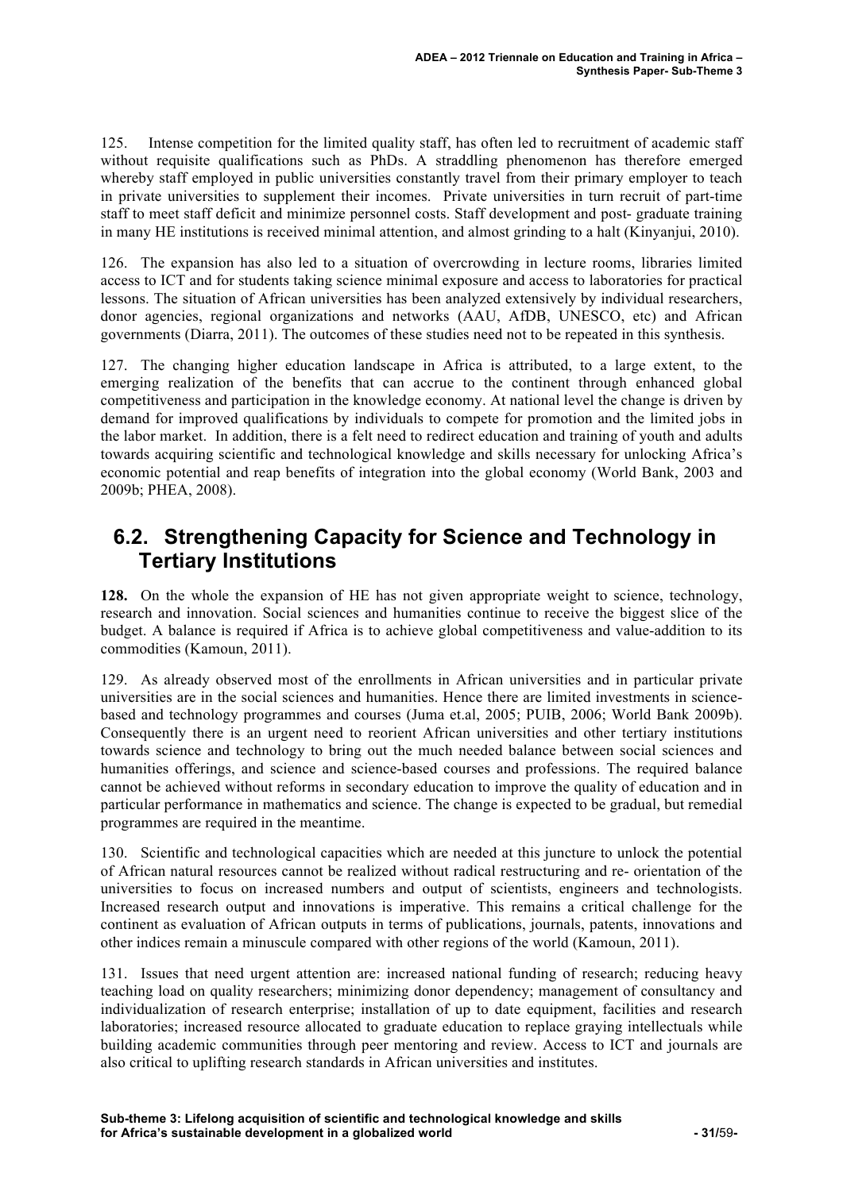125. Intense competition for the limited quality staff, has often led to recruitment of academic staff without requisite qualifications such as PhDs. A straddling phenomenon has therefore emerged whereby staff employed in public universities constantly travel from their primary employer to teach in private universities to supplement their incomes. Private universities in turn recruit of part-time staff to meet staff deficit and minimize personnel costs. Staff development and post- graduate training in many HE institutions is received minimal attention, and almost grinding to a halt (Kinyanjui, 2010).

126. The expansion has also led to a situation of overcrowding in lecture rooms, libraries limited access to ICT and for students taking science minimal exposure and access to laboratories for practical lessons. The situation of African universities has been analyzed extensively by individual researchers, donor agencies, regional organizations and networks (AAU, AfDB, UNESCO, etc) and African governments (Diarra, 2011). The outcomes of these studies need not to be repeated in this synthesis.

127. The changing higher education landscape in Africa is attributed, to a large extent, to the emerging realization of the benefits that can accrue to the continent through enhanced global competitiveness and participation in the knowledge economy. At national level the change is driven by demand for improved qualifications by individuals to compete for promotion and the limited jobs in the labor market. In addition, there is a felt need to redirect education and training of youth and adults towards acquiring scientific and technological knowledge and skills necessary for unlocking Africa's economic potential and reap benefits of integration into the global economy (World Bank, 2003 and 2009b; PHEA, 2008).

## 6.2. Strengthening Capacity for Science and Technology in Tertiary Institutions

**128.** On the whole the expansion of HE has not given appropriate weight to science, technology, research and innovation. Social sciences and humanities continue to receive the biggest slice of the budget. A balance is required if Africa is to achieve global competitiveness and value-addition to its commodities (Kamoun, 2011).

129. As already observed most of the enrollments in African universities and in particular private universities are in the social sciences and humanities. Hence there are limited investments in science-based and technology programmes and courses (Juma et.al, 2005; PUIB, 2006; World Bank 2009b). Consequently there is an urgent need to reorient African universities and other tertiary institutions towards science and technology to bring out the much needed balance between social sciences and humanities offerings, and science and science-based courses and professions. The required balance cannot be achieved without reforms in secondary education to improve the quality of education and in particular performance in mathematics and science. The change is expected to be gradual, but remedial programmes are required in the meantime.

130. Scientific and technological capacities which are needed at this juncture to unlock the potential of African natural resources cannot be realized without radical restructuring and re- orientation of the universities to focus on increased numbers and output of scientists, engineers and technologists. Increased research output and innovations is imperative. This remains a critical challenge for the continent as evaluation of African outputs in terms of publications, journals, patents, innovations and other indices remain a minuscule compared with other regions of the world (Kamoun, 2011).

131. Issues that need urgent attention are: increased national funding of research; reducing heavy teaching load on quality researchers; minimizing donor dependency; management of consultancy and individualization of research enterprise; installation of up to date equipment, facilities and research laboratories; increased resource allocated to graduate education to replace graying intellectuals while building academic communities through peer mentoring and review. Access to ICT and journals are also critical to uplifting research standards in African universities and institutes.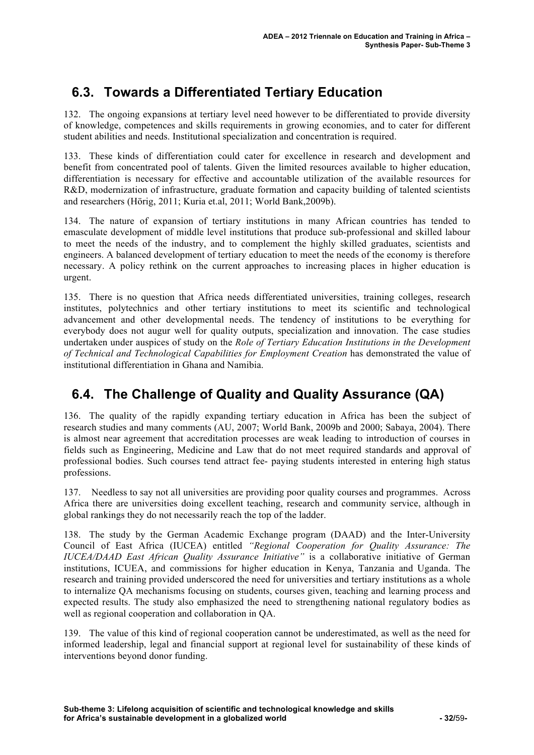## 6.3. Towards a Differentiated Tertiary Education

132. The ongoing expansions at tertiary level need however to be differentiated to provide diversity of knowledge, competences and skills requirements in growing economies, and to cater for different student abilities and needs. Institutional specialization and concentration is required.

133. These kinds of differentiation could cater for excellence in research and development and benefit from concentrated pool of talents. Given the limited resources available to higher education, differentiation is necessary for effective and accountable utilization of the available resources for R&D, modernization of infrastructure, graduate formation and capacity building of talented scientists and researchers (Hörig, 2011; Kuria et.al, 2011; World Bank,2009b).

134. The nature of expansion of tertiary institutions in many African countries has tended to emasculate development of middle level institutions that produce sub-professional and skilled labour to meet the needs of the industry, and to complement the highly skilled graduates, scientists and engineers. A balanced development of tertiary education to meet the needs of the economy is therefore necessary. A policy rethink on the current approaches to increasing places in higher education is urgent.

135. There is no question that Africa needs differentiated universities, training colleges, research institutes, polytechnics and other tertiary institutions to meet its scientific and technological advancement and other developmental needs. The tendency of institutions to be everything for everybody does not augur well for quality outputs, specialization and innovation. The case studies undertaken under auspices of study on the *Role of Tertiary Education Institutions in the Development of Technical and Technological Capabilities for Employment Creation* has demonstrated the value of institutional differentiation in Ghana and Namibia.

## 6.4. The Challenge of Quality and Quality Assurance (QA)

136. The quality of the rapidly expanding tertiary education in Africa has been the subject of research studies and many comments (AU, 2007; World Bank, 2009b and 2000; Sabaya, 2004). There is almost near agreement that accreditation processes are weak leading to introduction of courses in fields such as Engineering, Medicine and Law that do not meet required standards and approval of professional bodies. Such courses tend attract fee- paying students interested in entering high status professions.

137. Needless to say not all universities are providing poor quality courses and programmes. Across Africa there are universities doing excellent teaching, research and community service, although in global rankings they do not necessarily reach the top of the ladder.

138. The study by the German Academic Exchange program (DAAD) and the Inter-University Council of East Africa (IUCEA) entitled *"Regional Cooperation for Quality Assurance: The IUCEA/DAAD East African Quality Assurance Initiative"* is a collaborative initiative of German institutions, ICUEA, and commissions for higher education in Kenya, Tanzania and Uganda. The research and training provided underscored the need for universities and tertiary institutions as a whole to internalize QA mechanisms focusing on students, courses given, teaching and learning process and expected results. The study also emphasized the need to strengthening national regulatory bodies as well as regional cooperation and collaboration in QA.

139. The value of this kind of regional cooperation cannot be underestimated, as well as the need for informed leadership, legal and financial support at regional level for sustainability of these kinds of interventions beyond donor funding.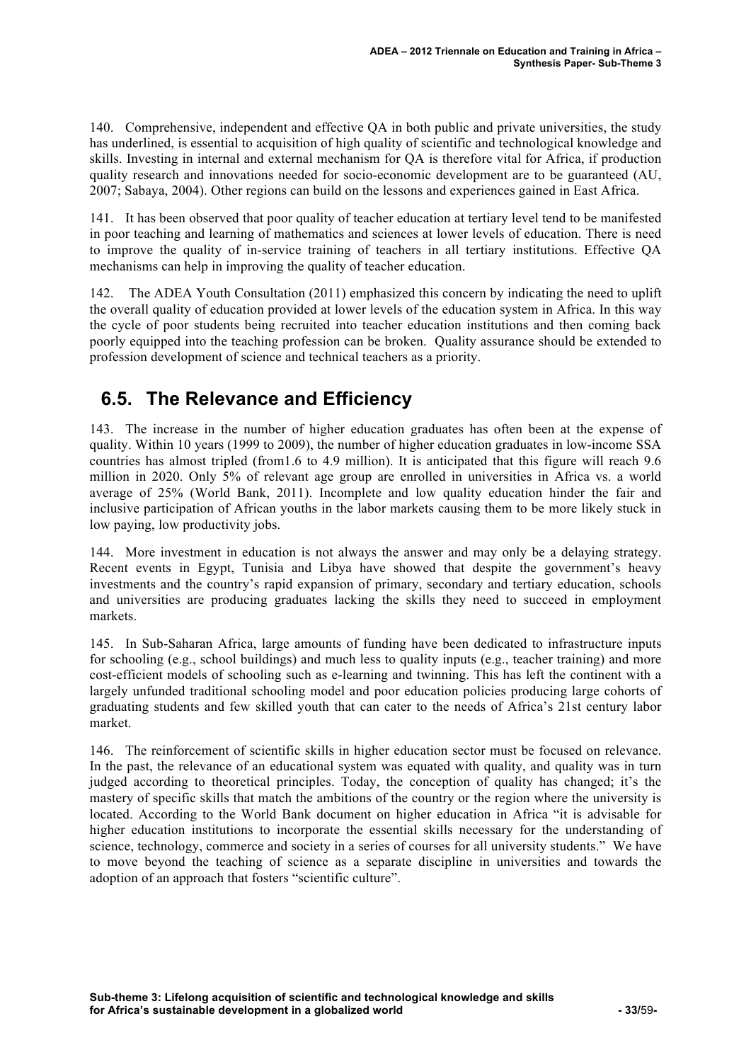140. Comprehensive, independent and effective QA in both public and private universities, the study has underlined, is essential to acquisition of high quality of scientific and technological knowledge and skills. Investing in internal and external mechanism for QA is therefore vital for Africa, if production quality research and innovations needed for socio-economic development are to be guaranteed (AU, 2007; Sabaya, 2004). Other regions can build on the lessons and experiences gained in East Africa.

141. It has been observed that poor quality of teacher education at tertiary level tend to be manifested in poor teaching and learning of mathematics and sciences at lower levels of education. There is need to improve the quality of in-service training of teachers in all tertiary institutions. Effective QA mechanisms can help in improving the quality of teacher education.

142. The ADEA Youth Consultation (2011) emphasized this concern by indicating the need to uplift the overall quality of education provided at lower levels of the education system in Africa. In this way the cycle of poor students being recruited into teacher education institutions and then coming back poorly equipped into the teaching profession can be broken. Quality assurance should be extended to profession development of science and technical teachers as a priority.

## 6.5. The Relevance and Efficiency

143. The increase in the number of higher education graduates has often been at the expense of quality. Within 10 years (1999 to 2009), the number of higher education graduates in low-income SSA countries has almost tripled (from1.6 to 4.9 million). It is anticipated that this figure will reach 9.6 million in 2020. Only 5% of relevant age group are enrolled in universities in Africa vs. a world average of 25% (World Bank, 2011). Incomplete and low quality education hinder the fair and inclusive participation of African youths in the labor markets causing them to be more likely stuck in low paying, low productivity jobs.

144. More investment in education is not always the answer and may only be a delaying strategy. Recent events in Egypt, Tunisia and Libya have showed that despite the government's heavy investments and the country's rapid expansion of primary, secondary and tertiary education, schools and universities are producing graduates lacking the skills they need to succeed in employment markets.

145. In Sub-Saharan Africa, large amounts of funding have been dedicated to infrastructure inputs for schooling (e.g., school buildings) and much less to quality inputs (e.g., teacher training) and more cost-efficient models of schooling such as e-learning and twinning. This has left the continent with a largely unfunded traditional schooling model and poor education policies producing large cohorts of graduating students and few skilled youth that can cater to the needs of Africa's 21st century labor market.

146. The reinforcement of scientific skills in higher education sector must be focused on relevance. In the past, the relevance of an educational system was equated with quality, and quality was in turn judged according to theoretical principles. Today, the conception of quality has changed; it's the mastery of specific skills that match the ambitions of the country or the region where the university is located. According to the World Bank document on higher education in Africa "it is advisable for higher education institutions to incorporate the essential skills necessary for the understanding of science, technology, commerce and society in a series of courses for all university students." We have to move beyond the teaching of science as a separate discipline in universities and towards the adoption of an approach that fosters "scientific culture".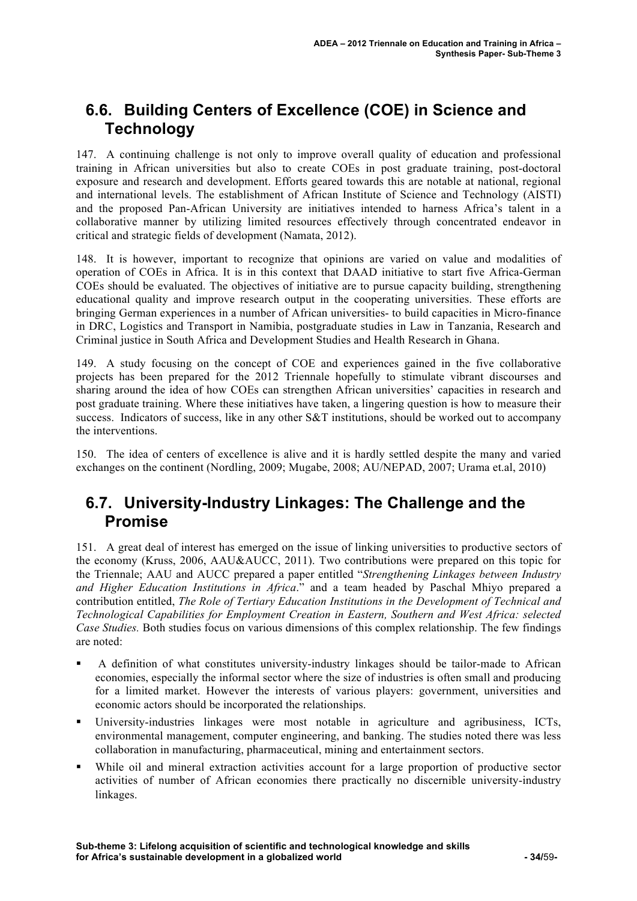## 6.6. Building Centers of Excellence (COE) in Science and Technology

147. A continuing challenge is not only to improve overall quality of education and professional training in African universities but also to create COEs in post graduate training, post-doctoral exposure and research and development. Efforts geared towards this are notable at national, regional and international levels. The establishment of African Institute of Science and Technology (AISTI) and the proposed Pan-African University are initiatives intended to harness Africa's talent in a collaborative manner by utilizing limited resources effectively through concentrated endeavor in critical and strategic fields of development (Namata, 2012).

148. It is however, important to recognize that opinions are varied on value and modalities of operation of COEs in Africa. It is in this context that DAAD initiative to start five Africa-German COEs should be evaluated. The objectives of initiative are to pursue capacity building, strengthening educational quality and improve research output in the cooperating universities. These efforts are bringing German experiences in a number of African universities- to build capacities in Micro-finance in DRC, Logistics and Transport in Namibia, postgraduate studies in Law in Tanzania, Research and Criminal justice in South Africa and Development Studies and Health Research in Ghana.

149. A study focusing on the concept of COE and experiences gained in the five collaborative projects has been prepared for the 2012 Triennale hopefully to stimulate vibrant discourses and sharing around the idea of how COEs can strengthen African universities' capacities in research and post graduate training. Where these initiatives have taken, a lingering question is how to measure their success. Indicators of success, like in any other S&T institutions, should be worked out to accompany the interventions.

150. The idea of centers of excellence is alive and it is hardly settled despite the many and varied exchanges on the continent (Nordling, 2009; Mugabe, 2008; AU/NEPAD, 2007; Urama et.al, 2010)

## 6.7. University-Industry Linkages: The Challenge and the Promise

151. A great deal of interest has emerged on the issue of linking universities to productive sectors of the economy (Kruss, 2006, AAU&AUCC, 2011). Two contributions were prepared on this topic for the Triennale; AAU and AUCC prepared a paper entitled "*Strengthening Linkages between Industry and Higher Education Institutions in Africa*." and a team headed by Paschal Mhiyo prepared a contribution entitled, *The Role of Tertiary Education Institutions in the Development of Technical and Technological Capabilities for Employment Creation in Eastern, Southern and West Africa: selected Case Studies.* Both studies focus on various dimensions of this complex relationship. The few findings are noted:

- A definition of what constitutes university-industry linkages should be tailor-made to African economies, especially the informal sector where the size of industries is often small and producing for a limited market. However the interests of various players: government, universities and economic actors should be incorporated the relationships.
- University-industries linkages were most notable in agriculture and agribusiness, ICTs, environmental management, computer engineering, and banking. The studies noted there was less collaboration in manufacturing, pharmaceutical, mining and entertainment sectors.
- While oil and mineral extraction activities account for a large proportion of productive sector activities of number of African economies there practically no discernible university-industry linkages.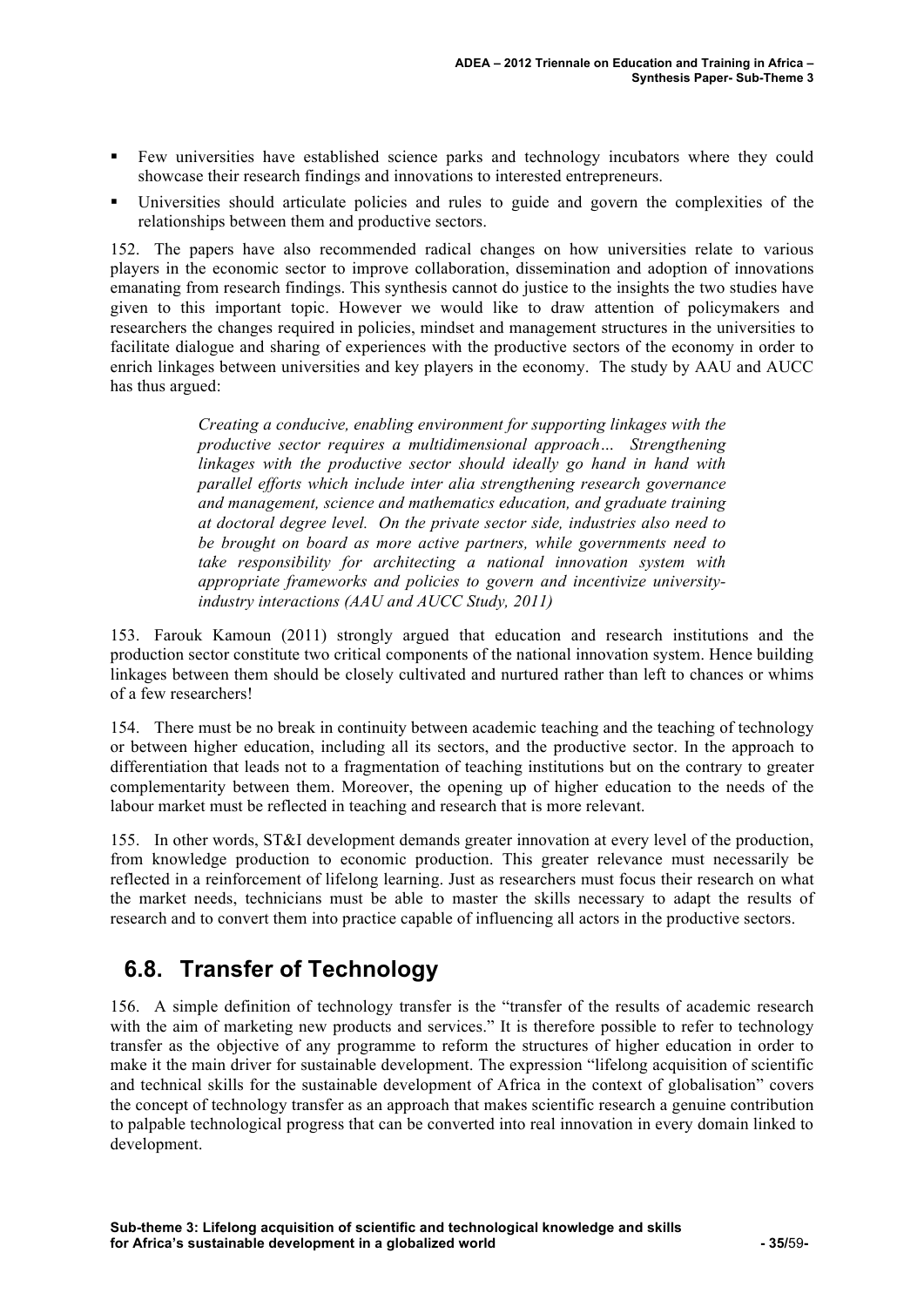- Few universities have established science parks and technology incubators where they could showcase their research findings and innovations to interested entrepreneurs.
- Universities should articulate policies and rules to guide and govern the complexities of the relationships between them and productive sectors.

152. The papers have also recommended radical changes on how universities relate to various players in the economic sector to improve collaboration, dissemination and adoption of innovations emanating from research findings. This synthesis cannot do justice to the insights the two studies have given to this important topic. However we would like to draw attention of policymakers and researchers the changes required in policies, mindset and management structures in the universities to facilitate dialogue and sharing of experiences with the productive sectors of the economy in order to enrich linkages between universities and key players in the economy. The study by AAU and AUCC has thus argued:

> *Creating a conducive, enabling environment for supporting linkages with the productive sector requires a multidimensional approach… Strengthening linkages with the productive sector should ideally go hand in hand with parallel efforts which include inter alia strengthening research governance and management, science and mathematics education, and graduate training at doctoral degree level. On the private sector side, industries also need to be brought on board as more active partners, while governments need to take responsibility for architecting a national innovation system with appropriate frameworks and policies to govern and incentivize university-industry interactions (AAU and AUCC Study, 2011)*

153. Farouk Kamoun (2011) strongly argued that education and research institutions and the production sector constitute two critical components of the national innovation system. Hence building linkages between them should be closely cultivated and nurtured rather than left to chances or whims of a few researchers!

154. There must be no break in continuity between academic teaching and the teaching of technology or between higher education, including all its sectors, and the productive sector. In the approach to differentiation that leads not to a fragmentation of teaching institutions but on the contrary to greater complementarity between them. Moreover, the opening up of higher education to the needs of the labour market must be reflected in teaching and research that is more relevant.

155. In other words, ST&I development demands greater innovation at every level of the production, from knowledge production to economic production. This greater relevance must necessarily be reflected in a reinforcement of lifelong learning. Just as researchers must focus their research on what the market needs, technicians must be able to master the skills necessary to adapt the results of research and to convert them into practice capable of influencing all actors in the productive sectors.

## 6.8. Transfer of Technology

156. A simple definition of technology transfer is the "transfer of the results of academic research with the aim of marketing new products and services." It is therefore possible to refer to technology transfer as the objective of any programme to reform the structures of higher education in order to make it the main driver for sustainable development. The expression "lifelong acquisition of scientific and technical skills for the sustainable development of Africa in the context of globalisation" covers the concept of technology transfer as an approach that makes scientific research a genuine contribution to palpable technological progress that can be converted into real innovation in every domain linked to development.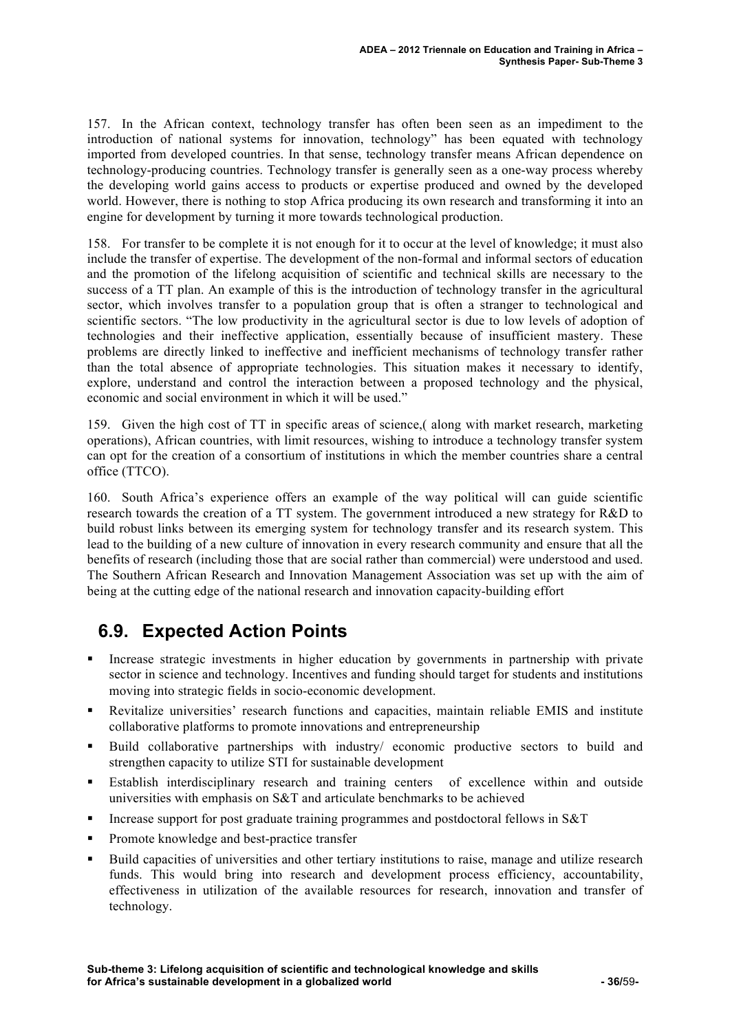157. In the African context, technology transfer has often been seen as an impediment to the introduction of national systems for innovation, technology" has been equated with technology imported from developed countries. In that sense, technology transfer means African dependence on technology-producing countries. Technology transfer is generally seen as a one-way process whereby the developing world gains access to products or expertise produced and owned by the developed world. However, there is nothing to stop Africa producing its own research and transforming it into an engine for development by turning it more towards technological production.

158. For transfer to be complete it is not enough for it to occur at the level of knowledge; it must also include the transfer of expertise. The development of the non-formal and informal sectors of education and the promotion of the lifelong acquisition of scientific and technical skills are necessary to the success of a TT plan. An example of this is the introduction of technology transfer in the agricultural sector, which involves transfer to a population group that is often a stranger to technological and scientific sectors. "The low productivity in the agricultural sector is due to low levels of adoption of technologies and their ineffective application, essentially because of insufficient mastery. These problems are directly linked to ineffective and inefficient mechanisms of technology transfer rather than the total absence of appropriate technologies. This situation makes it necessary to identify, explore, understand and control the interaction between a proposed technology and the physical, economic and social environment in which it will be used."

159. Given the high cost of TT in specific areas of science,( along with market research, marketing operations), African countries, with limit resources, wishing to introduce a technology transfer system can opt for the creation of a consortium of institutions in which the member countries share a central office (TTCO).

160. South Africa's experience offers an example of the way political will can guide scientific research towards the creation of a TT system. The government introduced a new strategy for R&D to build robust links between its emerging system for technology transfer and its research system. This lead to the building of a new culture of innovation in every research community and ensure that all the benefits of research (including those that are social rather than commercial) were understood and used. The Southern African Research and Innovation Management Association was set up with the aim of being at the cutting edge of the national research and innovation capacity-building effort

## 6.9. Expected Action Points

- Increase strategic investments in higher education by governments in partnership with private sector in science and technology. Incentives and funding should target for students and institutions moving into strategic fields in socio-economic development.
- Revitalize universities' research functions and capacities, maintain reliable EMIS and institute collaborative platforms to promote innovations and entrepreneurship
- Build collaborative partnerships with industry/ economic productive sectors to build and strengthen capacity to utilize STI for sustainable development
- Establish interdisciplinary research and training centers of excellence within and outside universities with emphasis on S&T and articulate benchmarks to be achieved
- Increase support for post graduate training programmes and postdoctoral fellows in S&T
- Promote knowledge and best-practice transfer
- Build capacities of universities and other tertiary institutions to raise, manage and utilize research funds. This would bring into research and development process efficiency, accountability, effectiveness in utilization of the available resources for research, innovation and transfer of technology.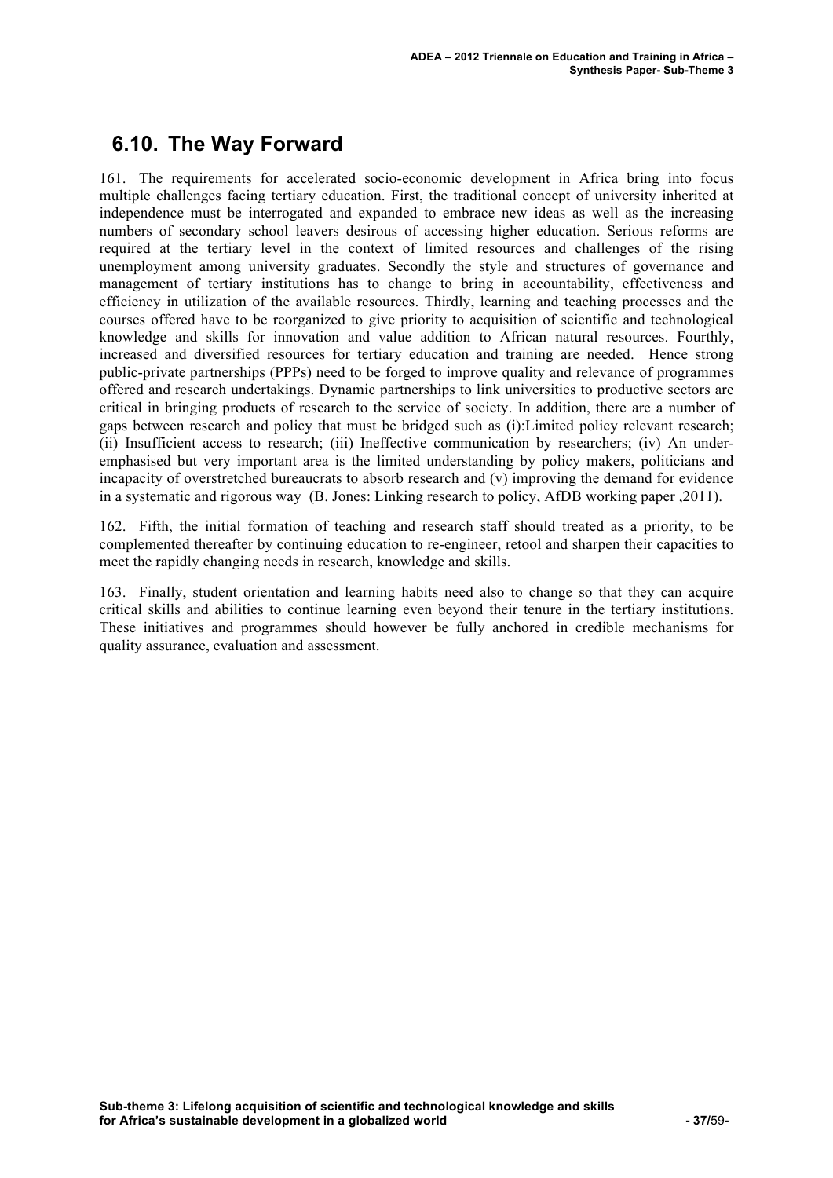## 6.10. The Way Forward

161. The requirements for accelerated socio-economic development in Africa bring into focus multiple challenges facing tertiary education. First, the traditional concept of university inherited at independence must be interrogated and expanded to embrace new ideas as well as the increasing numbers of secondary school leavers desirous of accessing higher education. Serious reforms are required at the tertiary level in the context of limited resources and challenges of the rising unemployment among university graduates. Secondly the style and structures of governance and management of tertiary institutions has to change to bring in accountability, effectiveness and efficiency in utilization of the available resources. Thirdly, learning and teaching processes and the courses offered have to be reorganized to give priority to acquisition of scientific and technological knowledge and skills for innovation and value addition to African natural resources. Fourthly, increased and diversified resources for tertiary education and training are needed. Hence strong public-private partnerships (PPPs) need to be forged to improve quality and relevance of programmes offered and research undertakings. Dynamic partnerships to link universities to productive sectors are critical in bringing products of research to the service of society. In addition, there are a number of gaps between research and policy that must be bridged such as (i):Limited policy relevant research; (ii) Insufficient access to research; (iii) Ineffective communication by researchers; (iv) An under-emphasised but very important area is the limited understanding by policy makers, politicians and incapacity of overstretched bureaucrats to absorb research and (v) improving the demand for evidence in a systematic and rigorous way (B. Jones: Linking research to policy, AfDB working paper ,2011).

162. Fifth, the initial formation of teaching and research staff should treated as a priority, to be complemented thereafter by continuing education to re-engineer, retool and sharpen their capacities to meet the rapidly changing needs in research, knowledge and skills.

163. Finally, student orientation and learning habits need also to change so that they can acquire critical skills and abilities to continue learning even beyond their tenure in the tertiary institutions. These initiatives and programmes should however be fully anchored in credible mechanisms for quality assurance, evaluation and assessment.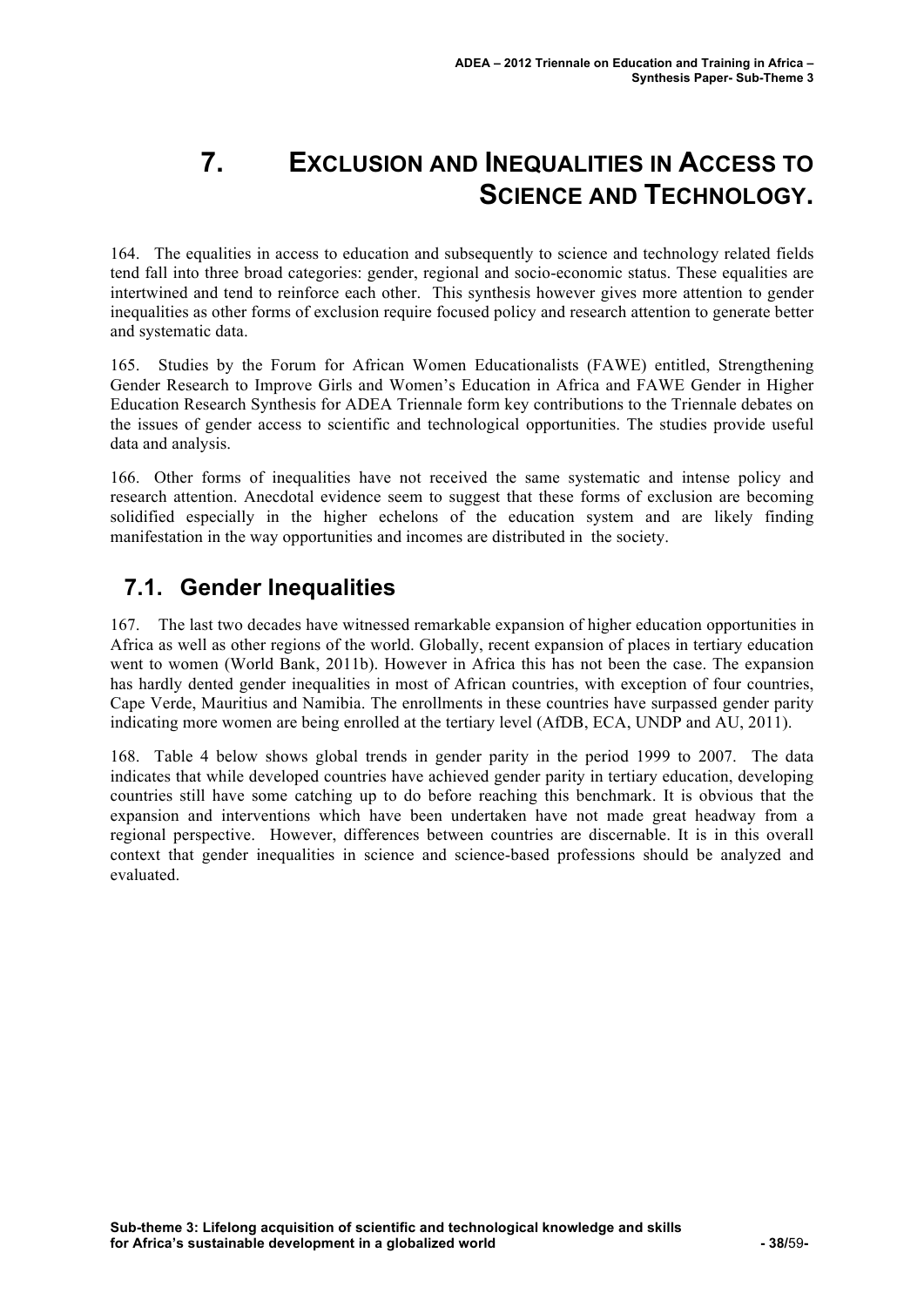# 7. Exclusion and Inequalities in Access to Science and Technology.

164. The equalities in access to education and subsequently to science and technology related fields tend fall into three broad categories: gender, regional and socio-economic status. These equalities are intertwined and tend to reinforce each other. This synthesis however gives more attention to gender inequalities as other forms of exclusion require focused policy and research attention to generate better and systematic data.

165. Studies by the Forum for African Women Educationalists (FAWE) entitled, Strengthening Gender Research to Improve Girls and Women's Education in Africa and FAWE Gender in Higher Education Research Synthesis for ADEA Triennale form key contributions to the Triennale debates on the issues of gender access to scientific and technological opportunities. The studies provide useful data and analysis.

166. Other forms of inequalities have not received the same systematic and intense policy and research attention. Anecdotal evidence seem to suggest that these forms of exclusion are becoming solidified especially in the higher echelons of the education system and are likely finding manifestation in the way opportunities and incomes are distributed in the society.

## 7.1. Gender Inequalities

167. The last two decades have witnessed remarkable expansion of higher education opportunities in Africa as well as other regions of the world. Globally, recent expansion of places in tertiary education went to women (World Bank, 2011b). However in Africa this has not been the case. The expansion has hardly dented gender inequalities in most of African countries, with exception of four countries, Cape Verde, Mauritius and Namibia. The enrollments in these countries have surpassed gender parity indicating more women are being enrolled at the tertiary level (AfDB, ECA, UNDP and AU, 2011).

168. Table 4 below shows global trends in gender parity in the period 1999 to 2007. The data indicates that while developed countries have achieved gender parity in tertiary education, developing countries still have some catching up to do before reaching this benchmark. It is obvious that the expansion and interventions which have been undertaken have not made great headway from a regional perspective. However, differences between countries are discernable. It is in this overall context that gender inequalities in science and science-based professions should be analyzed and evaluated.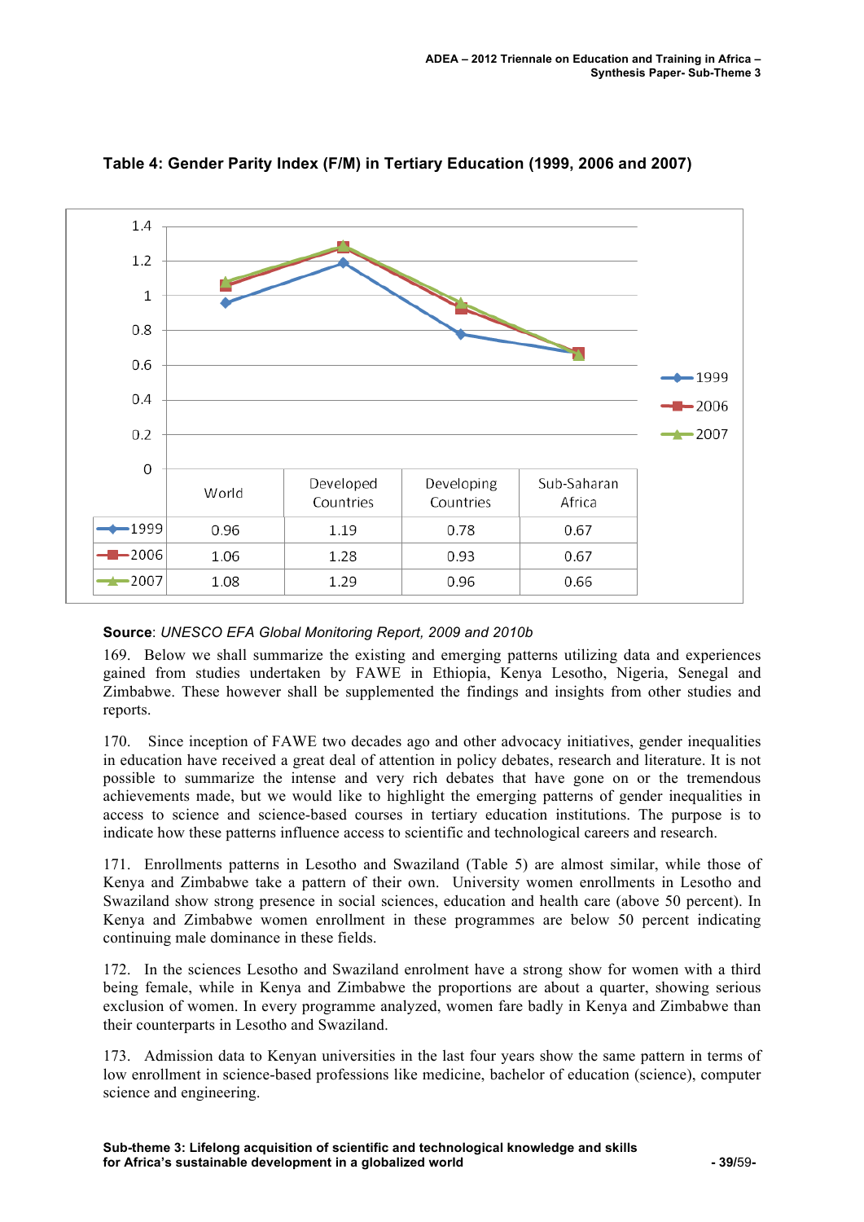**Table 4: Gender Parity Index (F/M) in Tertiary Education (1999, 2006 and 2007)**

| | World | Developed Countries | Developing Countries | Sub-Saharan Africa |
|---|---|---|---|---|
| 1999 | 0.96 | 1.19 | 0.78 | 0.67 |
| 2006 | 1.06 | 1.28 | 0.93 | 0.67 |
| 2007 | 1.08 | 1.29 | 0.96 | 0.66 |

**Source**: *UNESCO EFA Global Monitoring Report, 2009 and 2010b*

169. Below we shall summarize the existing and emerging patterns utilizing data and experiences gained from studies undertaken by FAWE in Ethiopia, Kenya Lesotho, Nigeria, Senegal and Zimbabwe. These however shall be supplemented the findings and insights from other studies and reports.

170. Since inception of FAWE two decades ago and other advocacy initiatives, gender inequalities in education have received a great deal of attention in policy debates, research and literature. It is not possible to summarize the intense and very rich debates that have gone on or the tremendous achievements made, but we would like to highlight the emerging patterns of gender inequalities in access to science and science-based courses in tertiary education institutions. The purpose is to indicate how these patterns influence access to scientific and technological careers and research.

171. Enrollments patterns in Lesotho and Swaziland (Table 5) are almost similar, while those of Kenya and Zimbabwe take a pattern of their own. University women enrollments in Lesotho and Swaziland show strong presence in social sciences, education and health care (above 50 percent). In Kenya and Zimbabwe women enrollment in these programmes are below 50 percent indicating continuing male dominance in these fields.

172. In the sciences Lesotho and Swaziland enrolment have a strong show for women with a third being female, while in Kenya and Zimbabwe the proportions are about a quarter, showing serious exclusion of women. In every programme analyzed, women fare badly in Kenya and Zimbabwe than their counterparts in Lesotho and Swaziland.

173. Admission data to Kenyan universities in the last four years show the same pattern in terms of low enrollment in science-based professions like medicine, bachelor of education (science), computer science and engineering.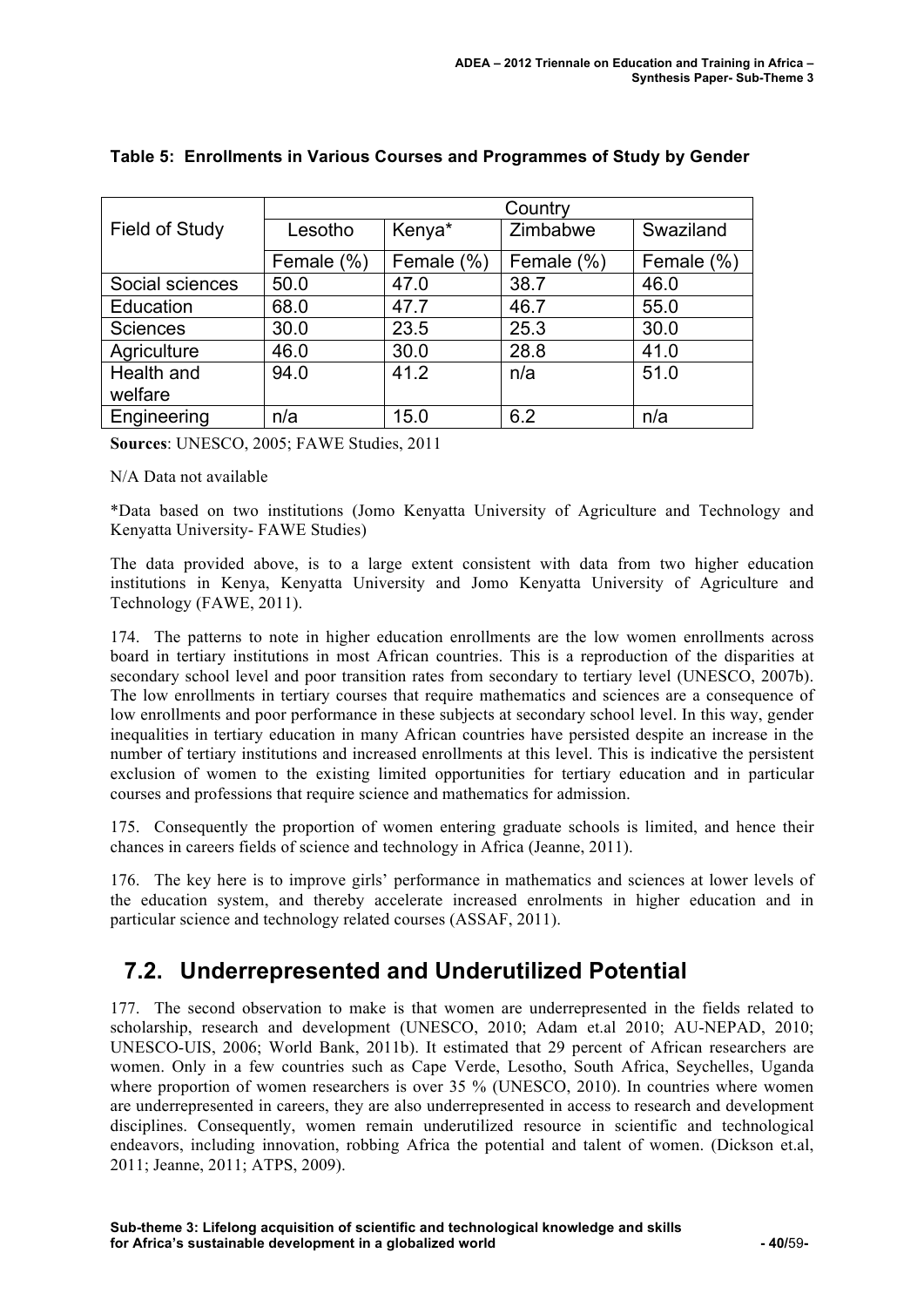**Table 5: Enrollments in Various Courses and Programmes of Study by Gender**

| Field of Study | Country | | | |
|---|---|---|---|---|
| | Lesotho | Kenya* | Zimbabwe | Swaziland |
| | Female (%) | Female (%) | Female (%) | Female (%) |
| Social sciences | 50.0 | 47.0 | 38.7 | 46.0 |
| Education | 68.0 | 47.7 | 46.7 | 55.0 |
| Sciences | 30.0 | 23.5 | 25.3 | 30.0 |
| Agriculture | 46.0 | 30.0 | 28.8 | 41.0 |
| Health and welfare | 94.0 | 41.2 | n/a | 51.0 |
| Engineering | n/a | 15.0 | 6.2 | n/a |

**Sources**: UNESCO, 2005; FAWE Studies, 2011

N/A Data not available

*Data based on two institutions (Jomo Kenyatta University of Agriculture and Technology and Kenyatta University- FAWE Studies)

The data provided above, is to a large extent consistent with data from two higher education institutions in Kenya, Kenyatta University and Jomo Kenyatta University of Agriculture and Technology (FAWE, 2011).

174. The patterns to note in higher education enrollments are the low women enrollments across board in tertiary institutions in most African countries. This is a reproduction of the disparities at secondary school level and poor transition rates from secondary to tertiary level (UNESCO, 2007b). The low enrollments in tertiary courses that require mathematics and sciences are a consequence of low enrollments and poor performance in these subjects at secondary school level. In this way, gender inequalities in tertiary education in many African countries have persisted despite an increase in the number of tertiary institutions and increased enrollments at this level. This is indicative the persistent exclusion of women to the existing limited opportunities for tertiary education and in particular courses and professions that require science and mathematics for admission.

175. Consequently the proportion of women entering graduate schools is limited, and hence their chances in careers fields of science and technology in Africa (Jeanne, 2011).

176. The key here is to improve girls' performance in mathematics and sciences at lower levels of the education system, and thereby accelerate increased enrolments in higher education and in particular science and technology related courses (ASSAF, 2011).

## 7.2. Underrepresented and Underutilized Potential

177. The second observation to make is that women are underrepresented in the fields related to scholarship, research and development (UNESCO, 2010; Adam et.al 2010; AU-NEPAD, 2010; UNESCO-UIS, 2006; World Bank, 2011b). It estimated that 29 percent of African researchers are women. Only in a few countries such as Cape Verde, Lesotho, South Africa, Seychelles, Uganda where proportion of women researchers is over 35 % (UNESCO, 2010). In countries where women are underrepresented in careers, they are also underrepresented in access to research and development disciplines. Consequently, women remain underutilized resource in scientific and technological endeavors, including innovation, robbing Africa the potential and talent of women. (Dickson et.al, 2011; Jeanne, 2011; ATPS, 2009).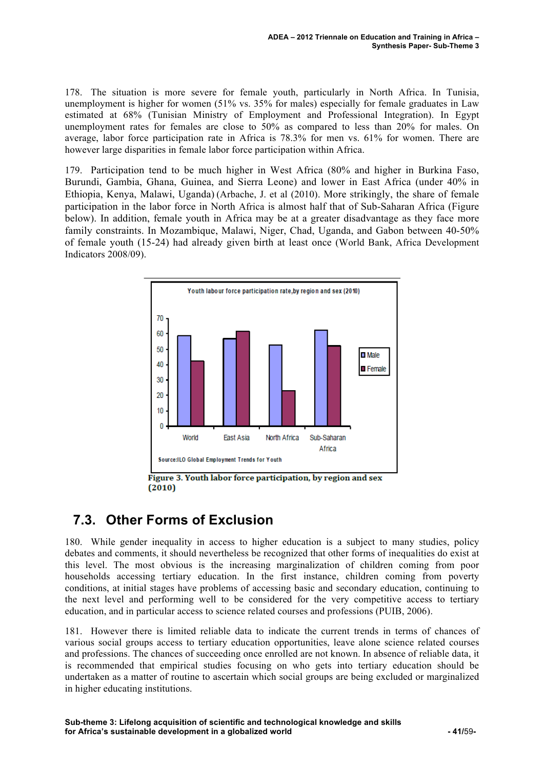178. The situation is more severe for female youth, particularly in North Africa. In Tunisia, unemployment is higher for women (51% vs. 35% for males) especially for female graduates in Law estimated at 68% (Tunisian Ministry of Employment and Professional Integration). In Egypt unemployment rates for females are close to 50% as compared to less than 20% for males. On average, labor force participation rate in Africa is 78.3% for men vs. 61% for women. There are however large disparities in female labor force participation within Africa.

179. Participation tend to be much higher in West Africa (80% and higher in Burkina Faso, Burundi, Gambia, Ghana, Guinea, and Sierra Leone) and lower in East Africa (under 40% in Ethiopia, Kenya, Malawi, Uganda) (Arbache, J. et al (2010). More strikingly, the share of female participation in the labor force in North Africa is almost half that of Sub-Saharan Africa (Figure below). In addition, female youth in Africa may be at a greater disadvantage as they face more family constraints. In Mozambique, Malawi, Niger, Chad, Uganda, and Gabon between 40-50% of female youth (15-24) had already given birth at least once (World Bank, Africa Development Indicators 2008/09).

Youth labour force participation rate, by region and sex (2010)

Source: ILO Global Employment Trends for Youth

**Figure 3. Youth labor force participation, by region and sex (2010)**

## 7.3. Other Forms of Exclusion

180. While gender inequality in access to higher education is a subject to many studies, policy debates and comments, it should nevertheless be recognized that other forms of inequalities do exist at this level. The most obvious is the increasing marginalization of children coming from poor households accessing tertiary education. In the first instance, children coming from poverty conditions, at initial stages have problems of accessing basic and secondary education, continuing to the next level and performing well to be considered for the very competitive access to tertiary education, and in particular access to science related courses and professions (PUIB, 2006).

181. However there is limited reliable data to indicate the current trends in terms of chances of various social groups access to tertiary education opportunities, leave alone science related courses and professions. The chances of succeeding once enrolled are not known. In absence of reliable data, it is recommended that empirical studies focusing on who gets into tertiary education should be undertaken as a matter of routine to ascertain which social groups are being excluded or marginalized in higher educating institutions.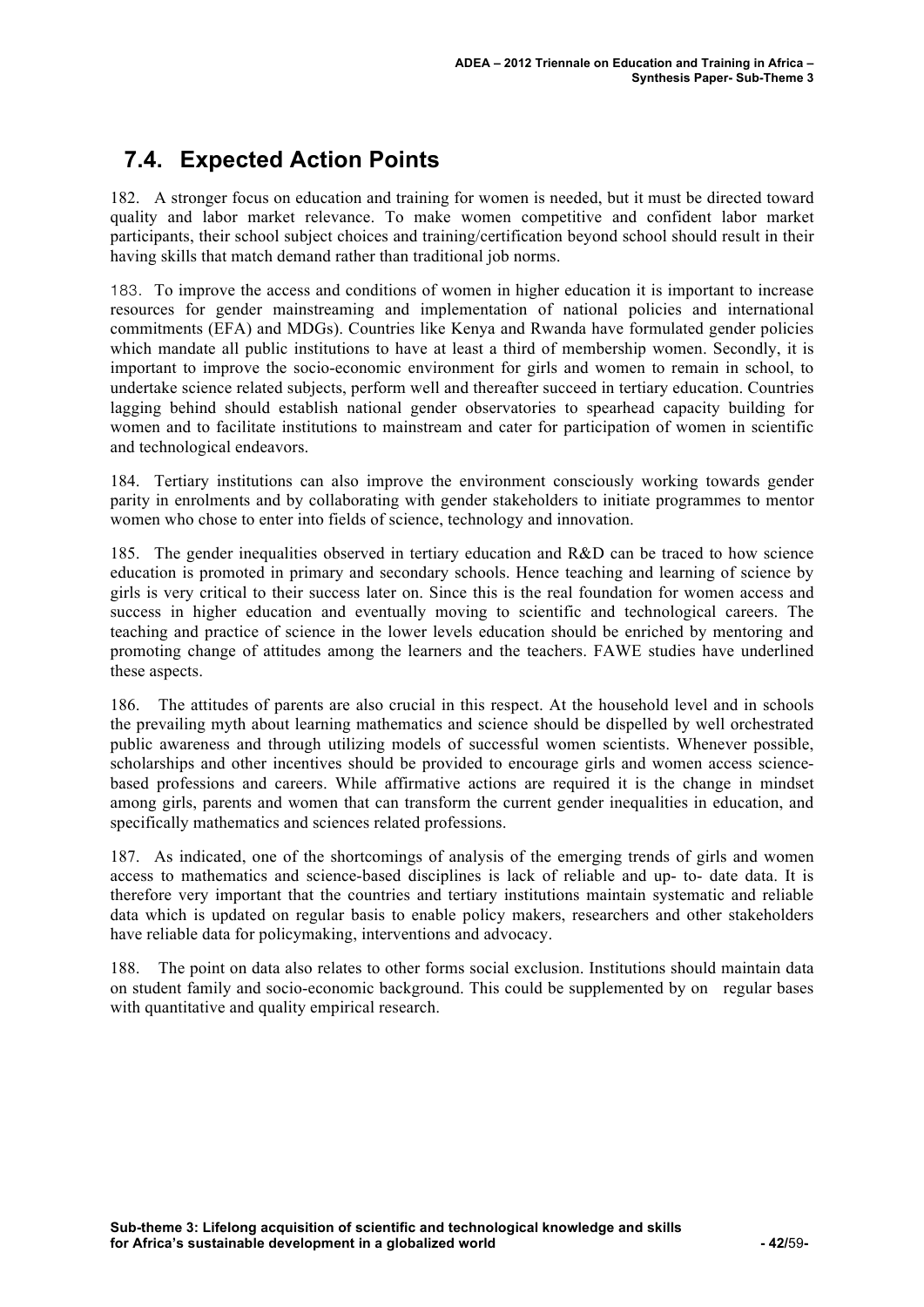## 7.4. Expected Action Points

182. A stronger focus on education and training for women is needed, but it must be directed toward quality and labor market relevance. To make women competitive and confident labor market participants, their school subject choices and training/certification beyond school should result in their having skills that match demand rather than traditional job norms.

183. To improve the access and conditions of women in higher education it is important to increase resources for gender mainstreaming and implementation of national policies and international commitments (EFA) and MDGs). Countries like Kenya and Rwanda have formulated gender policies which mandate all public institutions to have at least a third of membership women. Secondly, it is important to improve the socio-economic environment for girls and women to remain in school, to undertake science related subjects, perform well and thereafter succeed in tertiary education. Countries lagging behind should establish national gender observatories to spearhead capacity building for women and to facilitate institutions to mainstream and cater for participation of women in scientific and technological endeavors.

184. Tertiary institutions can also improve the environment consciously working towards gender parity in enrolments and by collaborating with gender stakeholders to initiate programmes to mentor women who chose to enter into fields of science, technology and innovation.

185. The gender inequalities observed in tertiary education and R&D can be traced to how science education is promoted in primary and secondary schools. Hence teaching and learning of science by girls is very critical to their success later on. Since this is the real foundation for women access and success in higher education and eventually moving to scientific and technological careers. The teaching and practice of science in the lower levels education should be enriched by mentoring and promoting change of attitudes among the learners and the teachers. FAWE studies have underlined these aspects.

186. The attitudes of parents are also crucial in this respect. At the household level and in schools the prevailing myth about learning mathematics and science should be dispelled by well orchestrated public awareness and through utilizing models of successful women scientists. Whenever possible, scholarships and other incentives should be provided to encourage girls and women access science-based professions and careers. While affirmative actions are required it is the change in mindset among girls, parents and women that can transform the current gender inequalities in education, and specifically mathematics and sciences related professions.

187. As indicated, one of the shortcomings of analysis of the emerging trends of girls and women access to mathematics and science-based disciplines is lack of reliable and up- to- date data. It is therefore very important that the countries and tertiary institutions maintain systematic and reliable data which is updated on regular basis to enable policy makers, researchers and other stakeholders have reliable data for policymaking, interventions and advocacy.

188. The point on data also relates to other forms social exclusion. Institutions should maintain data on student family and socio-economic background. This could be supplemented by on regular bases with quantitative and quality empirical research.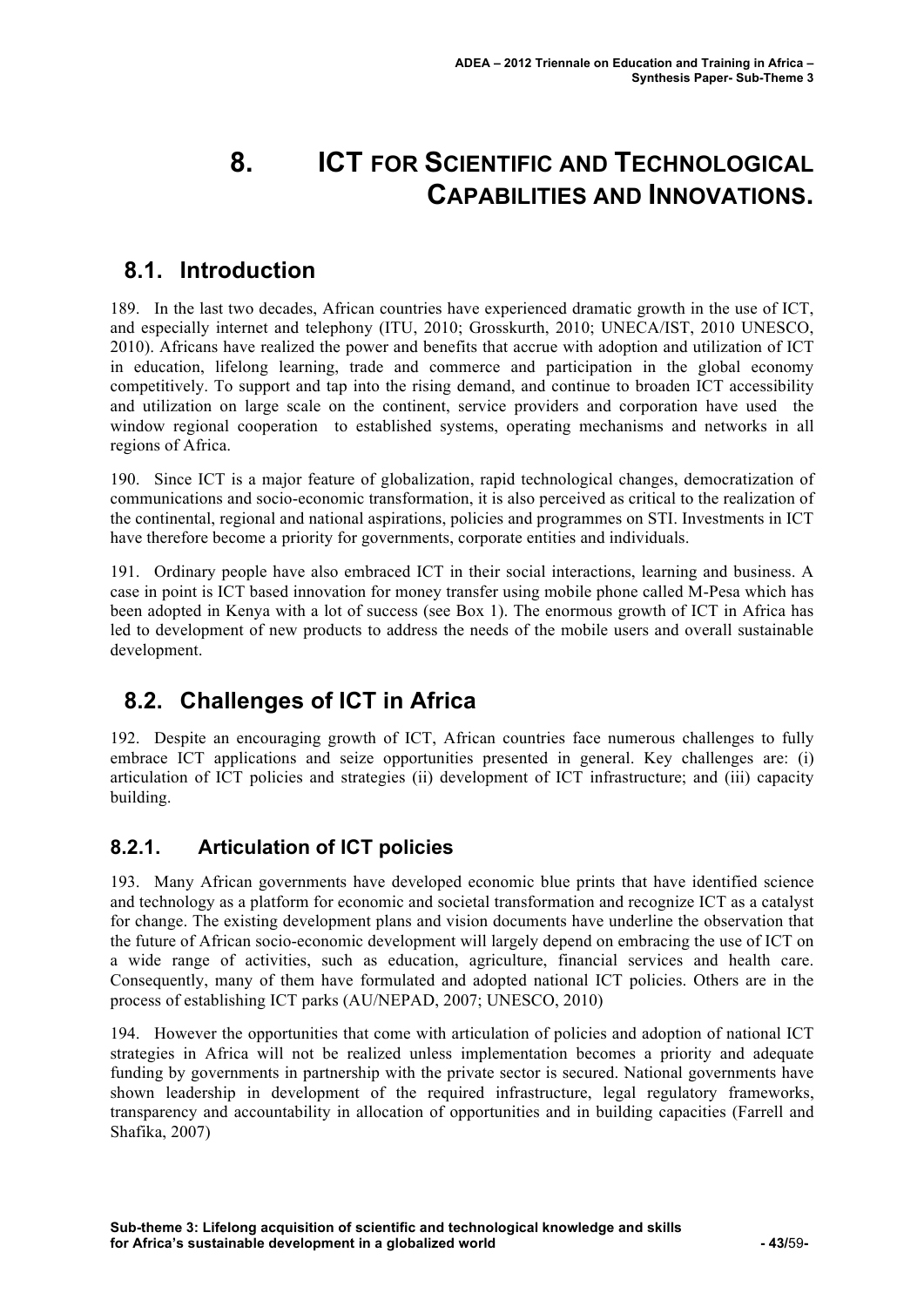# 8. ICT FOR SCIENTIFIC AND TECHNOLOGICAL CAPABILITIES AND INNOVATIONS.

## 8.1. Introduction

189. In the last two decades, African countries have experienced dramatic growth in the use of ICT, and especially internet and telephony (ITU, 2010; Grosskurth, 2010; UNECA/IST, 2010 UNESCO, 2010). Africans have realized the power and benefits that accrue with adoption and utilization of ICT in education, lifelong learning, trade and commerce and participation in the global economy competitively. To support and tap into the rising demand, and continue to broaden ICT accessibility and utilization on large scale on the continent, service providers and corporation have used the window regional cooperation to established systems, operating mechanisms and networks in all regions of Africa.

190. Since ICT is a major feature of globalization, rapid technological changes, democratization of communications and socio-economic transformation, it is also perceived as critical to the realization of the continental, regional and national aspirations, policies and programmes on STI. Investments in ICT have therefore become a priority for governments, corporate entities and individuals.

191. Ordinary people have also embraced ICT in their social interactions, learning and business. A case in point is ICT based innovation for money transfer using mobile phone called M-Pesa which has been adopted in Kenya with a lot of success (see Box 1). The enormous growth of ICT in Africa has led to development of new products to address the needs of the mobile users and overall sustainable development.

## 8.2. Challenges of ICT in Africa

192. Despite an encouraging growth of ICT, African countries face numerous challenges to fully embrace ICT applications and seize opportunities presented in general. Key challenges are: (i) articulation of ICT policies and strategies (ii) development of ICT infrastructure; and (iii) capacity building.

### 8.2.1. Articulation of ICT policies

193. Many African governments have developed economic blue prints that have identified science and technology as a platform for economic and societal transformation and recognize ICT as a catalyst for change. The existing development plans and vision documents have underline the observation that the future of African socio-economic development will largely depend on embracing the use of ICT on a wide range of activities, such as education, agriculture, financial services and health care. Consequently, many of them have formulated and adopted national ICT policies. Others are in the process of establishing ICT parks (AU/NEPAD, 2007; UNESCO, 2010)

194. However the opportunities that come with articulation of policies and adoption of national ICT strategies in Africa will not be realized unless implementation becomes a priority and adequate funding by governments in partnership with the private sector is secured. National governments have shown leadership in development of the required infrastructure, legal regulatory frameworks, transparency and accountability in allocation of opportunities and in building capacities (Farrell and Shafika, 2007)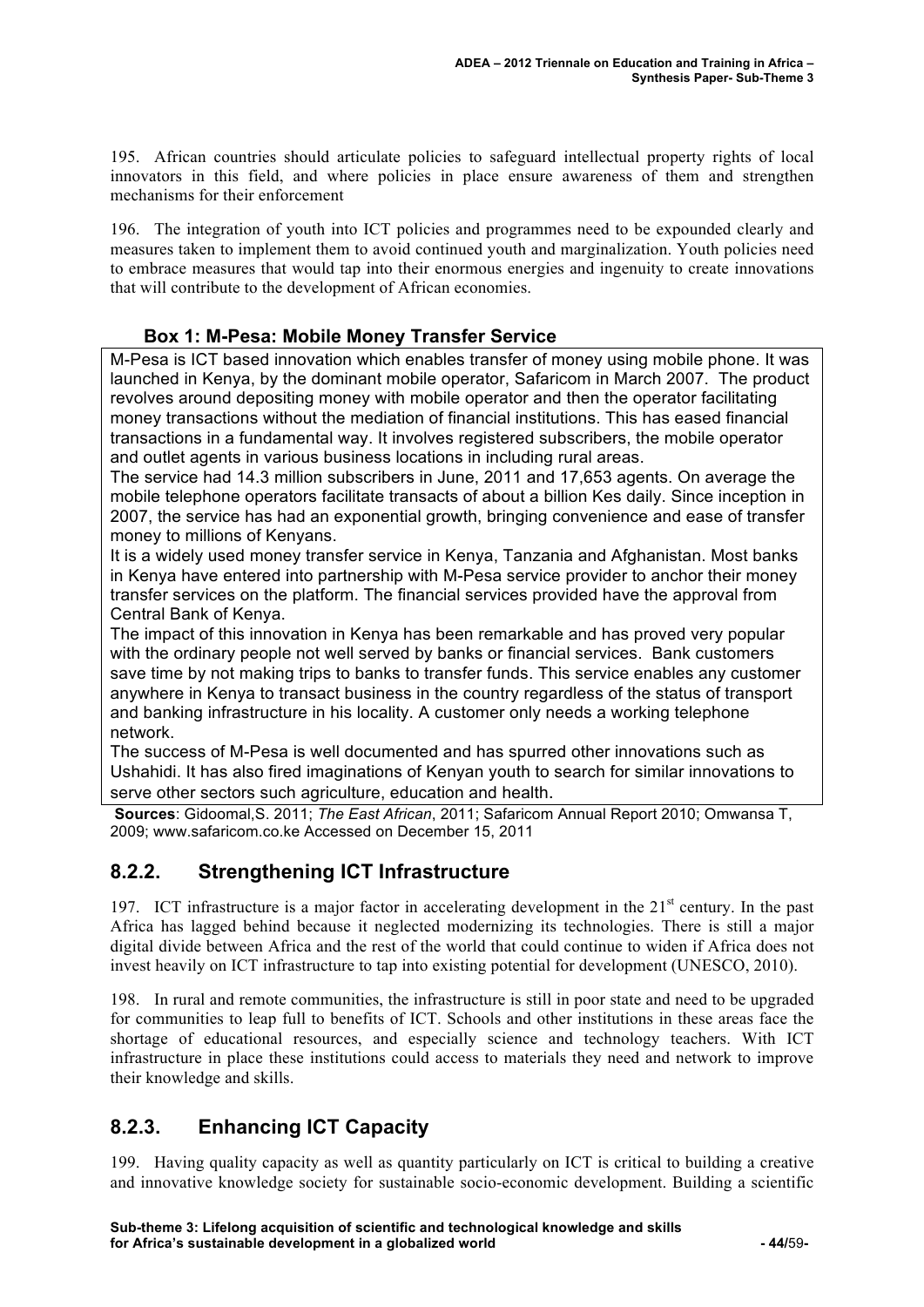195. African countries should articulate policies to safeguard intellectual property rights of local innovators in this field, and where policies in place ensure awareness of them and strengthen mechanisms for their enforcement

196. The integration of youth into ICT policies and programmes need to be expounded clearly and measures taken to implement them to avoid continued youth and marginalization. Youth policies need to embrace measures that would tap into their enormous energies and ingenuity to create innovations that will contribute to the development of African economies.

**Box 1: M-Pesa: Mobile Money Transfer Service**

M-Pesa is ICT based innovation which enables transfer of money using mobile phone. It was launched in Kenya, by the dominant mobile operator, Safaricom in March 2007. The product revolves around depositing money with mobile operator and then the operator facilitating money transactions without the mediation of financial institutions. This has eased financial transactions in a fundamental way. It involves registered subscribers, the mobile operator and outlet agents in various business locations in including rural areas.

The service had 14.3 million subscribers in June, 2011 and 17,653 agents. On average the mobile telephone operators facilitate transacts of about a billion Kes daily. Since inception in 2007, the service has had an exponential growth, bringing convenience and ease of transfer money to millions of Kenyans.

It is a widely used money transfer service in Kenya, Tanzania and Afghanistan. Most banks in Kenya have entered into partnership with M-Pesa service provider to anchor their money transfer services on the platform. The financial services provided have the approval from Central Bank of Kenya.

The impact of this innovation in Kenya has been remarkable and has proved very popular with the ordinary people not well served by banks or financial services. Bank customers save time by not making trips to banks to transfer funds. This service enables any customer anywhere in Kenya to transact business in the country regardless of the status of transport and banking infrastructure in his locality. A customer only needs a working telephone network.

The success of M-Pesa is well documented and has spurred other innovations such as Ushahidi. It has also fired imaginations of Kenyan youth to search for similar innovations to serve other sectors such agriculture, education and health.

**Sources**: Gidoomal,S. 2011; *The East African*, 2011; Safaricom Annual Report 2010; Omwansa T, 2009; www.safaricom.co.ke Accessed on December 15, 2011

## 8.2.2. Strengthening ICT Infrastructure

197. ICT infrastructure is a major factor in accelerating development in the 21st century. In the past Africa has lagged behind because it neglected modernizing its technologies. There is still a major digital divide between Africa and the rest of the world that could continue to widen if Africa does not invest heavily on ICT infrastructure to tap into existing potential for development (UNESCO, 2010).

198. In rural and remote communities, the infrastructure is still in poor state and need to be upgraded for communities to leap full to benefits of ICT. Schools and other institutions in these areas face the shortage of educational resources, and especially science and technology teachers. With ICT infrastructure in place these institutions could access to materials they need and network to improve their knowledge and skills.

## 8.2.3. Enhancing ICT Capacity

199. Having quality capacity as well as quantity particularly on ICT is critical to building a creative and innovative knowledge society for sustainable socio-economic development. Building a scientific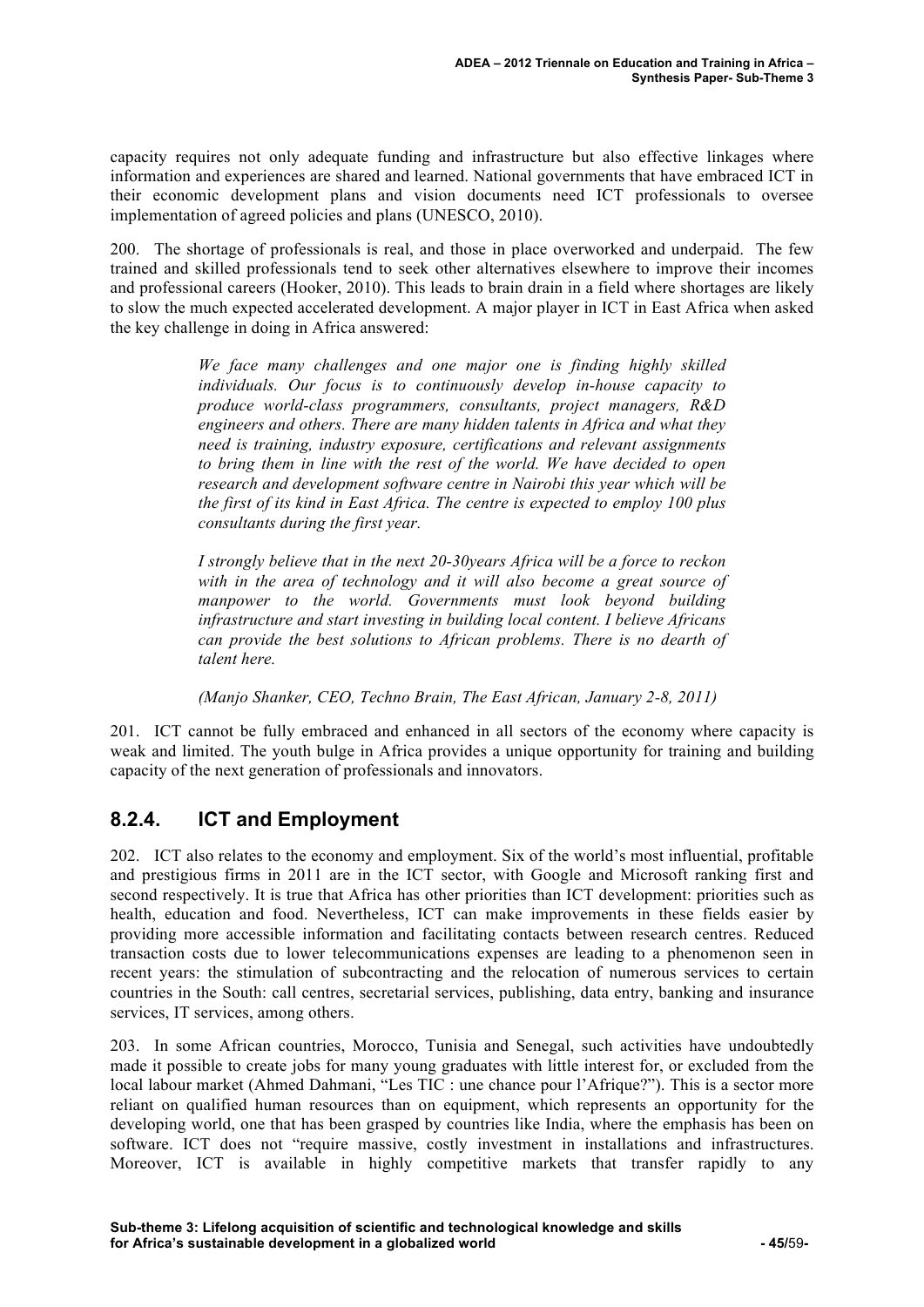capacity requires not only adequate funding and infrastructure but also effective linkages where information and experiences are shared and learned. National governments that have embraced ICT in their economic development plans and vision documents need ICT professionals to oversee implementation of agreed policies and plans (UNESCO, 2010).

200. The shortage of professionals is real, and those in place overworked and underpaid. The few trained and skilled professionals tend to seek other alternatives elsewhere to improve their incomes and professional careers (Hooker, 2010). This leads to brain drain in a field where shortages are likely to slow the much expected accelerated development. A major player in ICT in East Africa when asked the key challenge in doing in Africa answered:

> *We face many challenges and one major one is finding highly skilled individuals. Our focus is to continuously develop in-house capacity to produce world-class programmers, consultants, project managers, R&D engineers and others. There are many hidden talents in Africa and what they need is training, industry exposure, certifications and relevant assignments to bring them in line with the rest of the world. We have decided to open research and development software centre in Nairobi this year which will be the first of its kind in East Africa. The centre is expected to employ 100 plus consultants during the first year.*
>
> *I strongly believe that in the next 20-30years Africa will be a force to reckon with in the area of technology and it will also become a great source of manpower to the world. Governments must look beyond building infrastructure and start investing in building local content. I believe Africans can provide the best solutions to African problems. There is no dearth of talent here.*
>
> *(Manjo Shanker, CEO, Techno Brain, The East African, January 2-8, 2011)*

201. ICT cannot be fully embraced and enhanced in all sectors of the economy where capacity is weak and limited. The youth bulge in Africa provides a unique opportunity for training and building capacity of the next generation of professionals and innovators.

## 8.2.4. ICT and Employment

202. ICT also relates to the economy and employment. Six of the world's most influential, profitable and prestigious firms in 2011 are in the ICT sector, with Google and Microsoft ranking first and second respectively. It is true that Africa has other priorities than ICT development: priorities such as health, education and food. Nevertheless, ICT can make improvements in these fields easier by providing more accessible information and facilitating contacts between research centres. Reduced transaction costs due to lower telecommunications expenses are leading to a phenomenon seen in recent years: the stimulation of subcontracting and the relocation of numerous services to certain countries in the South: call centres, secretarial services, publishing, data entry, banking and insurance services, IT services, among others.

203. In some African countries, Morocco, Tunisia and Senegal, such activities have undoubtedly made it possible to create jobs for many young graduates with little interest for, or excluded from the local labour market (Ahmed Dahmani, "Les TIC : une chance pour l'Afrique?"). This is a sector more reliant on qualified human resources than on equipment, which represents an opportunity for the developing world, one that has been grasped by countries like India, where the emphasis has been on software. ICT does not "require massive, costly investment in installations and infrastructures. Moreover, ICT is available in highly competitive markets that transfer rapidly to any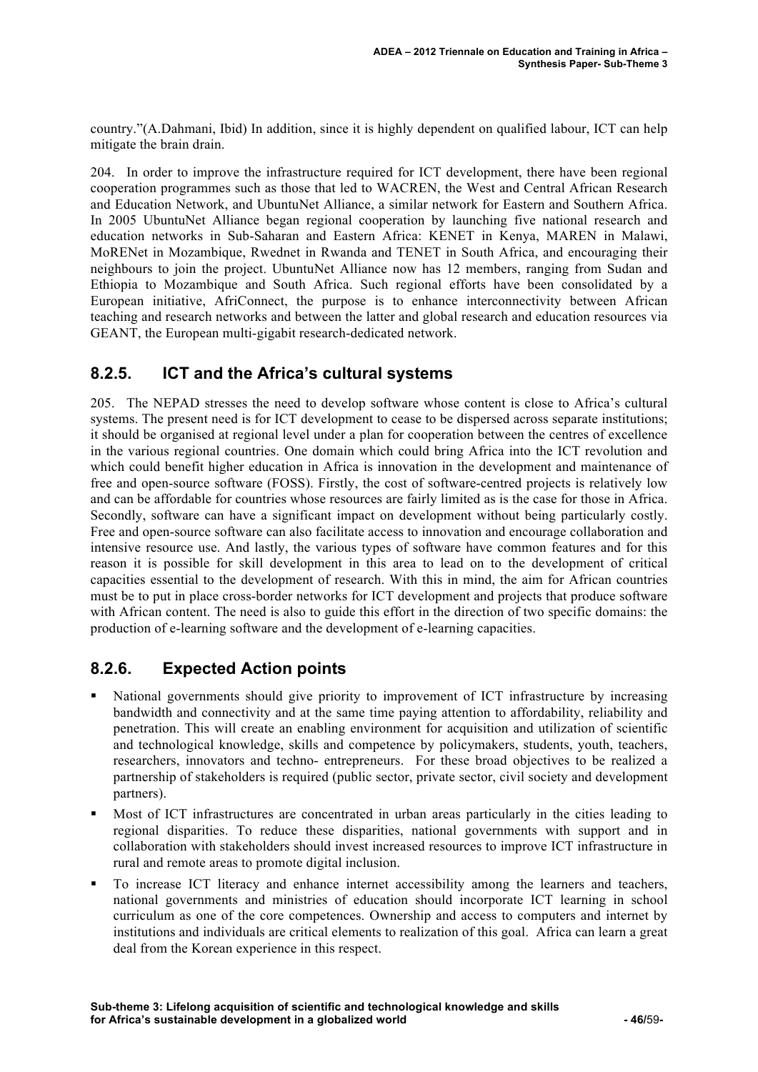country."(A.Dahmani, Ibid) In addition, since it is highly dependent on qualified labour, ICT can help mitigate the brain drain.

204. In order to improve the infrastructure required for ICT development, there have been regional cooperation programmes such as those that led to WACREN, the West and Central African Research and Education Network, and UbuntuNet Alliance, a similar network for Eastern and Southern Africa. In 2005 UbuntuNet Alliance began regional cooperation by launching five national research and education networks in Sub-Saharan and Eastern Africa: KENET in Kenya, MAREN in Malawi, MoRENet in Mozambique, Rwednet in Rwanda and TENET in South Africa, and encouraging their neighbours to join the project. UbuntuNet Alliance now has 12 members, ranging from Sudan and Ethiopia to Mozambique and South Africa. Such regional efforts have been consolidated by a European initiative, AfriConnect, the purpose is to enhance interconnectivity between African teaching and research networks and between the latter and global research and education resources via GEANT, the European multi-gigabit research-dedicated network.

### 8.2.5. ICT and the Africa's cultural systems

205. The NEPAD stresses the need to develop software whose content is close to Africa's cultural systems. The present need is for ICT development to cease to be dispersed across separate institutions; it should be organised at regional level under a plan for cooperation between the centres of excellence in the various regional countries. One domain which could bring Africa into the ICT revolution and which could benefit higher education in Africa is innovation in the development and maintenance of free and open-source software (FOSS). Firstly, the cost of software-centred projects is relatively low and can be affordable for countries whose resources are fairly limited as is the case for those in Africa. Secondly, software can have a significant impact on development without being particularly costly. Free and open-source software can also facilitate access to innovation and encourage collaboration and intensive resource use. And lastly, the various types of software have common features and for this reason it is possible for skill development in this area to lead on to the development of critical capacities essential to the development of research. With this in mind, the aim for African countries must be to put in place cross-border networks for ICT development and projects that produce software with African content. The need is also to guide this effort in the direction of two specific domains: the production of e-learning software and the development of e-learning capacities.

### 8.2.6. Expected Action points

- National governments should give priority to improvement of ICT infrastructure by increasing bandwidth and connectivity and at the same time paying attention to affordability, reliability and penetration. This will create an enabling environment for acquisition and utilization of scientific and technological knowledge, skills and competence by policymakers, students, youth, teachers, researchers, innovators and techno- entrepreneurs. For these broad objectives to be realized a partnership of stakeholders is required (public sector, private sector, civil society and development partners).
- Most of ICT infrastructures are concentrated in urban areas particularly in the cities leading to regional disparities. To reduce these disparities, national governments with support and in collaboration with stakeholders should invest increased resources to improve ICT infrastructure in rural and remote areas to promote digital inclusion.
- To increase ICT literacy and enhance internet accessibility among the learners and teachers, national governments and ministries of education should incorporate ICT learning in school curriculum as one of the core competences. Ownership and access to computers and internet by institutions and individuals are critical elements to realization of this goal. Africa can learn a great deal from the Korean experience in this respect.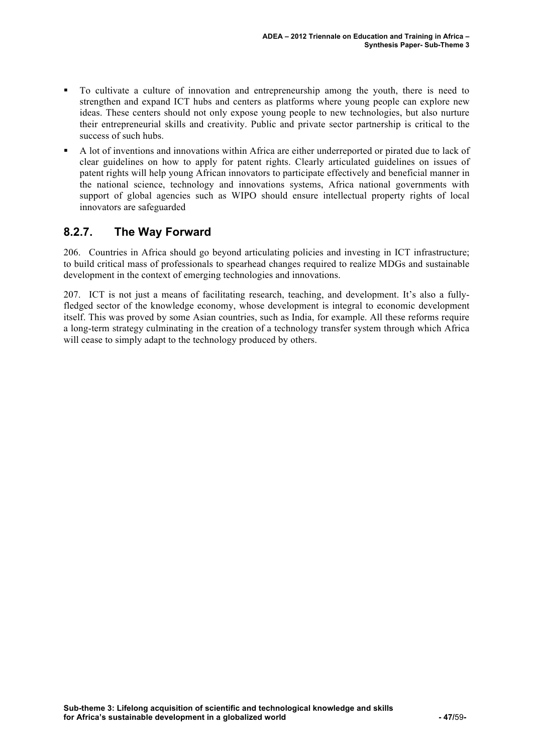- To cultivate a culture of innovation and entrepreneurship among the youth, there is need to strengthen and expand ICT hubs and centers as platforms where young people can explore new ideas. These centers should not only expose young people to new technologies, but also nurture their entrepreneurial skills and creativity. Public and private sector partnership is critical to the success of such hubs.
- A lot of inventions and innovations within Africa are either underreported or pirated due to lack of clear guidelines on how to apply for patent rights. Clearly articulated guidelines on issues of patent rights will help young African innovators to participate effectively and beneficial manner in the national science, technology and innovations systems, Africa national governments with support of global agencies such as WIPO should ensure intellectual property rights of local innovators are safeguarded

## 8.2.7. The Way Forward

206. Countries in Africa should go beyond articulating policies and investing in ICT infrastructure; to build critical mass of professionals to spearhead changes required to realize MDGs and sustainable development in the context of emerging technologies and innovations.

207. ICT is not just a means of facilitating research, teaching, and development. It's also a fully-fledged sector of the knowledge economy, whose development is integral to economic development itself. This was proved by some Asian countries, such as India, for example. All these reforms require a long-term strategy culminating in the creation of a technology transfer system through which Africa will cease to simply adapt to the technology produced by others.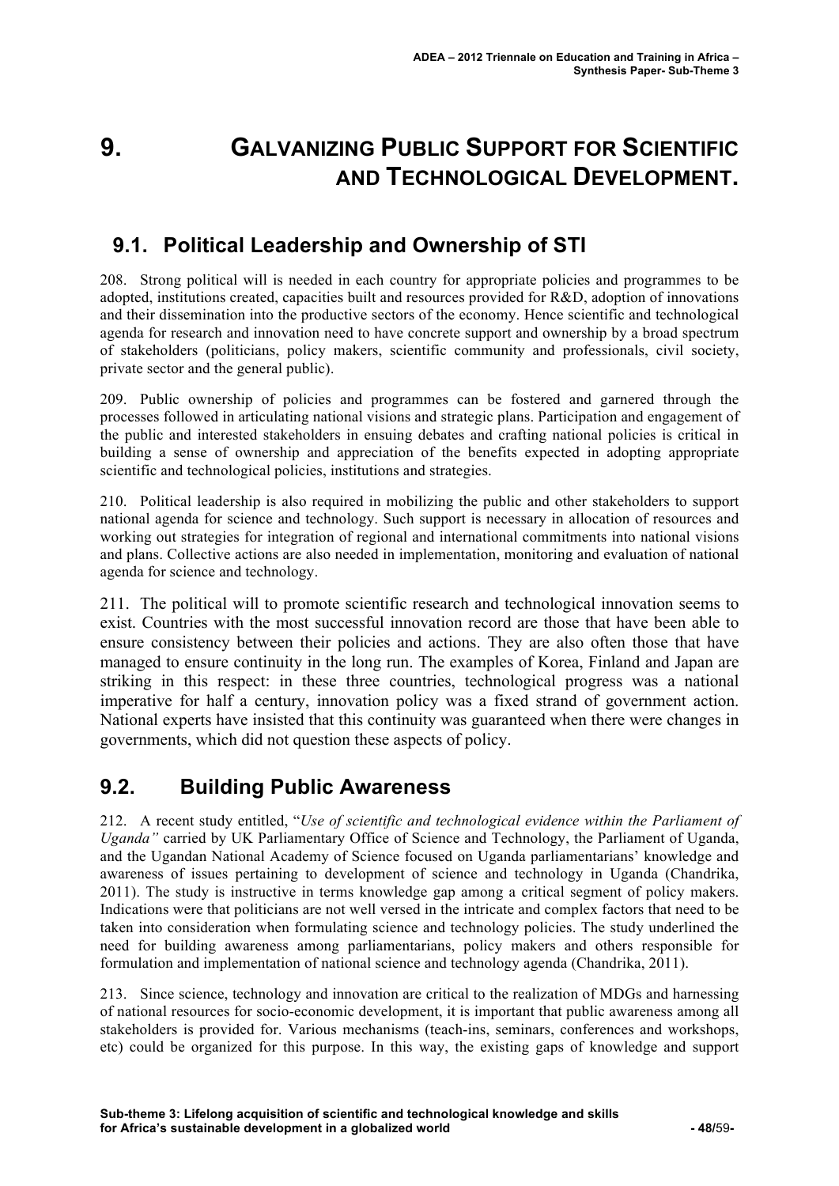# 9. GALVANIZING PUBLIC SUPPORT FOR SCIENTIFIC AND TECHNOLOGICAL DEVELOPMENT.

## 9.1. Political Leadership and Ownership of STI

208. Strong political will is needed in each country for appropriate policies and programmes to be adopted, institutions created, capacities built and resources provided for R&D, adoption of innovations and their dissemination into the productive sectors of the economy. Hence scientific and technological agenda for research and innovation need to have concrete support and ownership by a broad spectrum of stakeholders (politicians, policy makers, scientific community and professionals, civil society, private sector and the general public).

209. Public ownership of policies and programmes can be fostered and garnered through the processes followed in articulating national visions and strategic plans. Participation and engagement of the public and interested stakeholders in ensuing debates and crafting national policies is critical in building a sense of ownership and appreciation of the benefits expected in adopting appropriate scientific and technological policies, institutions and strategies.

210. Political leadership is also required in mobilizing the public and other stakeholders to support national agenda for science and technology. Such support is necessary in allocation of resources and working out strategies for integration of regional and international commitments into national visions and plans. Collective actions are also needed in implementation, monitoring and evaluation of national agenda for science and technology.

211. The political will to promote scientific research and technological innovation seems to exist. Countries with the most successful innovation record are those that have been able to ensure consistency between their policies and actions. They are also often those that have managed to ensure continuity in the long run. The examples of Korea, Finland and Japan are striking in this respect: in these three countries, technological progress was a national imperative for half a century, innovation policy was a fixed strand of government action. National experts have insisted that this continuity was guaranteed when there were changes in governments, which did not question these aspects of policy.

## 9.2. Building Public Awareness

212. A recent study entitled, "*Use of scientific and technological evidence within the Parliament of Uganda"* carried by UK Parliamentary Office of Science and Technology, the Parliament of Uganda, and the Ugandan National Academy of Science focused on Uganda parliamentarians' knowledge and awareness of issues pertaining to development of science and technology in Uganda (Chandrika, 2011). The study is instructive in terms knowledge gap among a critical segment of policy makers. Indications were that politicians are not well versed in the intricate and complex factors that need to be taken into consideration when formulating science and technology policies. The study underlined the need for building awareness among parliamentarians, policy makers and others responsible for formulation and implementation of national science and technology agenda (Chandrika, 2011).

213. Since science, technology and innovation are critical to the realization of MDGs and harnessing of national resources for socio-economic development, it is important that public awareness among all stakeholders is provided for. Various mechanisms (teach-ins, seminars, conferences and workshops, etc) could be organized for this purpose. In this way, the existing gaps of knowledge and support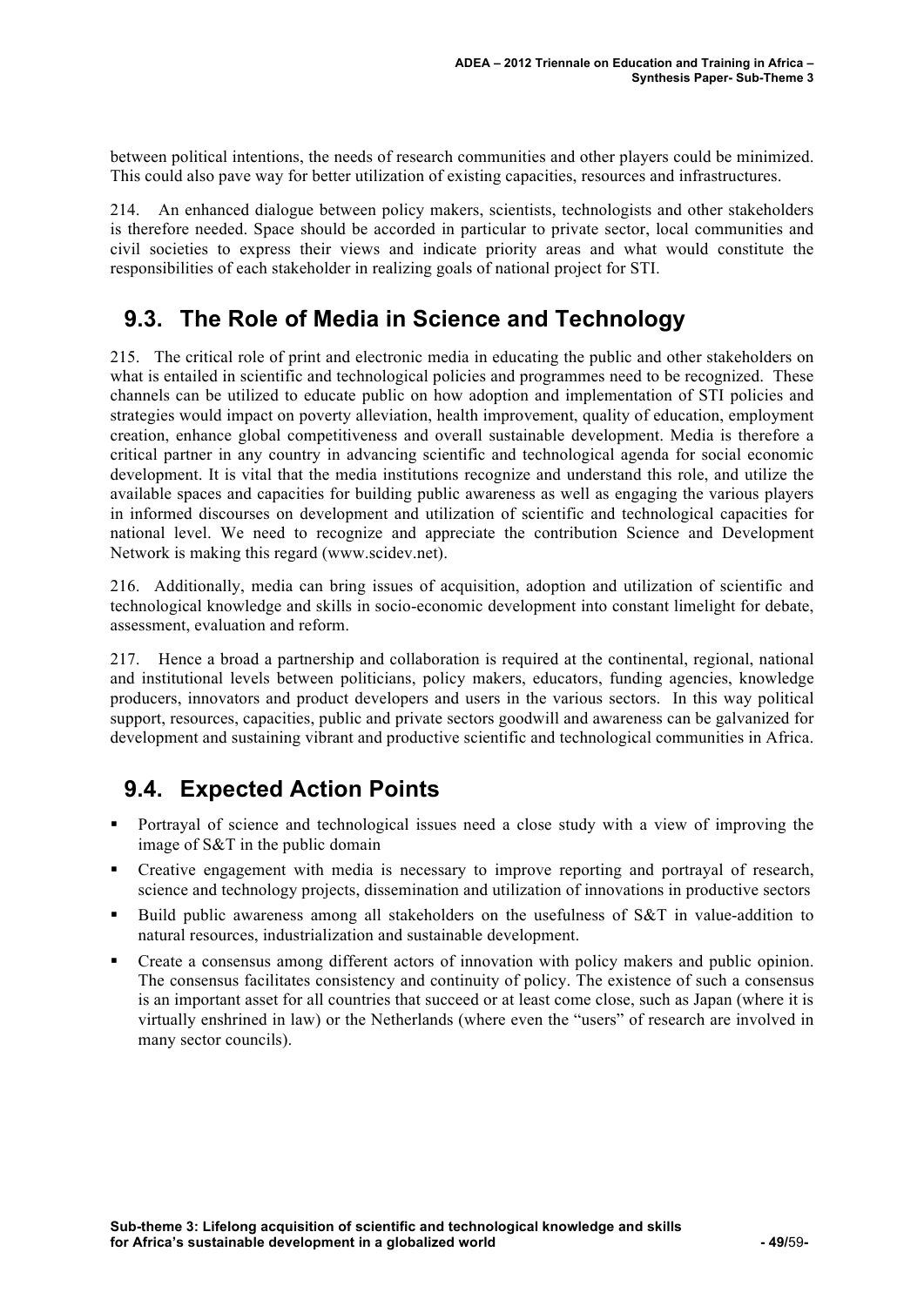between political intentions, the needs of research communities and other players could be minimized. This could also pave way for better utilization of existing capacities, resources and infrastructures.

214. An enhanced dialogue between policy makers, scientists, technologists and other stakeholders is therefore needed. Space should be accorded in particular to private sector, local communities and civil societies to express their views and indicate priority areas and what would constitute the responsibilities of each stakeholder in realizing goals of national project for STI.

## 9.3. The Role of Media in Science and Technology

215. The critical role of print and electronic media in educating the public and other stakeholders on what is entailed in scientific and technological policies and programmes need to be recognized. These channels can be utilized to educate public on how adoption and implementation of STI policies and strategies would impact on poverty alleviation, health improvement, quality of education, employment creation, enhance global competitiveness and overall sustainable development. Media is therefore a critical partner in any country in advancing scientific and technological agenda for social economic development. It is vital that the media institutions recognize and understand this role, and utilize the available spaces and capacities for building public awareness as well as engaging the various players in informed discourses on development and utilization of scientific and technological capacities for national level. We need to recognize and appreciate the contribution Science and Development Network is making this regard (www.scidev.net).

216. Additionally, media can bring issues of acquisition, adoption and utilization of scientific and technological knowledge and skills in socio-economic development into constant limelight for debate, assessment, evaluation and reform.

217. Hence a broad a partnership and collaboration is required at the continental, regional, national and institutional levels between politicians, policy makers, educators, funding agencies, knowledge producers, innovators and product developers and users in the various sectors. In this way political support, resources, capacities, public and private sectors goodwill and awareness can be galvanized for development and sustaining vibrant and productive scientific and technological communities in Africa.

## 9.4. Expected Action Points

- Portrayal of science and technological issues need a close study with a view of improving the image of S&T in the public domain
- Creative engagement with media is necessary to improve reporting and portrayal of research, science and technology projects, dissemination and utilization of innovations in productive sectors
- Build public awareness among all stakeholders on the usefulness of S&T in value-addition to natural resources, industrialization and sustainable development.
- Create a consensus among different actors of innovation with policy makers and public opinion. The consensus facilitates consistency and continuity of policy. The existence of such a consensus is an important asset for all countries that succeed or at least come close, such as Japan (where it is virtually enshrined in law) or the Netherlands (where even the "users" of research are involved in many sector councils).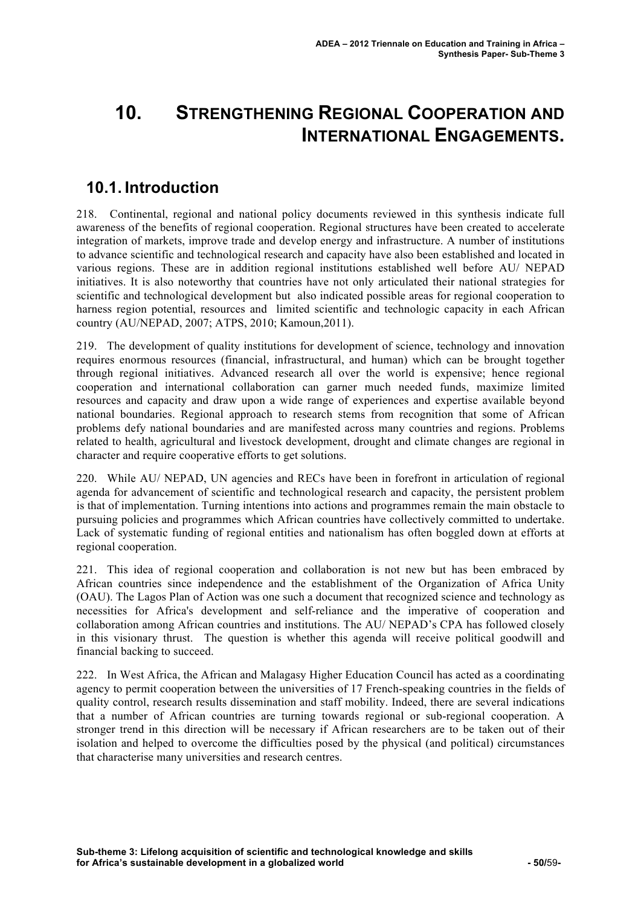# 10. Strengthening Regional Cooperation and International Engagements.

## 10.1. Introduction

218. Continental, regional and national policy documents reviewed in this synthesis indicate full awareness of the benefits of regional cooperation. Regional structures have been created to accelerate integration of markets, improve trade and develop energy and infrastructure. A number of institutions to advance scientific and technological research and capacity have also been established and located in various regions. These are in addition regional institutions established well before AU/ NEPAD initiatives. It is also noteworthy that countries have not only articulated their national strategies for scientific and technological development but also indicated possible areas for regional cooperation to harness region potential, resources and limited scientific and technologic capacity in each African country (AU/NEPAD, 2007; ATPS, 2010; Kamoun,2011).

219. The development of quality institutions for development of science, technology and innovation requires enormous resources (financial, infrastructural, and human) which can be brought together through regional initiatives. Advanced research all over the world is expensive; hence regional cooperation and international collaboration can garner much needed funds, maximize limited resources and capacity and draw upon a wide range of experiences and expertise available beyond national boundaries. Regional approach to research stems from recognition that some of African problems defy national boundaries and are manifested across many countries and regions. Problems related to health, agricultural and livestock development, drought and climate changes are regional in character and require cooperative efforts to get solutions.

220. While AU/ NEPAD, UN agencies and RECs have been in forefront in articulation of regional agenda for advancement of scientific and technological research and capacity, the persistent problem is that of implementation. Turning intentions into actions and programmes remain the main obstacle to pursuing policies and programmes which African countries have collectively committed to undertake. Lack of systematic funding of regional entities and nationalism has often boggled down at efforts at regional cooperation.

221. This idea of regional cooperation and collaboration is not new but has been embraced by African countries since independence and the establishment of the Organization of Africa Unity (OAU). The Lagos Plan of Action was one such a document that recognized science and technology as necessities for Africa's development and self-reliance and the imperative of cooperation and collaboration among African countries and institutions. The AU/ NEPAD's CPA has followed closely in this visionary thrust. The question is whether this agenda will receive political goodwill and financial backing to succeed.

222. In West Africa, the African and Malagasy Higher Education Council has acted as a coordinating agency to permit cooperation between the universities of 17 French-speaking countries in the fields of quality control, research results dissemination and staff mobility. Indeed, there are several indications that a number of African countries are turning towards regional or sub-regional cooperation. A stronger trend in this direction will be necessary if African researchers are to be taken out of their isolation and helped to overcome the difficulties posed by the physical (and political) circumstances that characterise many universities and research centres.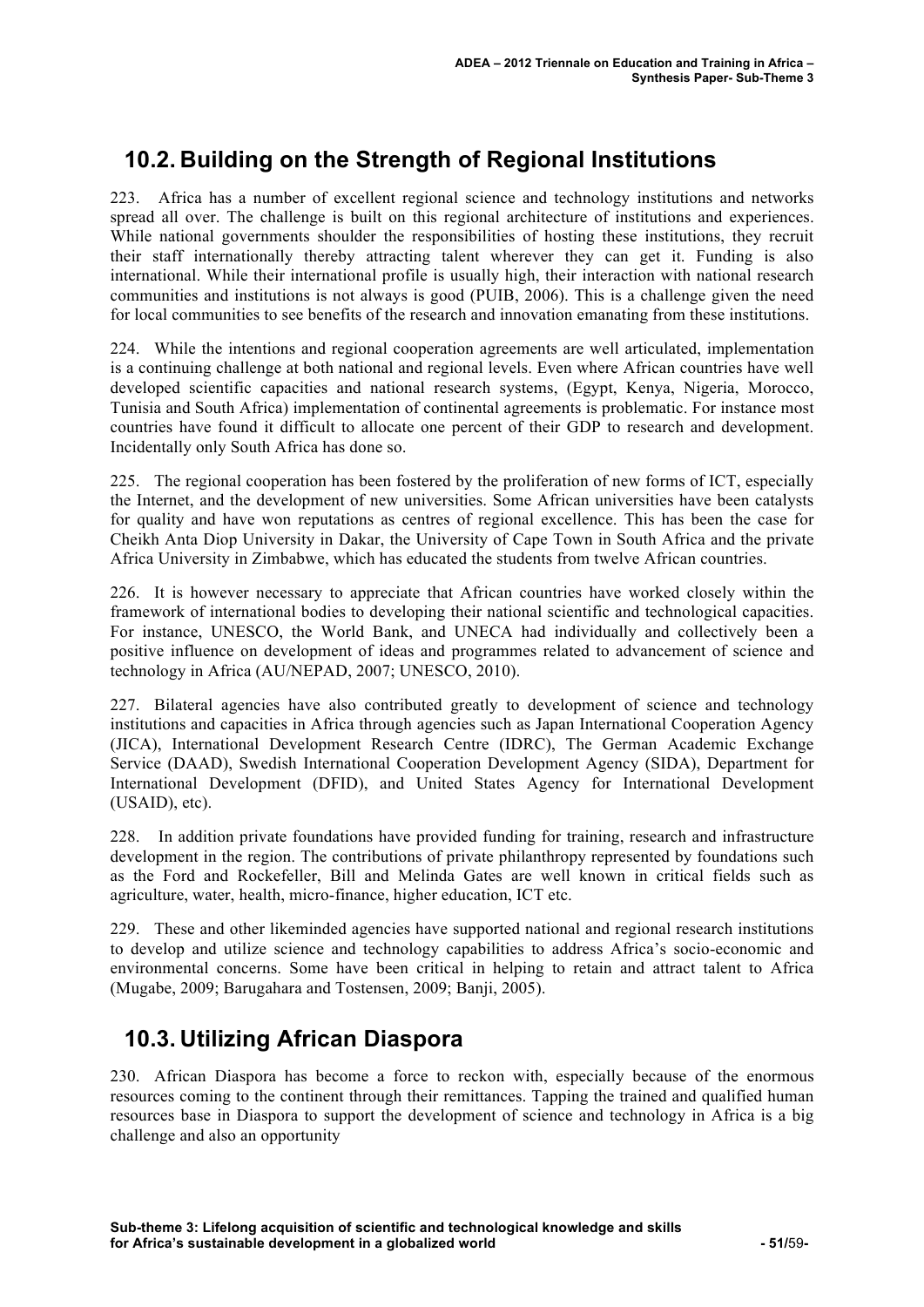## 10.2. Building on the Strength of Regional Institutions

223. Africa has a number of excellent regional science and technology institutions and networks spread all over. The challenge is built on this regional architecture of institutions and experiences. While national governments shoulder the responsibilities of hosting these institutions, they recruit their staff internationally thereby attracting talent wherever they can get it. Funding is also international. While their international profile is usually high, their interaction with national research communities and institutions is not always is good (PUIB, 2006). This is a challenge given the need for local communities to see benefits of the research and innovation emanating from these institutions.

224. While the intentions and regional cooperation agreements are well articulated, implementation is a continuing challenge at both national and regional levels. Even where African countries have well developed scientific capacities and national research systems, (Egypt, Kenya, Nigeria, Morocco, Tunisia and South Africa) implementation of continental agreements is problematic. For instance most countries have found it difficult to allocate one percent of their GDP to research and development. Incidentally only South Africa has done so.

225. The regional cooperation has been fostered by the proliferation of new forms of ICT, especially the Internet, and the development of new universities. Some African universities have been catalysts for quality and have won reputations as centres of regional excellence. This has been the case for Cheikh Anta Diop University in Dakar, the University of Cape Town in South Africa and the private Africa University in Zimbabwe, which has educated the students from twelve African countries.

226. It is however necessary to appreciate that African countries have worked closely within the framework of international bodies to developing their national scientific and technological capacities. For instance, UNESCO, the World Bank, and UNECA had individually and collectively been a positive influence on development of ideas and programmes related to advancement of science and technology in Africa (AU/NEPAD, 2007; UNESCO, 2010).

227. Bilateral agencies have also contributed greatly to development of science and technology institutions and capacities in Africa through agencies such as Japan International Cooperation Agency (JICA), International Development Research Centre (IDRC), The German Academic Exchange Service (DAAD), Swedish International Cooperation Development Agency (SIDA), Department for International Development (DFID), and United States Agency for International Development (USAID), etc).

228. In addition private foundations have provided funding for training, research and infrastructure development in the region. The contributions of private philanthropy represented by foundations such as the Ford and Rockefeller, Bill and Melinda Gates are well known in critical fields such as agriculture, water, health, micro-finance, higher education, ICT etc.

229. These and other likeminded agencies have supported national and regional research institutions to develop and utilize science and technology capabilities to address Africa's socio-economic and environmental concerns. Some have been critical in helping to retain and attract talent to Africa (Mugabe, 2009; Barugahara and Tostensen, 2009; Banji, 2005).

## 10.3. Utilizing African Diaspora

230. African Diaspora has become a force to reckon with, especially because of the enormous resources coming to the continent through their remittances. Tapping the trained and qualified human resources base in Diaspora to support the development of science and technology in Africa is a big challenge and also an opportunity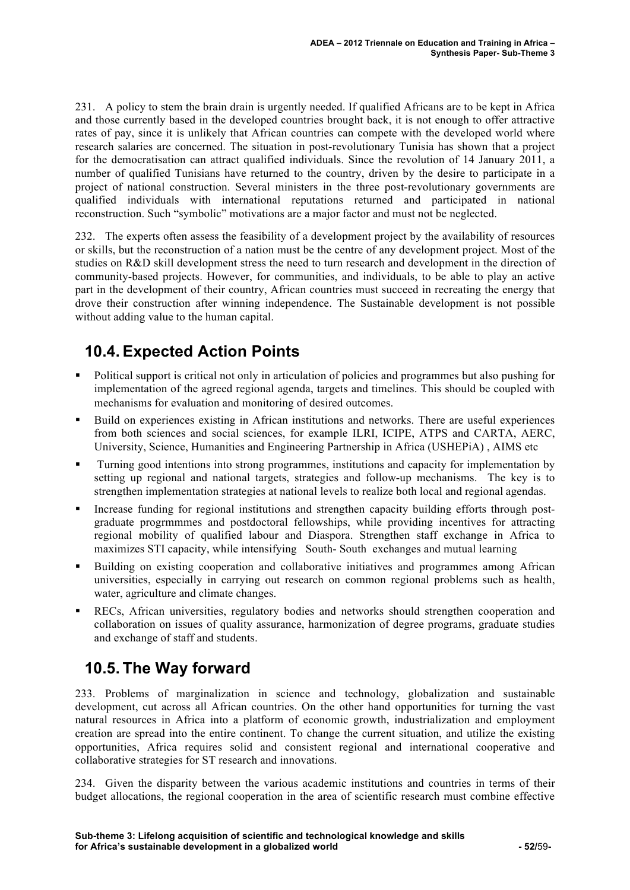231. A policy to stem the brain drain is urgently needed. If qualified Africans are to be kept in Africa and those currently based in the developed countries brought back, it is not enough to offer attractive rates of pay, since it is unlikely that African countries can compete with the developed world where research salaries are concerned. The situation in post-revolutionary Tunisia has shown that a project for the democratisation can attract qualified individuals. Since the revolution of 14 January 2011, a number of qualified Tunisians have returned to the country, driven by the desire to participate in a project of national construction. Several ministers in the three post-revolutionary governments are qualified individuals with international reputations returned and participated in national reconstruction. Such "symbolic" motivations are a major factor and must not be neglected.

232. The experts often assess the feasibility of a development project by the availability of resources or skills, but the reconstruction of a nation must be the centre of any development project. Most of the studies on R&D skill development stress the need to turn research and development in the direction of community-based projects. However, for communities, and individuals, to be able to play an active part in the development of their country, African countries must succeed in recreating the energy that drove their construction after winning independence. The Sustainable development is not possible without adding value to the human capital.

## 10.4. Expected Action Points

- Political support is critical not only in articulation of policies and programmes but also pushing for implementation of the agreed regional agenda, targets and timelines. This should be coupled with mechanisms for evaluation and monitoring of desired outcomes.
- Build on experiences existing in African institutions and networks. There are useful experiences from both sciences and social sciences, for example ILRI, ICIPE, ATPS and CARTA, AERC, University, Science, Humanities and Engineering Partnership in Africa (USHEPiA) , AIMS etc
- Turning good intentions into strong programmes, institutions and capacity for implementation by setting up regional and national targets, strategies and follow-up mechanisms. The key is to strengthen implementation strategies at national levels to realize both local and regional agendas.
- Increase funding for regional institutions and strengthen capacity building efforts through post-graduate progrmmmes and postdoctoral fellowships, while providing incentives for attracting regional mobility of qualified labour and Diaspora. Strengthen staff exchange in Africa to maximizes STI capacity, while intensifying South- South exchanges and mutual learning
- Building on existing cooperation and collaborative initiatives and programmes among African universities, especially in carrying out research on common regional problems such as health, water, agriculture and climate changes.
- RECs, African universities, regulatory bodies and networks should strengthen cooperation and collaboration on issues of quality assurance, harmonization of degree programs, graduate studies and exchange of staff and students.

## 10.5. The Way forward

233. Problems of marginalization in science and technology, globalization and sustainable development, cut across all African countries. On the other hand opportunities for turning the vast natural resources in Africa into a platform of economic growth, industrialization and employment creation are spread into the entire continent. To change the current situation, and utilize the existing opportunities, Africa requires solid and consistent regional and international cooperative and collaborative strategies for ST research and innovations.

234. Given the disparity between the various academic institutions and countries in terms of their budget allocations, the regional cooperation in the area of scientific research must combine effective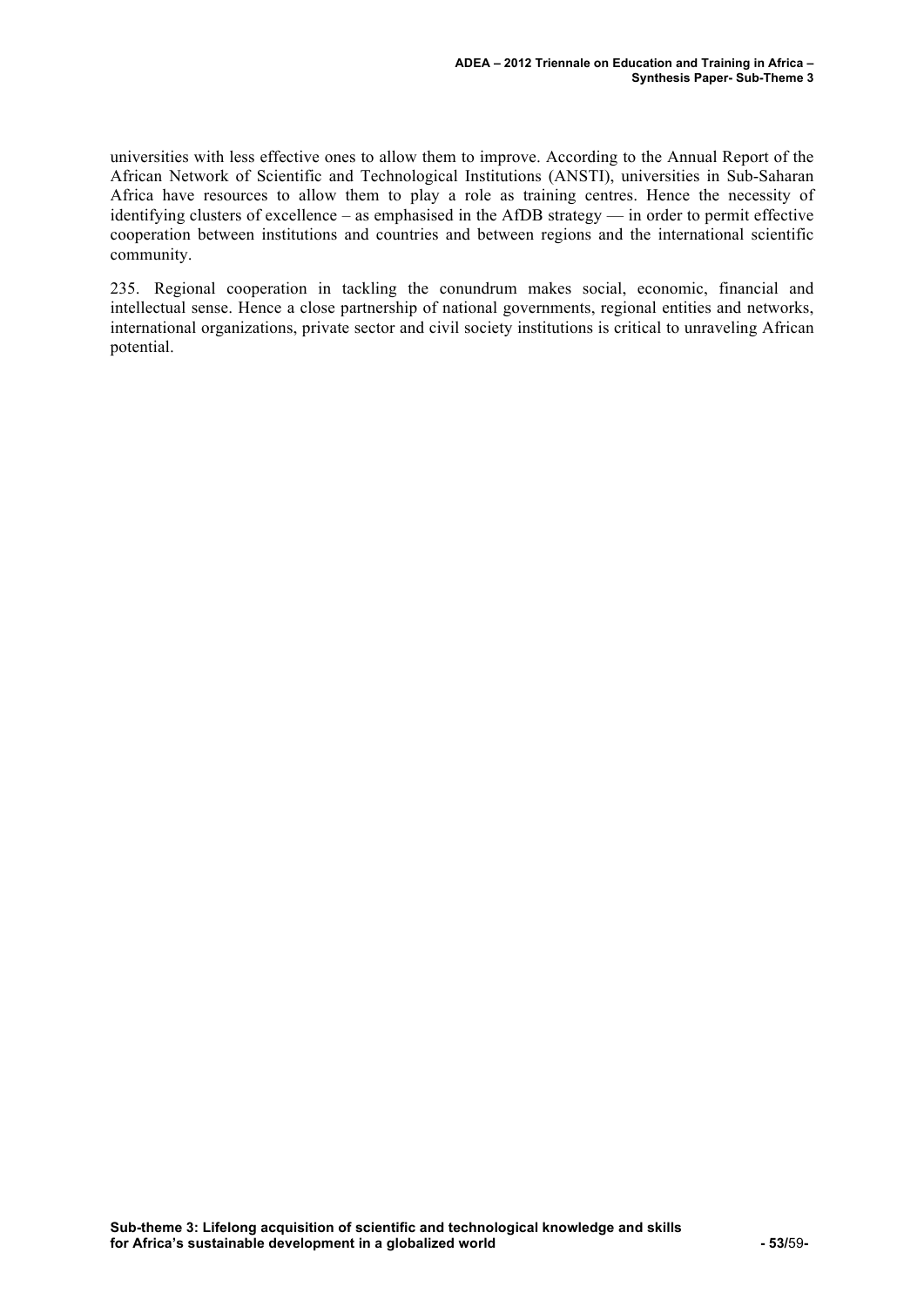universities with less effective ones to allow them to improve. According to the Annual Report of the African Network of Scientific and Technological Institutions (ANSTI), universities in Sub-Saharan Africa have resources to allow them to play a role as training centres. Hence the necessity of identifying clusters of excellence – as emphasised in the AfDB strategy — in order to permit effective cooperation between institutions and countries and between regions and the international scientific community.

235. Regional cooperation in tackling the conundrum makes social, economic, financial and intellectual sense. Hence a close partnership of national governments, regional entities and networks, international organizations, private sector and civil society institutions is critical to unraveling African potential.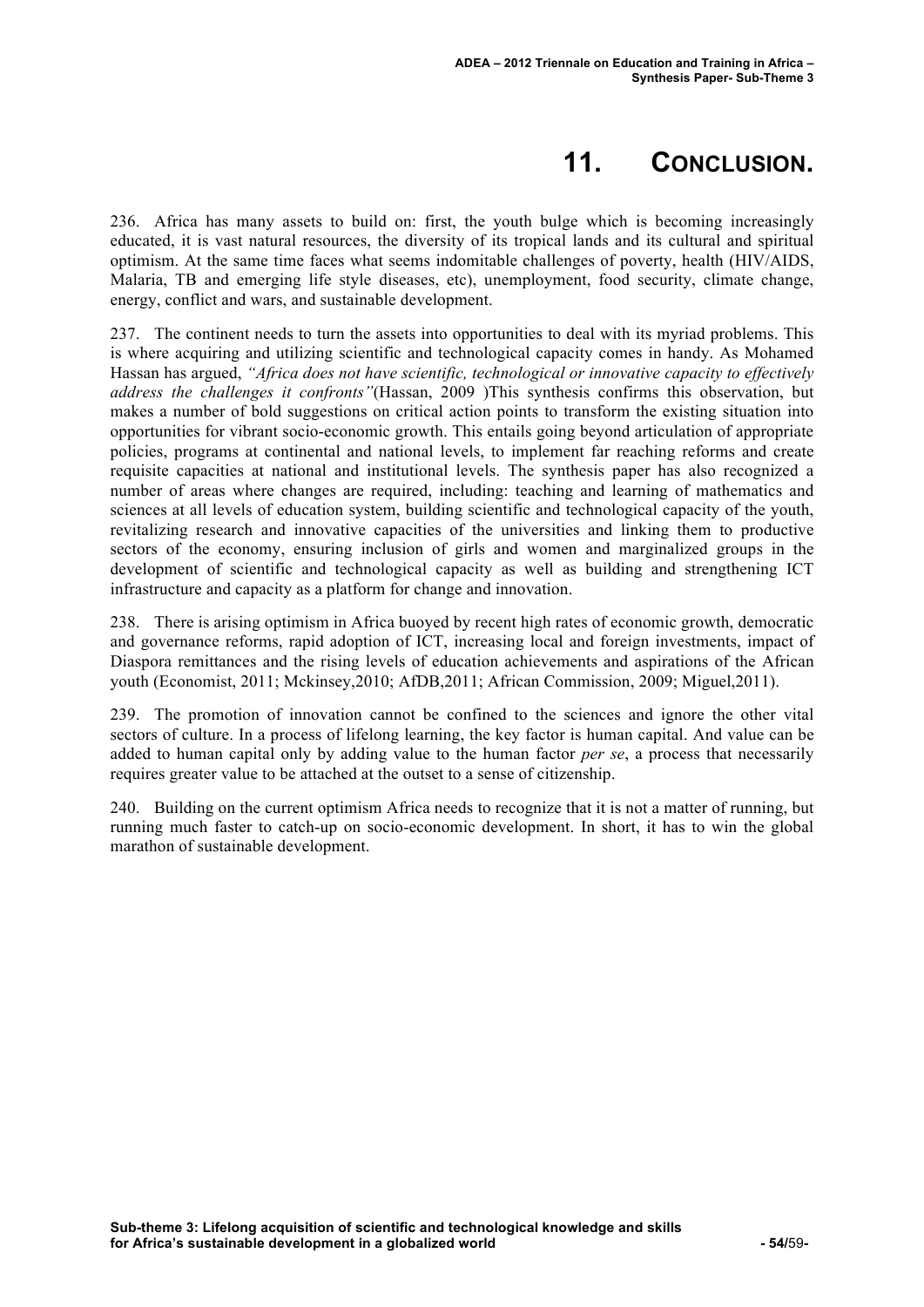# 11. CONCLUSION.

236. Africa has many assets to build on: first, the youth bulge which is becoming increasingly educated, it is vast natural resources, the diversity of its tropical lands and its cultural and spiritual optimism. At the same time faces what seems indomitable challenges of poverty, health (HIV/AIDS, Malaria, TB and emerging life style diseases, etc), unemployment, food security, climate change, energy, conflict and wars, and sustainable development.

237. The continent needs to turn the assets into opportunities to deal with its myriad problems. This is where acquiring and utilizing scientific and technological capacity comes in handy. As Mohamed Hassan has argued, *"Africa does not have scientific, technological or innovative capacity to effectively address the challenges it confronts"*(Hassan, 2009 )This synthesis confirms this observation, but makes a number of bold suggestions on critical action points to transform the existing situation into opportunities for vibrant socio-economic growth. This entails going beyond articulation of appropriate policies, programs at continental and national levels, to implement far reaching reforms and create requisite capacities at national and institutional levels. The synthesis paper has also recognized a number of areas where changes are required, including: teaching and learning of mathematics and sciences at all levels of education system, building scientific and technological capacity of the youth, revitalizing research and innovative capacities of the universities and linking them to productive sectors of the economy, ensuring inclusion of girls and women and marginalized groups in the development of scientific and technological capacity as well as building and strengthening ICT infrastructure and capacity as a platform for change and innovation.

238. There is arising optimism in Africa buoyed by recent high rates of economic growth, democratic and governance reforms, rapid adoption of ICT, increasing local and foreign investments, impact of Diaspora remittances and the rising levels of education achievements and aspirations of the African youth (Economist, 2011; Mckinsey,2010; AfDB,2011; African Commission, 2009; Miguel,2011).

239. The promotion of innovation cannot be confined to the sciences and ignore the other vital sectors of culture. In a process of lifelong learning, the key factor is human capital. And value can be added to human capital only by adding value to the human factor *per se*, a process that necessarily requires greater value to be attached at the outset to a sense of citizenship.

240. Building on the current optimism Africa needs to recognize that it is not a matter of running, but running much faster to catch-up on socio-economic development. In short, it has to win the global marathon of sustainable development.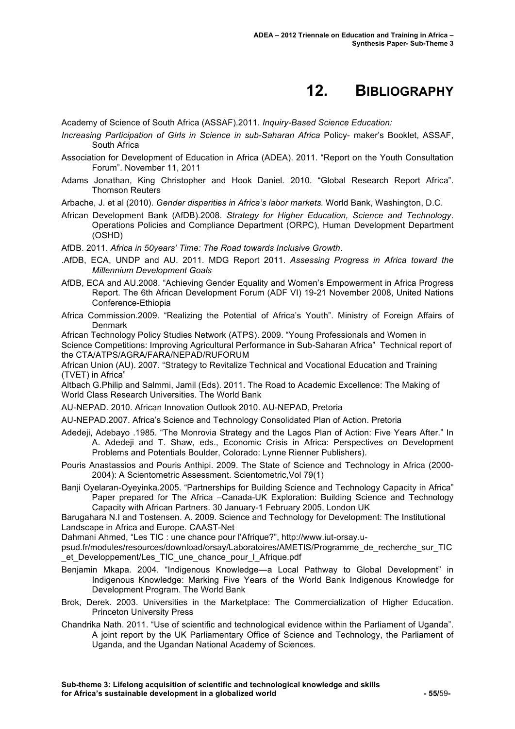# 12. BIBLIOGRAPHY

Academy of Science of South Africa (ASSAF).2011. *Inquiry-Based Science Education: Increasing Participation of Girls in Science in sub-Saharan Africa* Policy- maker's Booklet, ASSAF, South Africa

Association for Development of Education in Africa (ADEA). 2011. "Report on the Youth Consultation Forum". November 11, 2011

Adams Jonathan, King Christopher and Hook Daniel. 2010. "Global Research Report Africa". Thomson Reuters

Arbache, J. et al (2010). *Gender disparities in Africa's labor markets.* World Bank, Washington, D.C.

African Development Bank (AfDB).2008. *Strategy for Higher Education, Science and Technology*. Operations Policies and Compliance Department (ORPC), Human Development Department (OSHD)

AfDB. 2011. *Africa in 50years' Time: The Road towards Inclusive Growth*.

.AfDB, ECA, UNDP and AU. 2011. MDG Report 2011. *Assessing Progress in Africa toward the Millennium Development Goals*

AfDB, ECA and AU.2008. "Achieving Gender Equality and Women's Empowerment in Africa Progress Report. The 6th African Development Forum (ADF VI) 19-21 November 2008, United Nations Conference-Ethiopia

Africa Commission.2009. "Realizing the Potential of Africa's Youth". Ministry of Foreign Affairs of Denmark

African Technology Policy Studies Network (ATPS). 2009. "Young Professionals and Women in Science Competitions: Improving Agricultural Performance in Sub-Saharan Africa" Technical report of the CTA/ATPS/AGRA/FARA/NEPAD/RUFORUM

African Union (AU). 2007. "Strategy to Revitalize Technical and Vocational Education and Training (TVET) in Africa"

Altbach G.Philip and Salmmi, Jamil (Eds). 2011. The Road to Academic Excellence: The Making of World Class Research Universities. The World Bank

AU-NEPAD. 2010. African Innovation Outlook 2010. AU-NEPAD, Pretoria

AU-NEPAD.2007. Africa's Science and Technology Consolidated Plan of Action. Pretoria

Adedeji, Adebayo .1985. "The Monrovia Strategy and the Lagos Plan of Action: Five Years After." In A. Adedeji and T. Shaw, eds., Economic Crisis in Africa: Perspectives on Development Problems and Potentials Boulder, Colorado: Lynne Rienner Publishers).

Pouris Anastassios and Pouris Anthipi. 2009. The State of Science and Technology in Africa (2000-2004): A Scientometric Assessment. Scientometric,Vol 79(1)

Banji Oyelaran-Oyeyinka.2005. "Partnerships for Building Science and Technology Capacity in Africa" Paper prepared for The Africa –Canada-UK Exploration: Building Science and Technology Capacity with African Partners. 30 January-1 February 2005, London UK

Barugahara N.I and Tostensen. A. 2009. Science and Technology for Development: The Institutional Landscape in Africa and Europe. CAAST-Net

Dahmani Ahmed, "Les TIC : une chance pour l'Afrique?", http://www.iut-orsay.u-psud.fr/modules/resources/download/orsay/Laboratoires/AMETIS/Programme_de_recherche_sur_TIC_et_Developpement/Les_TIC_une_chance_pour_l_Afrique.pdf

Benjamin Mkapa. 2004. "Indigenous Knowledge—a Local Pathway to Global Development" in Indigenous Knowledge: Marking Five Years of the World Bank Indigenous Knowledge for Development Program. The World Bank

Brok, Derek. 2003. Universities in the Marketplace: The Commercialization of Higher Education. Princeton University Press

Chandrika Nath. 2011. "Use of scientific and technological evidence within the Parliament of Uganda". A joint report by the UK Parliamentary Office of Science and Technology, the Parliament of Uganda, and the Ugandan National Academy of Sciences.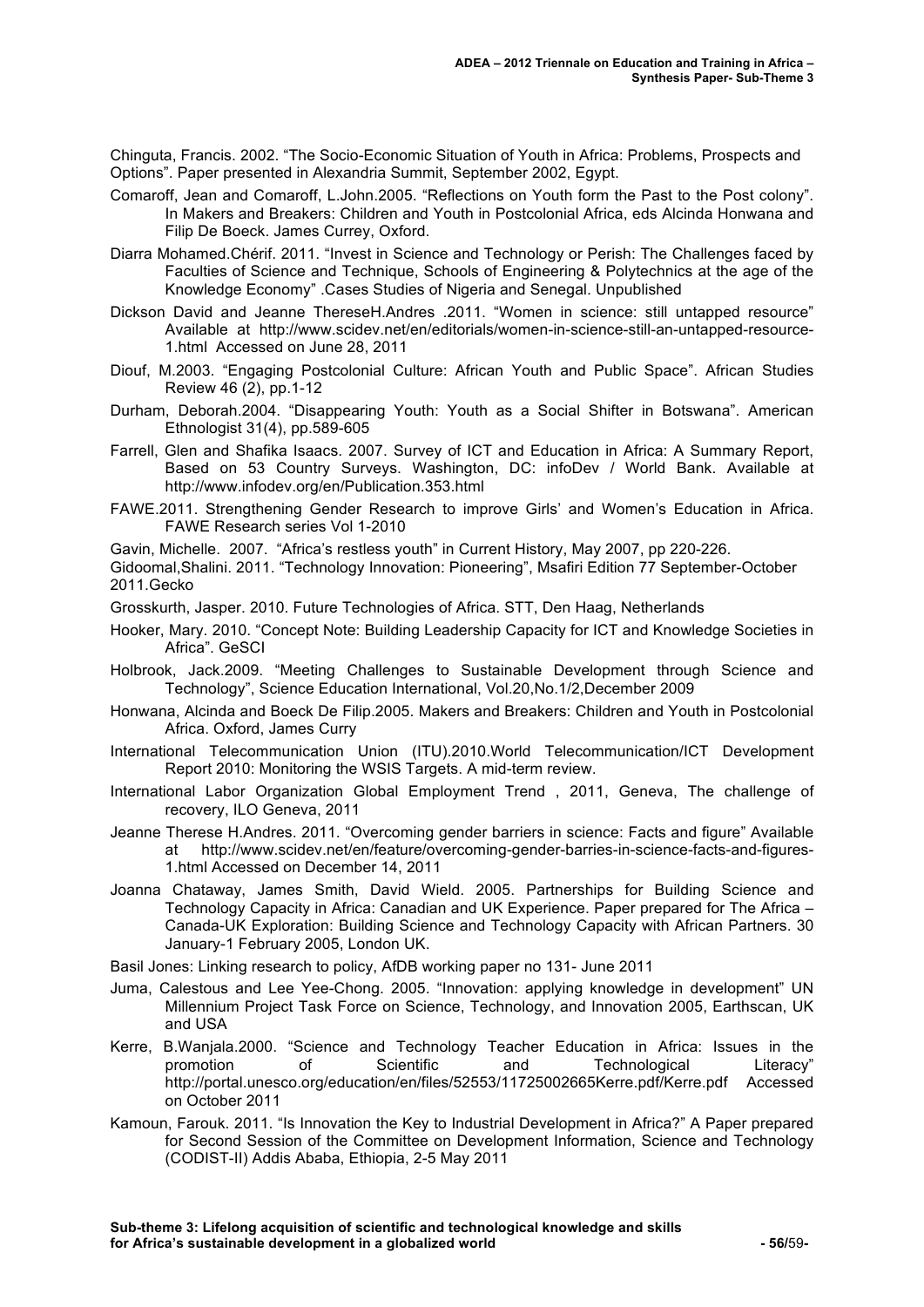Chinguta, Francis. 2002. "The Socio-Economic Situation of Youth in Africa: Problems, Prospects and Options". Paper presented in Alexandria Summit, September 2002, Egypt.

Comaroff, Jean and Comaroff, L.John.2005. "Reflections on Youth form the Past to the Post colony". In Makers and Breakers: Children and Youth in Postcolonial Africa, eds Alcinda Honwana and Filip De Boeck. James Currey, Oxford.

Diarra Mohamed.Chérif. 2011. "Invest in Science and Technology or Perish: The Challenges faced by Faculties of Science and Technique, Schools of Engineering & Polytechnics at the age of the Knowledge Economy" .Cases Studies of Nigeria and Senegal. Unpublished

Dickson David and Jeanne ThereseH.Andres .2011. "Women in science: still untapped resource" Available at http://www.scidev.net/en/editorials/women-in-science-still-an-untapped-resource-1.html Accessed on June 28, 2011

Diouf, M.2003. "Engaging Postcolonial Culture: African Youth and Public Space". African Studies Review 46 (2), pp.1-12

Durham, Deborah.2004. "Disappearing Youth: Youth as a Social Shifter in Botswana". American Ethnologist 31(4), pp.589-605

Farrell, Glen and Shafika Isaacs. 2007. Survey of ICT and Education in Africa: A Summary Report, Based on 53 Country Surveys. Washington, DC: infoDev / World Bank. Available at http://www.infodev.org/en/Publication.353.html

FAWE.2011. Strengthening Gender Research to improve Girls' and Women's Education in Africa. FAWE Research series Vol 1-2010

Gavin, Michelle. 2007. "Africa's restless youth" in Current History, May 2007, pp 220-226.

Gidoomal,Shalini. 2011. "Technology Innovation: Pioneering", Msafiri Edition 77 September-October 2011.Gecko

Grosskurth, Jasper. 2010. Future Technologies of Africa. STT, Den Haag, Netherlands

Hooker, Mary. 2010. "Concept Note: Building Leadership Capacity for ICT and Knowledge Societies in Africa". GeSCI

Holbrook, Jack.2009. "Meeting Challenges to Sustainable Development through Science and Technology", Science Education International, Vol.20,No.1/2,December 2009

Honwana, Alcinda and Boeck De Filip.2005. Makers and Breakers: Children and Youth in Postcolonial Africa. Oxford, James Curry

International Telecommunication Union (ITU).2010.World Telecommunication/ICT Development Report 2010: Monitoring the WSIS Targets. A mid-term review.

International Labor Organization Global Employment Trend , 2011, Geneva, The challenge of recovery, ILO Geneva, 2011

Jeanne Therese H.Andres. 2011. "Overcoming gender barriers in science: Facts and figure" Available at http://www.scidev.net/en/feature/overcoming-gender-barries-in-science-facts-and-figures-1.html Accessed on December 14, 2011

Joanna Chataway, James Smith, David Wield. 2005. Partnerships for Building Science and Technology Capacity in Africa: Canadian and UK Experience. Paper prepared for The Africa – Canada-UK Exploration: Building Science and Technology Capacity with African Partners. 30 January-1 Februay 2005, London UK.

Basil Jones: Linking research to policy, AfDB working paper no 131- June 2011

Juma, Calestous and Lee Yee-Chong. 2005. "Innovation: applying knowledge in development" UN Millennium Project Task Force on Science, Technology, and Innovation 2005, Earthscan, UK and USA

Kerre, B.Wanjala.2000. "Science and Technology Teacher Education in Africa: Issues in the promotion of Scientific and Technological Literacy" http://portal.unesco.org/education/en/files/52553/11725002665Kerre.pdf/Kerre.pdf Accessed on October 2011

Kamoun, Farouk. 2011. "Is Innovation the Key to Industrial Development in Africa?" A Paper prepared for Second Session of the Committee on Development Information, Science and Technology (CODIST-II) Addis Ababa, Ethiopia, 2-5 May 2011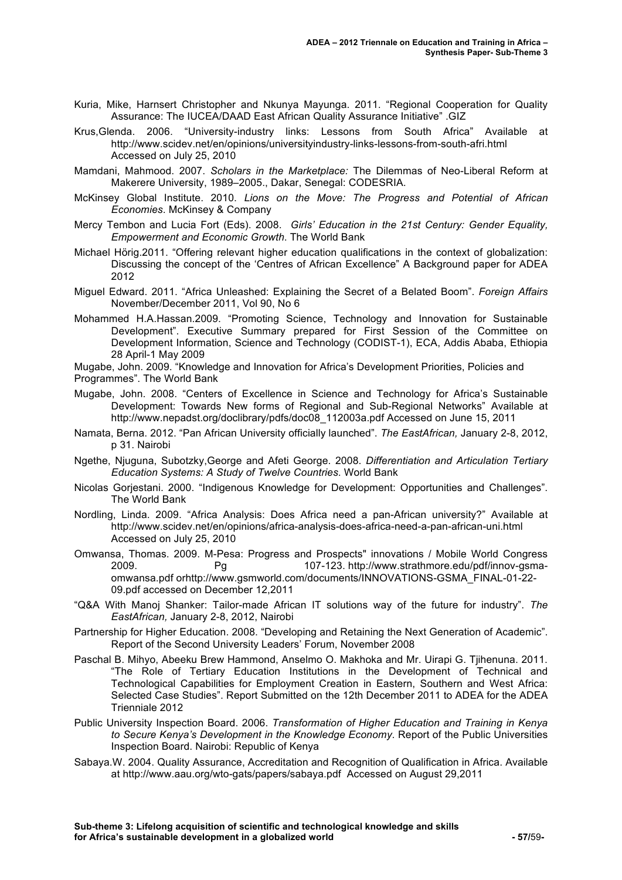Kuria, Mike, Harnsert Christopher and Nkunya Mayunga. 2011. "Regional Cooperation for Quality Assurance: The IUCEA/DAAD East African Quality Assurance Initiative" .GIZ

Krus,Glenda. 2006. "University-industry links: Lessons from South Africa" Available at http://www.scidev.net/en/opinions/universityindustry-links-lessons-from-south-afri.html Accessed on July 25, 2010

Mamdani, Mahmood. 2007. *Scholars in the Marketplace:* The Dilemmas of Neo-Liberal Reform at Makerere University, 1989–2005., Dakar, Senegal: CODESRIA.

McKinsey Global Institute. 2010. *Lions on the Move: The Progress and Potential of African Economies*. McKinsey & Company

Mercy Tembon and Lucia Fort (Eds). 2008. *Girls' Education in the 21st Century: Gender Equality, Empowerment and Economic Growth*. The World Bank

Michael Hörig.2011. "Offering relevant higher education qualifications in the context of globalization: Discussing the concept of the 'Centres of African Excellence" A Background paper for ADEA 2012

Miguel Edward. 2011. "Africa Unleashed: Explaining the Secret of a Belated Boom". *Foreign Affairs* November/December 2011, Vol 90, No 6

Mohammed H.A.Hassan.2009. "Promoting Science, Technology and Innovation for Sustainable Development". Executive Summary prepared for First Session of the Committee on Development Information, Science and Technology (CODIST-1), ECA, Addis Ababa, Ethiopia 28 April-1 May 2009

Mugabe, John. 2009. "Knowledge and Innovation for Africa's Development Priorities, Policies and Programmes". The World Bank

Mugabe, John. 2008. "Centers of Excellence in Science and Technology for Africa's Sustainable Development: Towards New forms of Regional and Sub-Regional Networks" Available at http://www.nepadst.org/doclibrary/pdfs/doc08_112003a.pdf Accessed on June 15, 2011

Namata, Berna. 2012. "Pan African University officially launched". *The EastAfrican,* January 2-8, 2012, p 31. Nairobi

Ngethe, Njuguna, Subotzky,George and Afeti George. 2008. *Differentiation and Articulation Tertiary Education Systems: A Study of Twelve Countries*. World Bank

Nicolas Gorjestani. 2000. "Indigenous Knowledge for Development: Opportunities and Challenges". The World Bank

Nordling, Linda. 2009. "Africa Analysis: Does Africa need a pan-African university?" Available at http://www.scidev.net/en/opinions/africa-analysis-does-africa-need-a-pan-african-uni.html Accessed on July 25, 2010

Omwansa, Thomas. 2009. M-Pesa: Progress and Prospects" innovations / Mobile World Congress 2009. Pg 107-123. http://www.strathmore.edu/pdf/innov-gsma-omwansa.pdf orhttp://www.gsmworld.com/documents/INNOVATIONS-GSMA_FINAL-01-22-09.pdf accessed on December 12,2011

"Q&A With Manoj Shanker: Tailor-made African IT solutions way of the future for industry". *The EastAfrican,* January 2-8, 2012, Nairobi

Partnership for Higher Education. 2008. "Developing and Retaining the Next Generation of Academic". Report of the Second University Leaders' Forum, November 2008

Paschal B. Mihyo, Abeeku Brew Hammond, Anselmo O. Makhoka and Mr. Uirapi G. Tjihenuna. 2011. "The Role of Tertiary Education Institutions in the Development of Technical and Technological Capabilities for Employment Creation in Eastern, Southern and West Africa: Selected Case Studies". Report Submitted on the 12th December 2011 to ADEA for the ADEA Trienniale 2012

Public University Inspection Board. 2006. *Transformation of Higher Education and Training in Kenya to Secure Kenya's Development in the Knowledge Economy*. Report of the Public Universities Inspection Board. Nairobi: Republic of Kenya

Sabaya.W. 2004. Quality Assurance, Accreditation and Recognition of Qualification in Africa. Available at http://www.aau.org/wto-gats/papers/sabaya.pdf Accessed on August 29,2011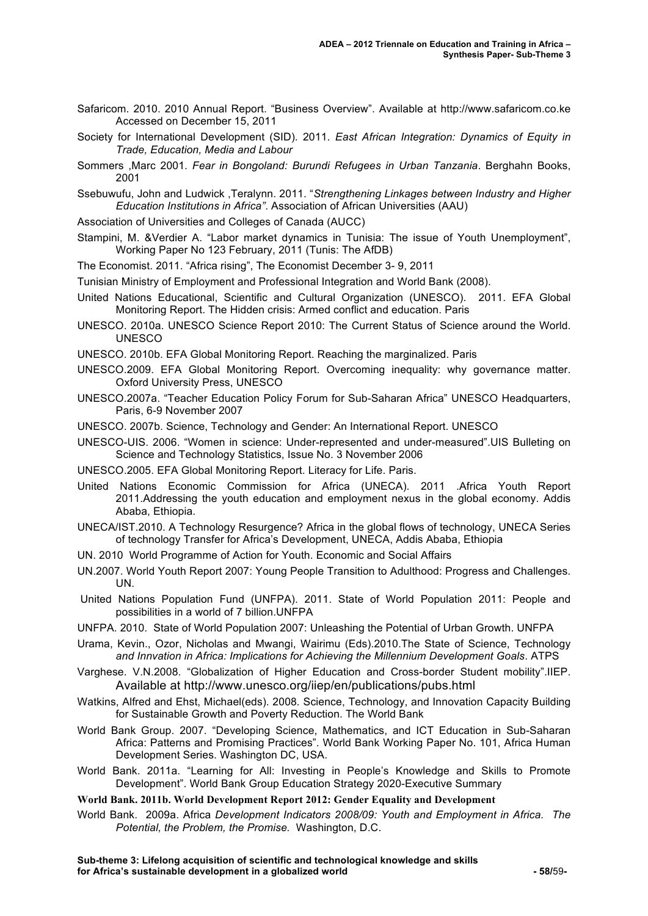Safaricom. 2010. 2010 Annual Report. "Business Overview". Available at http://www.safaricom.co.ke Accessed on December 15, 2011

Society for International Development (SID). 2011. *East African Integration: Dynamics of Equity in Trade, Education, Media and Labour*

Sommers ,Marc 2001. *Fear in Bongoland: Burundi Refugees in Urban Tanzania*. Berghahn Books, 2001

Ssebuwufu, John and Ludwick ,Teralynn. 2011. "*Strengthening Linkages between Industry and Higher Education Institutions in Africa"*. Association of African Universities (AAU)

Association of Universities and Colleges of Canada (AUCC)

Stampini, M. &Verdier A. "Labor market dynamics in Tunisia: The issue of Youth Unemployment", Working Paper No 123 February, 2011 (Tunis: The AfDB)

The Economist. 2011. "Africa rising", The Economist December 3- 9, 2011

Tunisian Ministry of Employment and Professional Integration and World Bank (2008).

United Nations Educational, Scientific and Cultural Organization (UNESCO). 2011. EFA Global Monitoring Report. The Hidden crisis: Armed conflict and education. Paris

UNESCO. 2010a. UNESCO Science Report 2010: The Current Status of Science around the World. UNESCO

UNESCO. 2010b. EFA Global Monitoring Report. Reaching the marginalized. Paris

UNESCO.2009. EFA Global Monitoring Report. Overcoming inequality: why governance matter. Oxford University Press, UNESCO

UNESCO.2007a. "Teacher Education Policy Forum for Sub-Saharan Africa" UNESCO Headquarters, Paris, 6-9 November 2007

UNESCO. 2007b. Science, Technology and Gender: An International Report. UNESCO

UNESCO-UIS. 2006. "Women in science: Under-represented and under-measured".UIS Bulleting on Science and Technology Statistics, Issue No. 3 November 2006

UNESCO.2005. EFA Global Monitoring Report. Literacy for Life. Paris.

United Nations Economic Commission for Africa (UNECA). 2011 .Africa Youth Report 2011.Addressing the youth education and employment nexus in the global economy. Addis Ababa, Ethiopia.

UNECA/IST.2010. A Technology Resurgence? Africa in the global flows of technology, UNECA Series of technology Transfer for Africa's Development, UNECA, Addis Ababa, Ethiopia

UN. 2010 World Programme of Action for Youth. Economic and Social Affairs

UN.2007. World Youth Report 2007: Young People Transition to Adulthood: Progress and Challenges. UN.

United Nations Population Fund (UNFPA). 2011. State of World Population 2011: People and possibilities in a world of 7 billion.UNFPA

UNFPA. 2010. State of World Population 2007: Unleashing the Potential of Urban Growth. UNFPA

Urama, Kevin., Ozor, Nicholas and Mwangi, Wairimu (Eds).2010.The State of Science, Technology *and Innvation in Africa: Implications for Achieving the Millennium Development Goals*. ATPS

Varghese. V.N.2008. "Globalization of Higher Education and Cross-border Student mobility".IIEP. Available at http://www.unesco.org/iiep/en/publications/pubs.html

Watkins, Alfred and Ehst, Michael(eds). 2008. Science, Technology, and Innovation Capacity Building for Sustainable Growth and Poverty Reduction. The World Bank

World Bank Group. 2007. "Developing Science, Mathematics, and ICT Education in Sub-Saharan Africa: Patterns and Promising Practices". World Bank Working Paper No. 101, Africa Human Development Series. Washington DC, USA.

World Bank. 2011a. "Learning for All: Investing in People's Knowledge and Skills to Promote Development". World Bank Group Education Strategy 2020-Executive Summary

**World Bank. 2011b. World Development Report 2012: Gender Equality and Development**

World Bank. 2009a. Africa *Development Indicators 2008/09: Youth and Employment in Africa. The Potential, the Problem, the Promise.* Washington, D.C.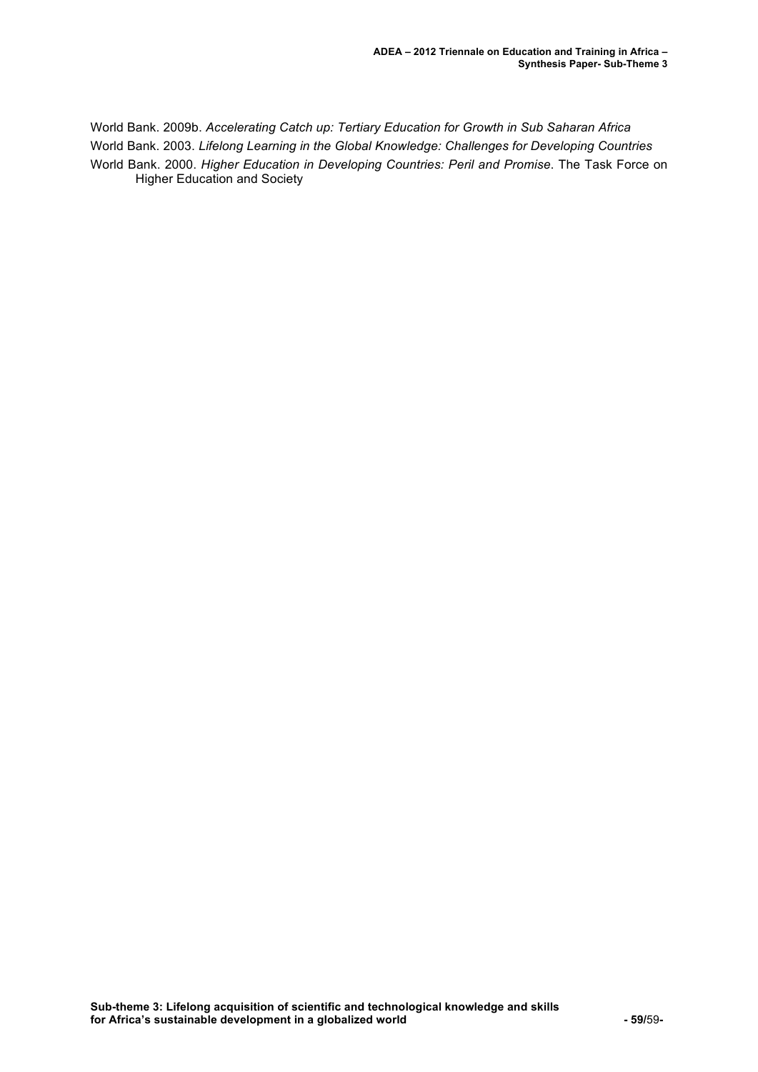World Bank. 2009b. *Accelerating Catch up: Tertiary Education for Growth in Sub Saharan Africa*

World Bank. 2003. *Lifelong Learning in the Global Knowledge: Challenges for Developing Countries*

World Bank. 2000. *Higher Education in Developing Countries: Peril and Promise*. The Task Force on Higher Education and Society